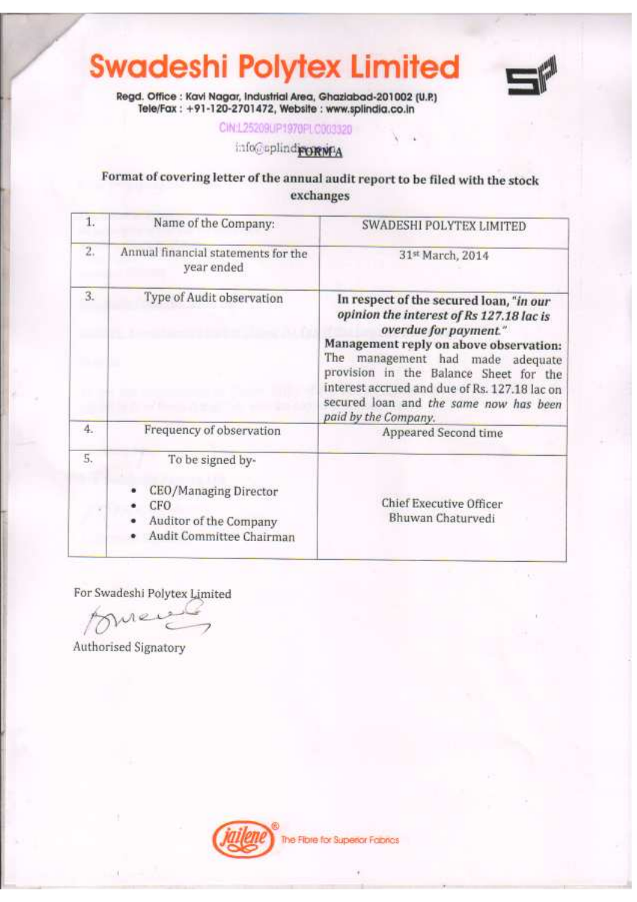# Swadeshi Polytex Limited

**Regd. Office : Kavi Nagar, Industrial Area, Ghaziabad-201002 (U.P.)**
**Tele/Fax : +91-120-2701472, Website : www.splindia.co.in**

CIN:L25209UP1970PLC003320

info@splindia.co.in

**FORM A**

**Format of covering letter of the annual audit report to be filed with the stock exchanges**

| | | |
|---|---|---|
| 1. | Name of the Company: | SWADESHI POLYTEX LIMITED |
| 2. | Annual financial statements for the year ended | 31st March, 2014 |
| 3. | Type of Audit observation | **In respect of the secured loan, *"in our opinion the interest of Rs 127.18 lac is overdue for payment."*** **Management reply on above observation:** The management had made adequate provision in the Balance Sheet for the interest accrued and due of Rs. 127.18 lac on secured loan and *the same now has been paid by the Company.* |
| 4. | Frequency of observation | Appeared Second time |
| 5. | To be signed by- <br> • CEO/Managing Director <br> • CFO <br> • Auditor of the Company <br> • Audit Committee Chairman | Chief Executive Officer <br> Bhuwan Chaturvedi |

For Swadeshi Polytex Limited

Authorised Signatory

Jailene® The Fibre for Superior Fabrics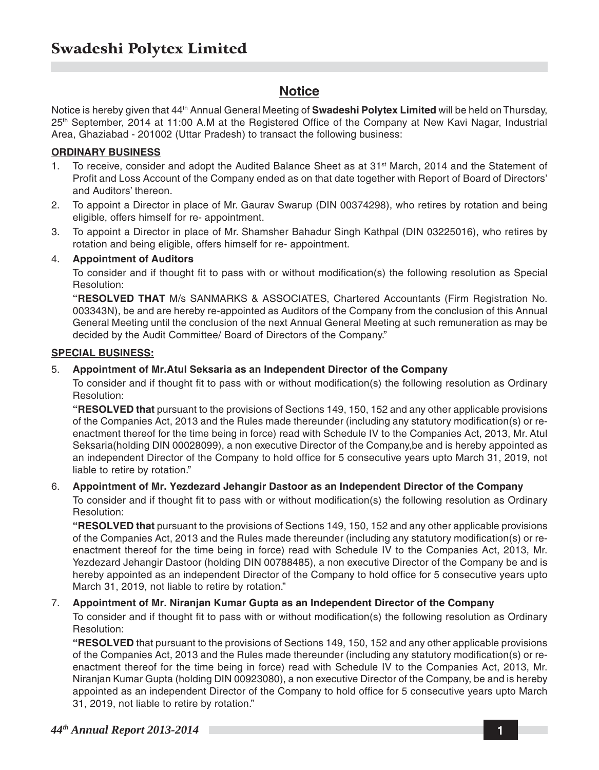# Swadeshi Polytex Limited

## Notice

Notice is hereby given that 44th Annual General Meeting of **Swadeshi Polytex Limited** will be held on Thursday, 25th September, 2014 at 11:00 A.M at the Registered Office of the Company at New Kavi Nagar, Industrial Area, Ghaziabad - 201002 (Uttar Pradesh) to transact the following business:

**ORDINARY BUSINESS**

1. To receive, consider and adopt the Audited Balance Sheet as at 31st March, 2014 and the Statement of Profit and Loss Account of the Company ended as on that date together with Report of Board of Directors' and Auditors' thereon.
2. To appoint a Director in place of Mr. Gaurav Swarup (DIN 00374298), who retires by rotation and being eligible, offers himself for re- appointment.
3. To appoint a Director in place of Mr. Shamsher Bahadur Singh Kathpal (DIN 03225016), who retires by rotation and being eligible, offers himself for re- appointment.
4. **Appointment of Auditors**

   To consider and if thought fit to pass with or without modification(s) the following resolution as Special Resolution:

   **"RESOLVED THAT** M/s SANMARKS & ASSOCIATES, Chartered Accountants (Firm Registration No. 003343N), be and are hereby re-appointed as Auditors of the Company from the conclusion of this Annual General Meeting until the conclusion of the next Annual General Meeting at such remuneration as may be decided by the Audit Committee/ Board of Directors of the Company."

**SPECIAL BUSINESS:**

5. **Appointment of Mr.Atul Seksaria as an Independent Director of the Company**

   To consider and if thought fit to pass with or without modification(s) the following resolution as Ordinary Resolution:

   **"RESOLVED that** pursuant to the provisions of Sections 149, 150, 152 and any other applicable provisions of the Companies Act, 2013 and the Rules made thereunder (including any statutory modification(s) or re-enactment thereof for the time being in force) read with Schedule IV to the Companies Act, 2013, Mr. Atul Seksaria(holding DIN 00028099), a non executive Director of the Company,be and is hereby appointed as an independent Director of the Company to hold office for 5 consecutive years upto March 31, 2019, not liable to retire by rotation."

6. **Appointment of Mr. Yezdezard Jehangir Dastoor as an Independent Director of the Company**

   To consider and if thought fit to pass with or without modification(s) the following resolution as Ordinary Resolution:

   **"RESOLVED that** pursuant to the provisions of Sections 149, 150, 152 and any other applicable provisions of the Companies Act, 2013 and the Rules made thereunder (including any statutory modification(s) or re-enactment thereof for the time being in force) read with Schedule IV to the Companies Act, 2013, Mr. Yezdezard Jehangir Dastoor (holding DIN 00788485), a non executive Director of the Company be and is hereby appointed as an independent Director of the Company to hold office for 5 consecutive years upto March 31, 2019, not liable to retire by rotation."

7. **Appointment of Mr. Niranjan Kumar Gupta as an Independent Director of the Company**

   To consider and if thought fit to pass with or without modification(s) the following resolution as Ordinary Resolution:

   **"RESOLVED** that pursuant to the provisions of Sections 149, 150, 152 and any other applicable provisions of the Companies Act, 2013 and the Rules made thereunder (including any statutory modification(s) or re-enactment thereof for the time being in force) read with Schedule IV to the Companies Act, 2013, Mr. Niranjan Kumar Gupta (holding DIN 00923080), a non executive Director of the Company, be and is hereby appointed as an independent Director of the Company to hold office for 5 consecutive years upto March 31, 2019, not liable to retire by rotation."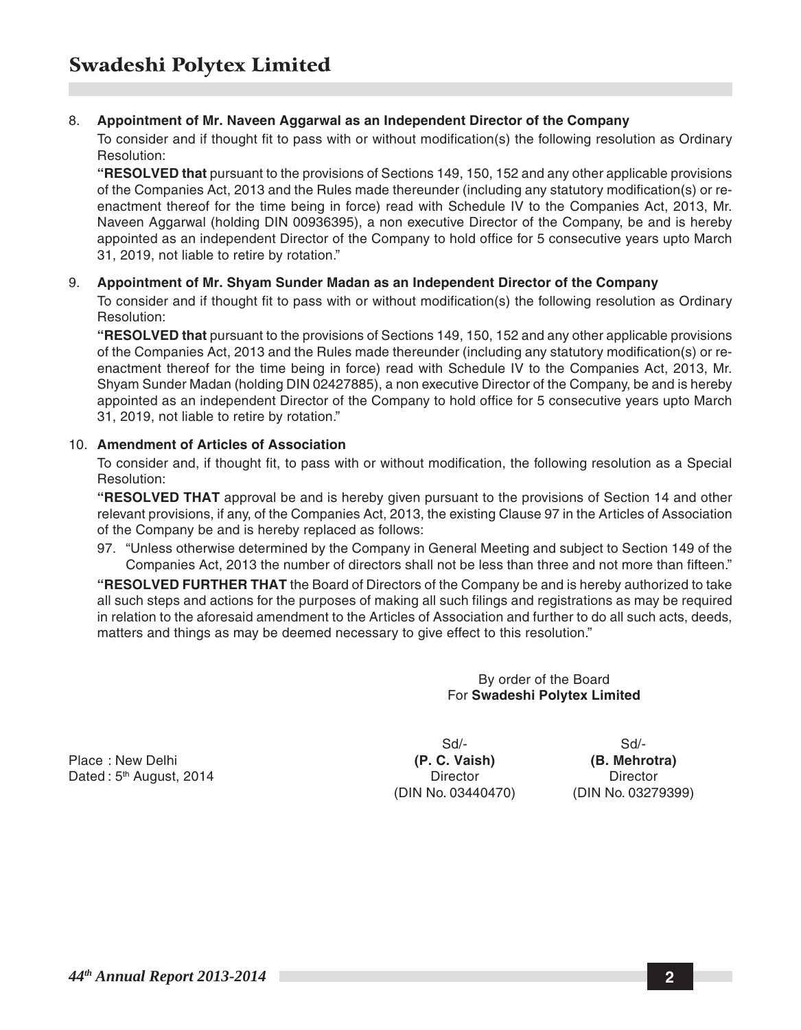8. **Appointment of Mr. Naveen Aggarwal as an Independent Director of the Company**

   To consider and if thought fit to pass with or without modification(s) the following resolution as Ordinary Resolution:

   **"RESOLVED that** pursuant to the provisions of Sections 149, 150, 152 and any other applicable provisions of the Companies Act, 2013 and the Rules made thereunder (including any statutory modification(s) or re-enactment thereof for the time being in force) read with Schedule IV to the Companies Act, 2013, Mr. Naveen Aggarwal (holding DIN 00936395), a non executive Director of the Company, be and is hereby appointed as an independent Director of the Company to hold office for 5 consecutive years upto March 31, 2019, not liable to retire by rotation."

9. **Appointment of Mr. Shyam Sunder Madan as an Independent Director of the Company**

   To consider and if thought fit to pass with or without modification(s) the following resolution as Ordinary Resolution:

   **"RESOLVED that** pursuant to the provisions of Sections 149, 150, 152 and any other applicable provisions of the Companies Act, 2013 and the Rules made thereunder (including any statutory modification(s) or re-enactment thereof for the time being in force) read with Schedule IV to the Companies Act, 2013, Mr. Shyam Sunder Madan (holding DIN 02427885), a non executive Director of the Company, be and is hereby appointed as an independent Director of the Company to hold office for 5 consecutive years upto March 31, 2019, not liable to retire by rotation."

10. **Amendment of Articles of Association**

    To consider and, if thought fit, to pass with or without modification, the following resolution as a Special Resolution:

    **"RESOLVED THAT** approval be and is hereby given pursuant to the provisions of Section 14 and other relevant provisions, if any, of the Companies Act, 2013, the existing Clause 97 in the Articles of Association of the Company be and is hereby replaced as follows:

    97. "Unless otherwise determined by the Company in General Meeting and subject to Section 149 of the Companies Act, 2013 the number of directors shall not be less than three and not more than fifteen."

    **"RESOLVED FURTHER THAT** the Board of Directors of the Company be and is hereby authorized to take all such steps and actions for the purposes of making all such filings and registrations as may be required in relation to the aforesaid amendment to the Articles of Association and further to do all such acts, deeds, matters and things as may be deemed necessary to give effect to this resolution."

By order of the Board
For **Swadeshi Polytex Limited**

Sd/-
**(P. C. Vaish)**
Director
(DIN No. 03440470)

Sd/-
**(B. Mehrotra)**
Director
(DIN No. 03279399)

Place : New Delhi
Dated : 5th August, 2014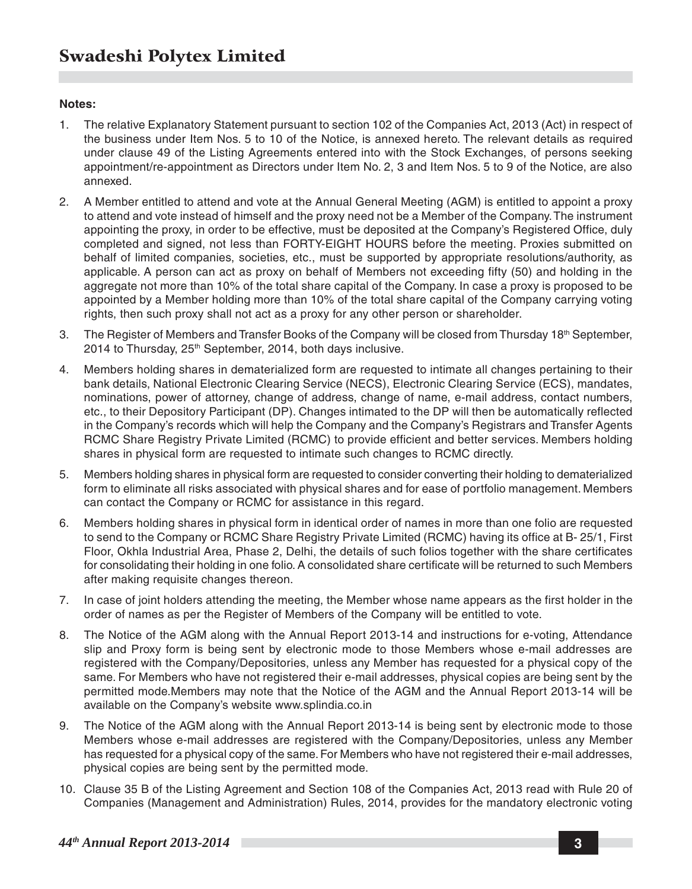**Notes:**

1. The relative Explanatory Statement pursuant to section 102 of the Companies Act, 2013 (Act) in respect of the business under Item Nos. 5 to 10 of the Notice, is annexed hereto. The relevant details as required under clause 49 of the Listing Agreements entered into with the Stock Exchanges, of persons seeking appointment/re-appointment as Directors under Item No. 2, 3 and Item Nos. 5 to 9 of the Notice, are also annexed.

2. A Member entitled to attend and vote at the Annual General Meeting (AGM) is entitled to appoint a proxy to attend and vote instead of himself and the proxy need not be a Member of the Company. The instrument appointing the proxy, in order to be effective, must be deposited at the Company's Registered Office, duly completed and signed, not less than FORTY-EIGHT HOURS before the meeting. Proxies submitted on behalf of limited companies, societies, etc., must be supported by appropriate resolutions/authority, as applicable. A person can act as proxy on behalf of Members not exceeding fifty (50) and holding in the aggregate not more than 10% of the total share capital of the Company. In case a proxy is proposed to be appointed by a Member holding more than 10% of the total share capital of the Company carrying voting rights, then such proxy shall not act as a proxy for any other person or shareholder.

3. The Register of Members and Transfer Books of the Company will be closed from Thursday 18th September, 2014 to Thursday, 25th September, 2014, both days inclusive.

4. Members holding shares in dematerialized form are requested to intimate all changes pertaining to their bank details, National Electronic Clearing Service (NECS), Electronic Clearing Service (ECS), mandates, nominations, power of attorney, change of address, change of name, e-mail address, contact numbers, etc., to their Depository Participant (DP). Changes intimated to the DP will then be automatically reflected in the Company's records which will help the Company and the Company's Registrars and Transfer Agents RCMC Share Registry Private Limited (RCMC) to provide efficient and better services. Members holding shares in physical form are requested to intimate such changes to RCMC directly.

5. Members holding shares in physical form are requested to consider converting their holding to dematerialized form to eliminate all risks associated with physical shares and for ease of portfolio management. Members can contact the Company or RCMC for assistance in this regard.

6. Members holding shares in physical form in identical order of names in more than one folio are requested to send to the Company or RCMC Share Registry Private Limited (RCMC) having its office at B- 25/1, First Floor, Okhla Industrial Area, Phase 2, Delhi, the details of such folios together with the share certificates for consolidating their holding in one folio. A consolidated share certificate will be returned to such Members after making requisite changes thereon.

7. In case of joint holders attending the meeting, the Member whose name appears as the first holder in the order of names as per the Register of Members of the Company will be entitled to vote.

8. The Notice of the AGM along with the Annual Report 2013-14 and instructions for e-voting, Attendance slip and Proxy form is being sent by electronic mode to those Members whose e-mail addresses are registered with the Company/Depositories, unless any Member has requested for a physical copy of the same. For Members who have not registered their e-mail addresses, physical copies are being sent by the permitted mode.Members may note that the Notice of the AGM and the Annual Report 2013-14 will be available on the Company's website www.splindia.co.in

9. The Notice of the AGM along with the Annual Report 2013-14 is being sent by electronic mode to those Members whose e-mail addresses are registered with the Company/Depositories, unless any Member has requested for a physical copy of the same. For Members who have not registered their e-mail addresses, physical copies are being sent by the permitted mode.

10. Clause 35 B of the Listing Agreement and Section 108 of the Companies Act, 2013 read with Rule 20 of Companies (Management and Administration) Rules, 2014, provides for the mandatory electronic voting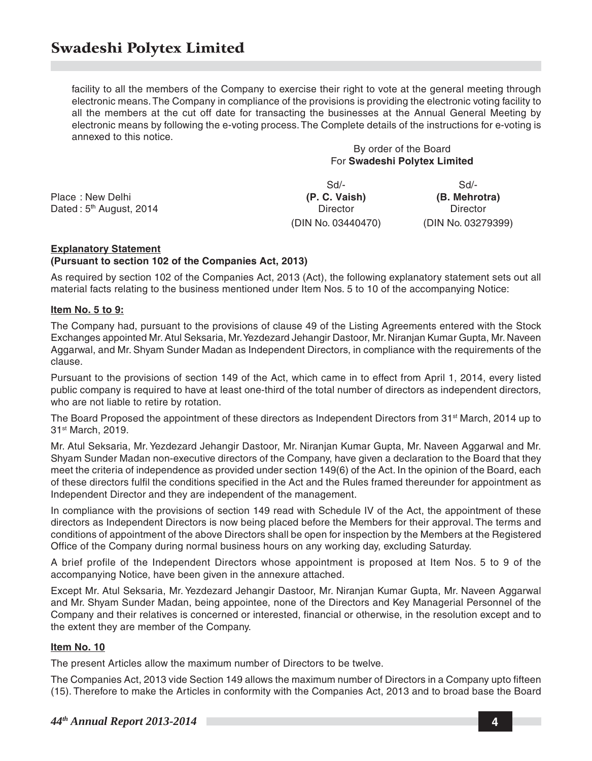facility to all the members of the Company to exercise their right to vote at the general meeting through electronic means. The Company in compliance of the provisions is providing the electronic voting facility to all the members at the cut off date for transacting the businesses at the Annual General Meeting by electronic means by following the e-voting process. The Complete details of the instructions for e-voting is annexed to this notice.

By order of the Board
For **Swadeshi Polytex Limited**

| | Sd/- | Sd/- |
|---|---|---|
| Place : New Delhi | **(P. C. Vaish)** | **(B. Mehrotra)** |
| Dated : 5th August, 2014 | Director | Director |
| | (DIN No. 03440470) | (DIN No. 03279399) |

**Explanatory Statement**
**(Pursuant to section 102 of the Companies Act, 2013)**

As required by section 102 of the Companies Act, 2013 (Act), the following explanatory statement sets out all material facts relating to the business mentioned under Item Nos. 5 to 10 of the accompanying Notice:

**Item No. 5 to 9:**

The Company had, pursuant to the provisions of clause 49 of the Listing Agreements entered with the Stock Exchanges appointed Mr. Atul Seksaria, Mr. Yezdezard Jehangir Dastoor, Mr. Niranjan Kumar Gupta, Mr. Naveen Aggarwal, and Mr. Shyam Sunder Madan as Independent Directors, in compliance with the requirements of the clause.

Pursuant to the provisions of section 149 of the Act, which came in to effect from April 1, 2014, every listed public company is required to have at least one-third of the total number of directors as independent directors, who are not liable to retire by rotation.

The Board Proposed the appointment of these directors as Independent Directors from 31st March, 2014 up to 31st March, 2019.

Mr. Atul Seksaria, Mr. Yezdezard Jehangir Dastoor, Mr. Niranjan Kumar Gupta, Mr. Naveen Aggarwal and Mr. Shyam Sunder Madan non-executive directors of the Company, have given a declaration to the Board that they meet the criteria of independence as provided under section 149(6) of the Act. In the opinion of the Board, each of these directors fulfil the conditions specified in the Act and the Rules framed thereunder for appointment as Independent Director and they are independent of the management.

In compliance with the provisions of section 149 read with Schedule IV of the Act, the appointment of these directors as Independent Directors is now being placed before the Members for their approval. The terms and conditions of appointment of the above Directors shall be open for inspection by the Members at the Registered Office of the Company during normal business hours on any working day, excluding Saturday.

A brief profile of the Independent Directors whose appointment is proposed at Item Nos. 5 to 9 of the accompanying Notice, have been given in the annexure attached.

Except Mr. Atul Seksaria, Mr. Yezdezard Jehangir Dastoor, Mr. Niranjan Kumar Gupta, Mr. Naveen Aggarwal and Mr. Shyam Sunder Madan, being appointee, none of the Directors and Key Managerial Personnel of the Company and their relatives is concerned or interested, financial or otherwise, in the resolution except and to the extent they are member of the Company.

**Item No. 10**

The present Articles allow the maximum number of Directors to be twelve.

The Companies Act, 2013 vide Section 149 allows the maximum number of Directors in a Company upto fifteen (15). Therefore to make the Articles in conformity with the Companies Act, 2013 and to broad base the Board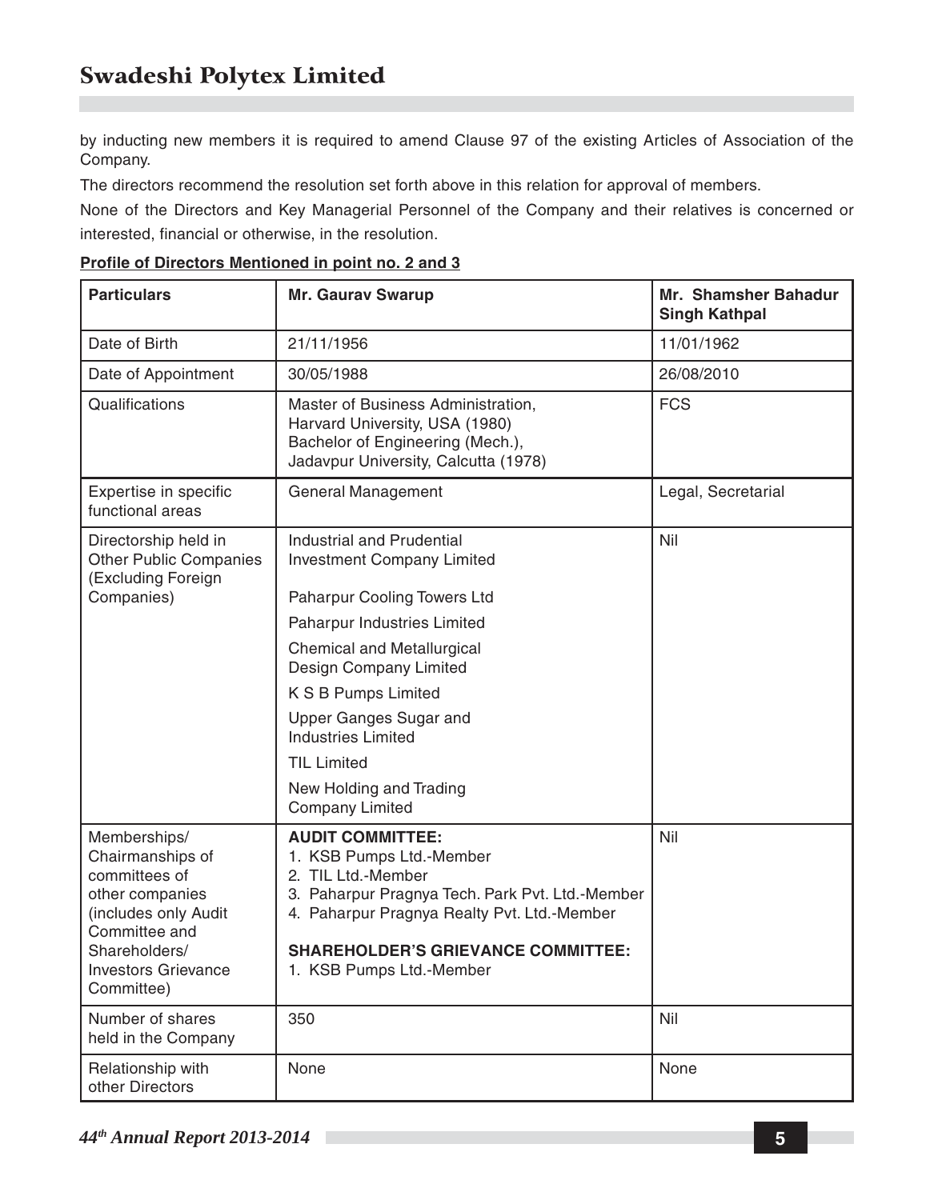by inducting new members it is required to amend Clause 97 of the existing Articles of Association of the Company.

The directors recommend the resolution set forth above in this relation for approval of members.

None of the Directors and Key Managerial Personnel of the Company and their relatives is concerned or interested, financial or otherwise, in the resolution.

**Profile of Directors Mentioned in point no. 2 and 3**

| Particulars | Mr. Gaurav Swarup | Mr. Shamsher Bahadur Singh Kathpal |
|---|---|---|
| Date of Birth | 21/11/1956 | 11/01/1962 |
| Date of Appointment | 30/05/1988 | 26/08/2010 |
| Qualifications | Master of Business Administration, Harvard University, USA (1980)<br>Bachelor of Engineering (Mech.), Jadavpur University, Calcutta (1978) | FCS |
| Expertise in specific functional areas | General Management | Legal, Secretarial |
| Directorship held in Other Public Companies (Excluding Foreign Companies) | Industrial and Prudential Investment Company Limited<br>Paharpur Cooling Towers Ltd<br>Paharpur Industries Limited<br>Chemical and Metallurgical Design Company Limited<br>K S B Pumps Limited<br>Upper Ganges Sugar and Industries Limited<br>TIL Limited<br>New Holding and Trading Company Limited | Nil |
| Memberships/ Chairmanships of committees of other companies (includes only Audit Committee and Shareholders/ Investors Grievance Committee) | **AUDIT COMMITTEE:**<br>1. KSB Pumps Ltd.-Member<br>2. TIL Ltd.-Member<br>3. Paharpur Pragnya Tech. Park Pvt. Ltd.-Member<br>4. Paharpur Pragnya Realty Pvt. Ltd.-Member<br>**SHAREHOLDER'S GRIEVANCE COMMITTEE:**<br>1. KSB Pumps Ltd.-Member | Nil |
| Number of shares held in the Company | 350 | Nil |
| Relationship with other Directors | None | None |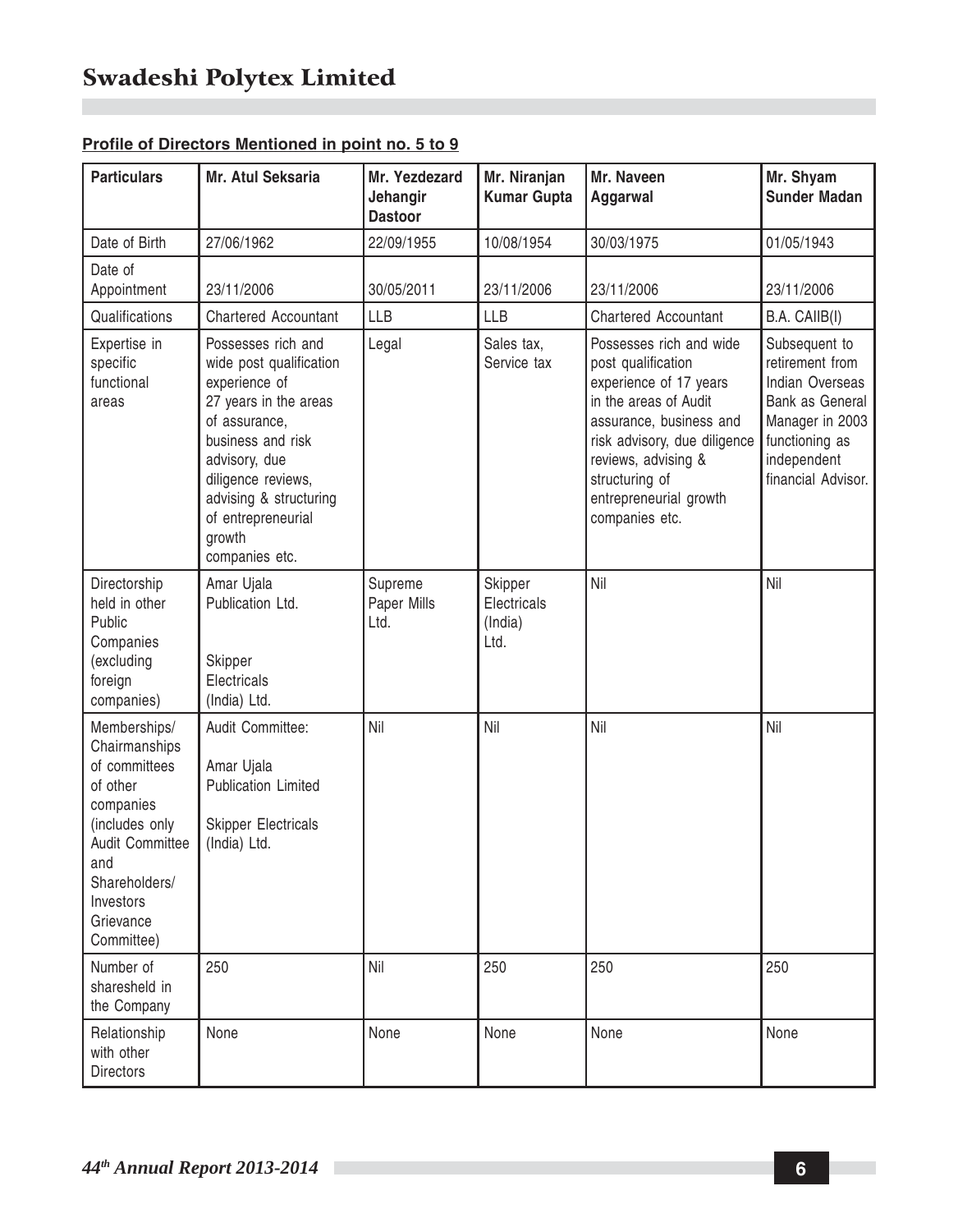**Profile of Directors Mentioned in point no. 5 to 9**

| Particulars | Mr. Atul Seksaria | Mr. Yezdezard Jehangir Dastoor | Mr. Niranjan Kumar Gupta | Mr. Naveen Aggarwal | Mr. Shyam Sunder Madan |
|---|---|---|---|---|---|
| Date of Birth | 27/06/1962 | 22/09/1955 | 10/08/1954 | 30/03/1975 | 01/05/1943 |
| Date of Appointment | 23/11/2006 | 30/05/2011 | 23/11/2006 | 23/11/2006 | 23/11/2006 |
| Qualifications | Chartered Accountant | LLB | LLB | Chartered Accountant | B.A. CAIIB(I) |
| Expertise in specific functional areas | Possesses rich and wide post qualification experience of 27 years in the areas of assurance, business and risk advisory, due diligence reviews, advising & structuring of entrepreneurial growth companies etc. | Legal | Sales tax, Service tax | Possesses rich and wide post qualification experience of 17 years in the areas of Audit assurance, business and risk advisory, due diligence reviews, advising & structuring of entrepreneurial growth companies etc. | Subsequent to retirement from Indian Overseas Bank as General Manager in 2003 functioning as independent financial Advisor. |
| Directorship held in other Public Companies (excluding foreign companies) | Amar Ujala Publication Ltd.<br><br>Skipper Electricals (India) Ltd. | Supreme Paper Mills Ltd. | Skipper Electricals (India) Ltd. | Nil | Nil |
| Memberships/ Chairmanships of committees of other companies (includes only Audit Committee and Shareholders/ Investors Grievance Committee) | Audit Committee:<br><br>Amar Ujala Publication Limited<br><br>Skipper Electricals (India) Ltd. | Nil | Nil | Nil | Nil |
| Number of sharesheld in the Company | 250 | Nil | 250 | 250 | 250 |
| Relationship with other Directors | None | None | None | None | None |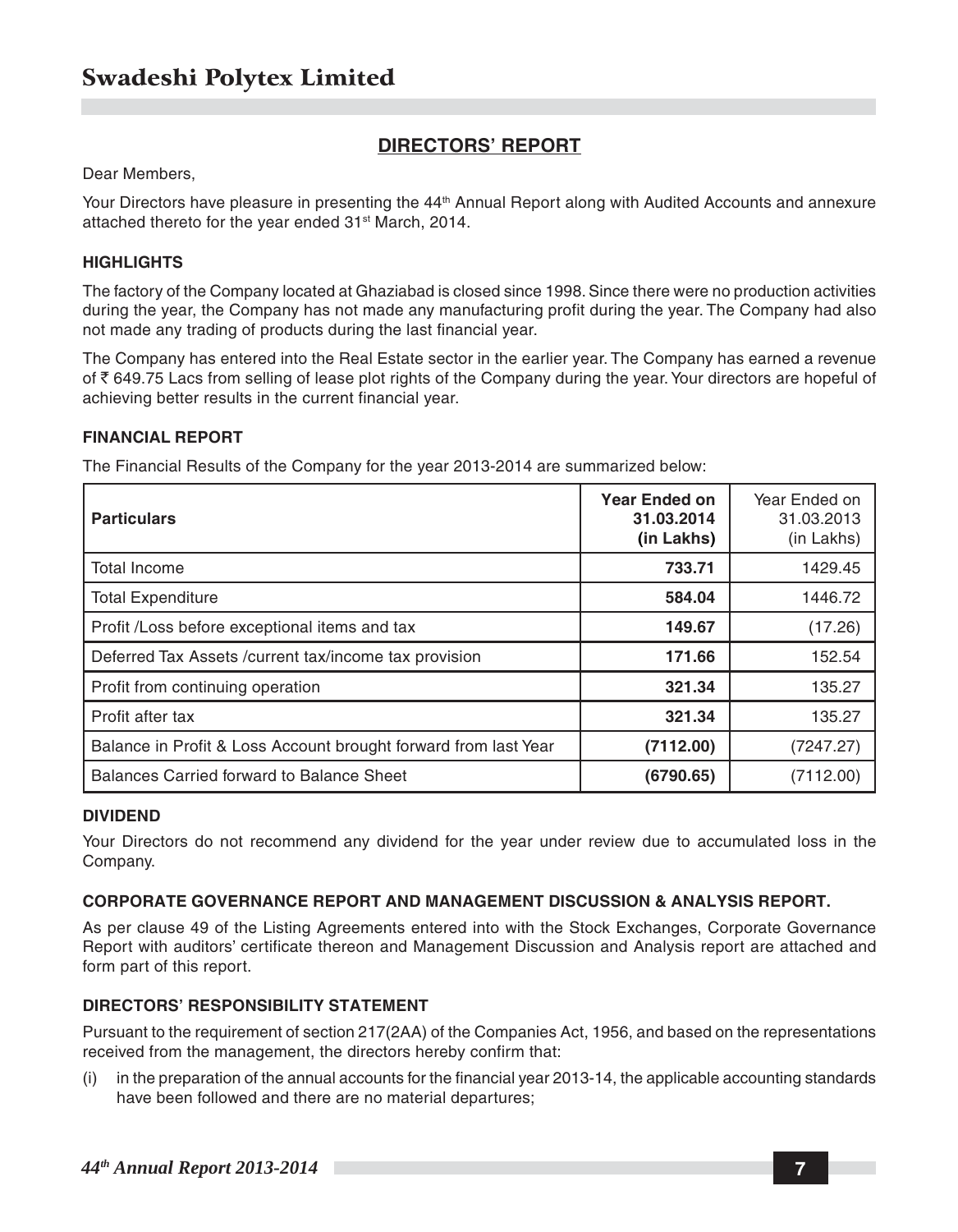# Swadeshi Polytex Limited

## DIRECTORS' REPORT

Dear Members,

Your Directors have pleasure in presenting the 44th Annual Report along with Audited Accounts and annexure attached thereto for the year ended 31st March, 2014.

### HIGHLIGHTS

The factory of the Company located at Ghaziabad is closed since 1998. Since there were no production activities during the year, the Company has not made any manufacturing profit during the year. The Company had also not made any trading of products during the last financial year.

The Company has entered into the Real Estate sector in the earlier year. The Company has earned a revenue of ₹ 649.75 Lacs from selling of lease plot rights of the Company during the year. Your directors are hopeful of achieving better results in the current financial year.

### FINANCIAL REPORT

The Financial Results of the Company for the year 2013-2014 are summarized below:

| Particulars | Year Ended on 31.03.2014 (in Lakhs) | Year Ended on 31.03.2013 (in Lakhs) |
|---|---|---|
| Total Income | **733.71** | 1429.45 |
| Total Expenditure | **584.04** | 1446.72 |
| Profit /Loss before exceptional items and tax | **149.67** | (17.26) |
| Deferred Tax Assets /current tax/income tax provision | **171.66** | 152.54 |
| Profit from continuing operation | **321.34** | 135.27 |
| Profit after tax | **321.34** | 135.27 |
| Balance in Profit & Loss Account brought forward from last Year | **(7112.00)** | (7247.27) |
| Balances Carried forward to Balance Sheet | **(6790.65)** | (7112.00) |

### DIVIDEND

Your Directors do not recommend any dividend for the year under review due to accumulated loss in the Company.

### CORPORATE GOVERNANCE REPORT AND MANAGEMENT DISCUSSION & ANALYSIS REPORT.

As per clause 49 of the Listing Agreements entered into with the Stock Exchanges, Corporate Governance Report with auditors' certificate thereon and Management Discussion and Analysis report are attached and form part of this report.

### DIRECTORS' RESPONSIBILITY STATEMENT

Pursuant to the requirement of section 217(2AA) of the Companies Act, 1956, and based on the representations received from the management, the directors hereby confirm that:

(i) in the preparation of the annual accounts for the financial year 2013-14, the applicable accounting standards have been followed and there are no material departures;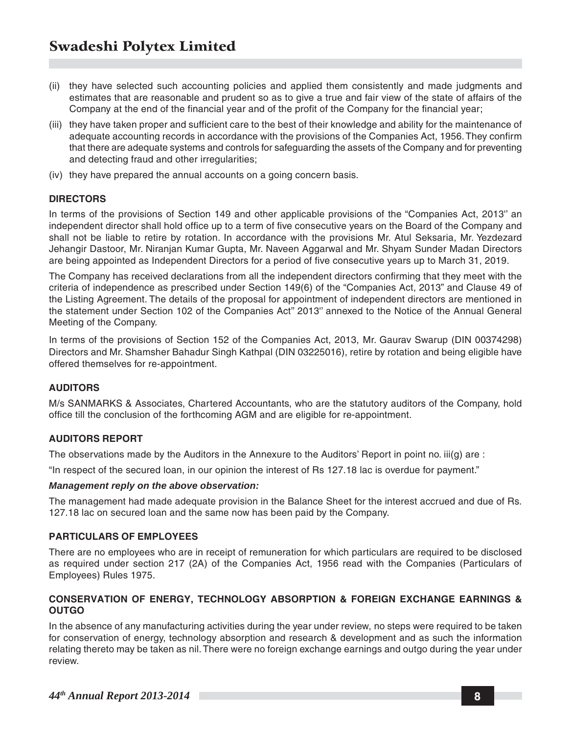(ii) they have selected such accounting policies and applied them consistently and made judgments and estimates that are reasonable and prudent so as to give a true and fair view of the state of affairs of the Company at the end of the financial year and of the profit of the Company for the financial year;

(iii) they have taken proper and sufficient care to the best of their knowledge and ability for the maintenance of adequate accounting records in accordance with the provisions of the Companies Act, 1956. They confirm that there are adequate systems and controls for safeguarding the assets of the Company and for preventing and detecting fraud and other irregularities;

(iv) they have prepared the annual accounts on a going concern basis.

**DIRECTORS**

In terms of the provisions of Section 149 and other applicable provisions of the "Companies Act, 2013'' an independent director shall hold office up to a term of five consecutive years on the Board of the Company and shall not be liable to retire by rotation. In accordance with the provisions Mr. Atul Seksaria, Mr. Yezdezard Jehangir Dastoor, Mr. Niranjan Kumar Gupta, Mr. Naveen Aggarwal and Mr. Shyam Sunder Madan Directors are being appointed as Independent Directors for a period of five consecutive years up to March 31, 2019.

The Company has received declarations from all the independent directors confirming that they meet with the criteria of independence as prescribed under Section 149(6) of the "Companies Act, 2013" and Clause 49 of the Listing Agreement. The details of the proposal for appointment of independent directors are mentioned in the statement under Section 102 of the Companies Act" 2013'' annexed to the Notice of the Annual General Meeting of the Company.

In terms of the provisions of Section 152 of the Companies Act, 2013, Mr. Gaurav Swarup (DIN 00374298) Directors and Mr. Shamsher Bahadur Singh Kathpal (DIN 03225016), retire by rotation and being eligible have offered themselves for re-appointment.

**AUDITORS**

M/s SANMARKS & Associates, Chartered Accountants, who are the statutory auditors of the Company, hold office till the conclusion of the forthcoming AGM and are eligible for re-appointment.

**AUDITORS REPORT**

The observations made by the Auditors in the Annexure to the Auditors' Report in point no. iii(g) are :

"In respect of the secured loan, in our opinion the interest of Rs 127.18 lac is overdue for payment."

***Management reply on the above observation:***

The management had made adequate provision in the Balance Sheet for the interest accrued and due of Rs. 127.18 lac on secured loan and the same now has been paid by the Company.

**PARTICULARS OF EMPLOYEES**

There are no employees who are in receipt of remuneration for which particulars are required to be disclosed as required under section 217 (2A) of the Companies Act, 1956 read with the Companies (Particulars of Employees) Rules 1975.

**CONSERVATION OF ENERGY, TECHNOLOGY ABSORPTION & FOREIGN EXCHANGE EARNINGS & OUTGO**

In the absence of any manufacturing activities during the year under review, no steps were required to be taken for conservation of energy, technology absorption and research & development and as such the information relating thereto may be taken as nil. There were no foreign exchange earnings and outgo during the year under review.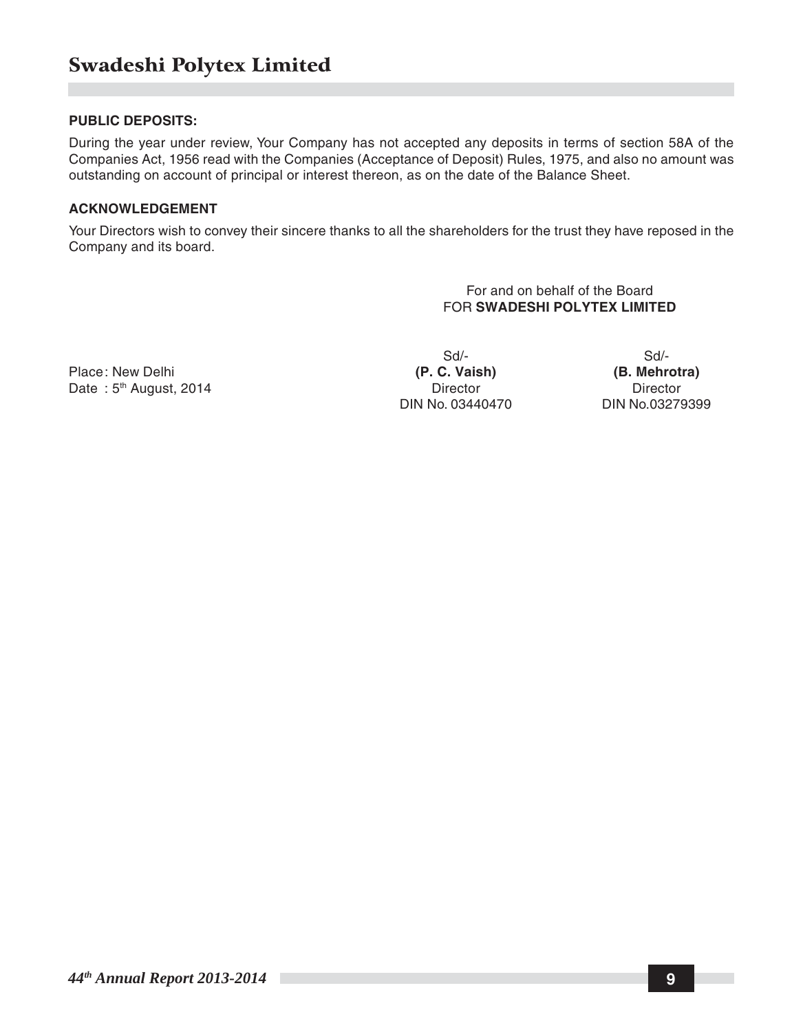**PUBLIC DEPOSITS:**

During the year under review, Your Company has not accepted any deposits in terms of section 58A of the Companies Act, 1956 read with the Companies (Acceptance of Deposit) Rules, 1975, and also no amount was outstanding on account of principal or interest thereon, as on the date of the Balance Sheet.

**ACKNOWLEDGEMENT**

Your Directors wish to convey their sincere thanks to all the shareholders for the trust they have reposed in the Company and its board.

For and on behalf of the Board
FOR **SWADESHI POLYTEX LIMITED**

| | Sd/- | Sd/- |
|---|---|---|
| Place: New Delhi | **(P. C. Vaish)** | **(B. Mehrotra)** |
| Date : 5th August, 2014 | Director | Director |
| | DIN No. 03440470 | DIN No.03279399 |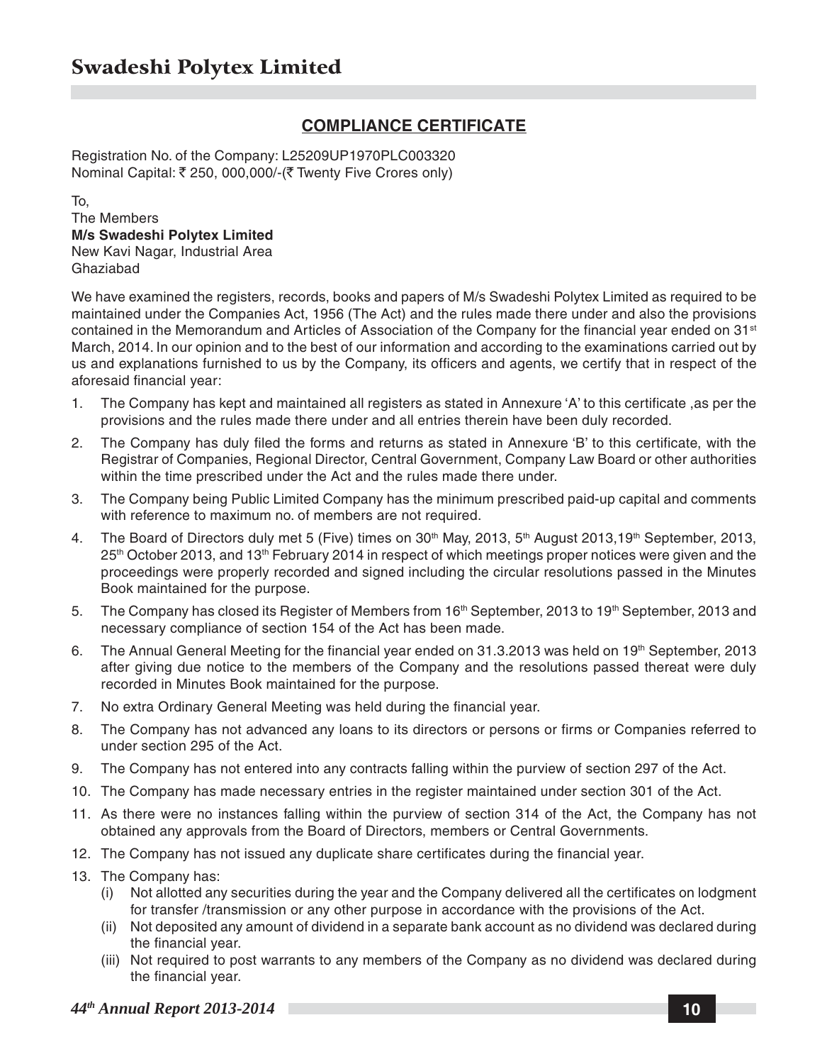## COMPLIANCE CERTIFICATE

Registration No. of the Company: L25209UP1970PLC003320
Nominal Capital: ₹ 250, 000,000/-(₹ Twenty Five Crores only)

To,
The Members
**M/s Swadeshi Polytex Limited**
New Kavi Nagar, Industrial Area
Ghaziabad

We have examined the registers, records, books and papers of M/s Swadeshi Polytex Limited as required to be maintained under the Companies Act, 1956 (The Act) and the rules made there under and also the provisions contained in the Memorandum and Articles of Association of the Company for the financial year ended on 31st March, 2014. In our opinion and to the best of our information and according to the examinations carried out by us and explanations furnished to us by the Company, its officers and agents, we certify that in respect of the aforesaid financial year:

1. The Company has kept and maintained all registers as stated in Annexure 'A' to this certificate ,as per the provisions and the rules made there under and all entries therein have been duly recorded.
2. The Company has duly filed the forms and returns as stated in Annexure 'B' to this certificate, with the Registrar of Companies, Regional Director, Central Government, Company Law Board or other authorities within the time prescribed under the Act and the rules made there under.
3. The Company being Public Limited Company has the minimum prescribed paid-up capital and comments with reference to maximum no. of members are not required.
4. The Board of Directors duly met 5 (Five) times on 30th May, 2013, 5th August 2013,19th September, 2013, 25th October 2013, and 13th February 2014 in respect of which meetings proper notices were given and the proceedings were properly recorded and signed including the circular resolutions passed in the Minutes Book maintained for the purpose.
5. The Company has closed its Register of Members from 16th September, 2013 to 19th September, 2013 and necessary compliance of section 154 of the Act has been made.
6. The Annual General Meeting for the financial year ended on 31.3.2013 was held on 19th September, 2013 after giving due notice to the members of the Company and the resolutions passed thereat were duly recorded in Minutes Book maintained for the purpose.
7. No extra Ordinary General Meeting was held during the financial year.
8. The Company has not advanced any loans to its directors or persons or firms or Companies referred to under section 295 of the Act.
9. The Company has not entered into any contracts falling within the purview of section 297 of the Act.
10. The Company has made necessary entries in the register maintained under section 301 of the Act.
11. As there were no instances falling within the purview of section 314 of the Act, the Company has not obtained any approvals from the Board of Directors, members or Central Governments.
12. The Company has not issued any duplicate share certificates during the financial year.
13. The Company has:
    (i) Not allotted any securities during the year and the Company delivered all the certificates on lodgment for transfer /transmission or any other purpose in accordance with the provisions of the Act.
    (ii) Not deposited any amount of dividend in a separate bank account as no dividend was declared during the financial year.
    (iii) Not required to post warrants to any members of the Company as no dividend was declared during the financial year.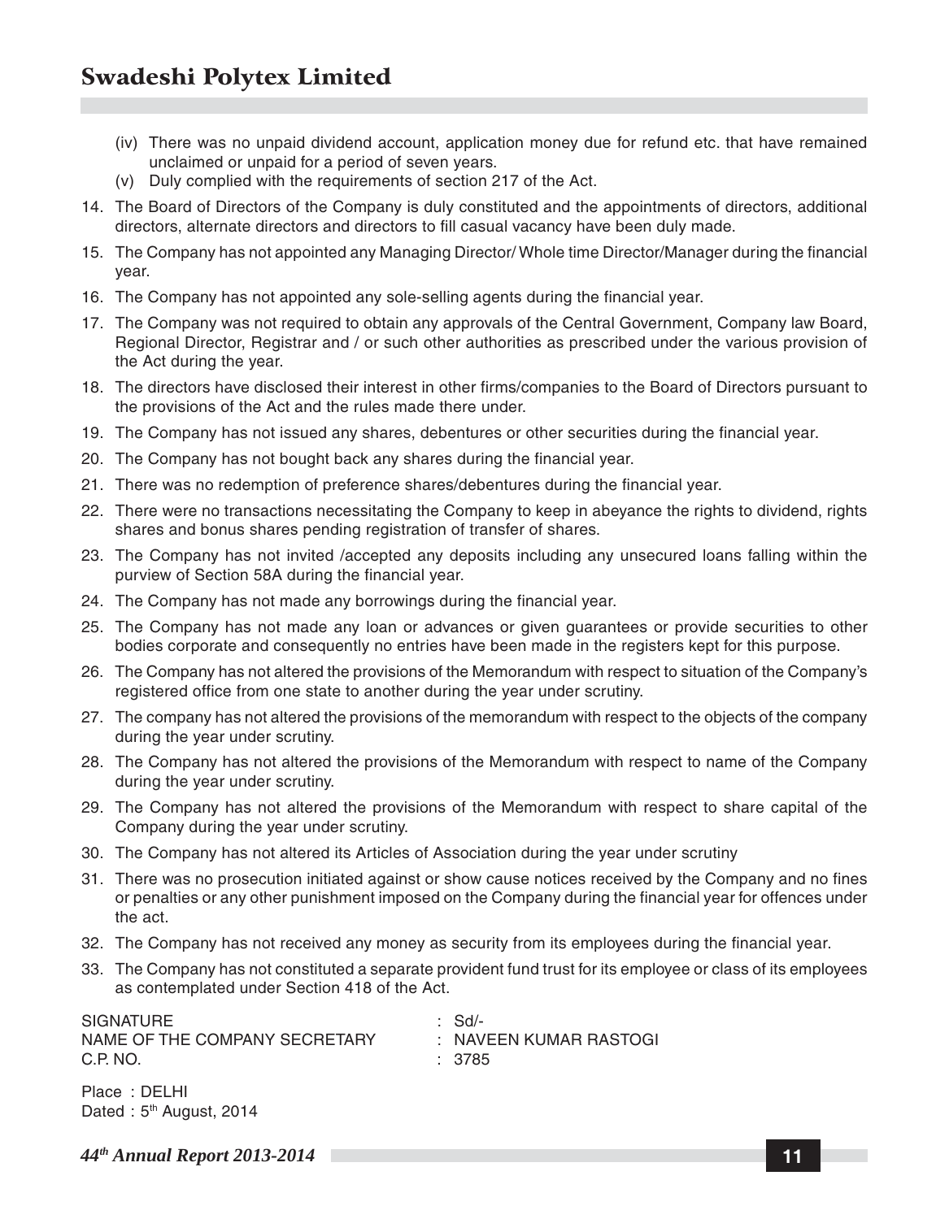(iv) There was no unpaid dividend account, application money due for refund etc. that have remained unclaimed or unpaid for a period of seven years.

(v) Duly complied with the requirements of section 217 of the Act.

14. The Board of Directors of the Company is duly constituted and the appointments of directors, additional directors, alternate directors and directors to fill casual vacancy have been duly made.
15. The Company has not appointed any Managing Director/ Whole time Director/Manager during the financial year.
16. The Company has not appointed any sole-selling agents during the financial year.
17. The Company was not required to obtain any approvals of the Central Government, Company law Board, Regional Director, Registrar and / or such other authorities as prescribed under the various provision of the Act during the year.
18. The directors have disclosed their interest in other firms/companies to the Board of Directors pursuant to the provisions of the Act and the rules made there under.
19. The Company has not issued any shares, debentures or other securities during the financial year.
20. The Company has not bought back any shares during the financial year.
21. There was no redemption of preference shares/debentures during the financial year.
22. There were no transactions necessitating the Company to keep in abeyance the rights to dividend, rights shares and bonus shares pending registration of transfer of shares.
23. The Company has not invited /accepted any deposits including any unsecured loans falling within the purview of Section 58A during the financial year.
24. The Company has not made any borrowings during the financial year.
25. The Company has not made any loan or advances or given guarantees or provide securities to other bodies corporate and consequently no entries have been made in the registers kept for this purpose.
26. The Company has not altered the provisions of the Memorandum with respect to situation of the Company's registered office from one state to another during the year under scrutiny.
27. The company has not altered the provisions of the memorandum with respect to the objects of the company during the year under scrutiny.
28. The Company has not altered the provisions of the Memorandum with respect to name of the Company during the year under scrutiny.
29. The Company has not altered the provisions of the Memorandum with respect to share capital of the Company during the year under scrutiny.
30. The Company has not altered its Articles of Association during the year under scrutiny
31. There was no prosecution initiated against or show cause notices received by the Company and no fines or penalties or any other punishment imposed on the Company during the financial year for offences under the act.
32. The Company has not received any money as security from its employees during the financial year.
33. The Company has not constituted a separate provident fund trust for its employee or class of its employees as contemplated under Section 418 of the Act.

SIGNATURE : Sd/-
NAME OF THE COMPANY SECRETARY : NAVEEN KUMAR RASTOGI
C.P. NO. : 3785

Place : DELHI
Dated : 5th August, 2014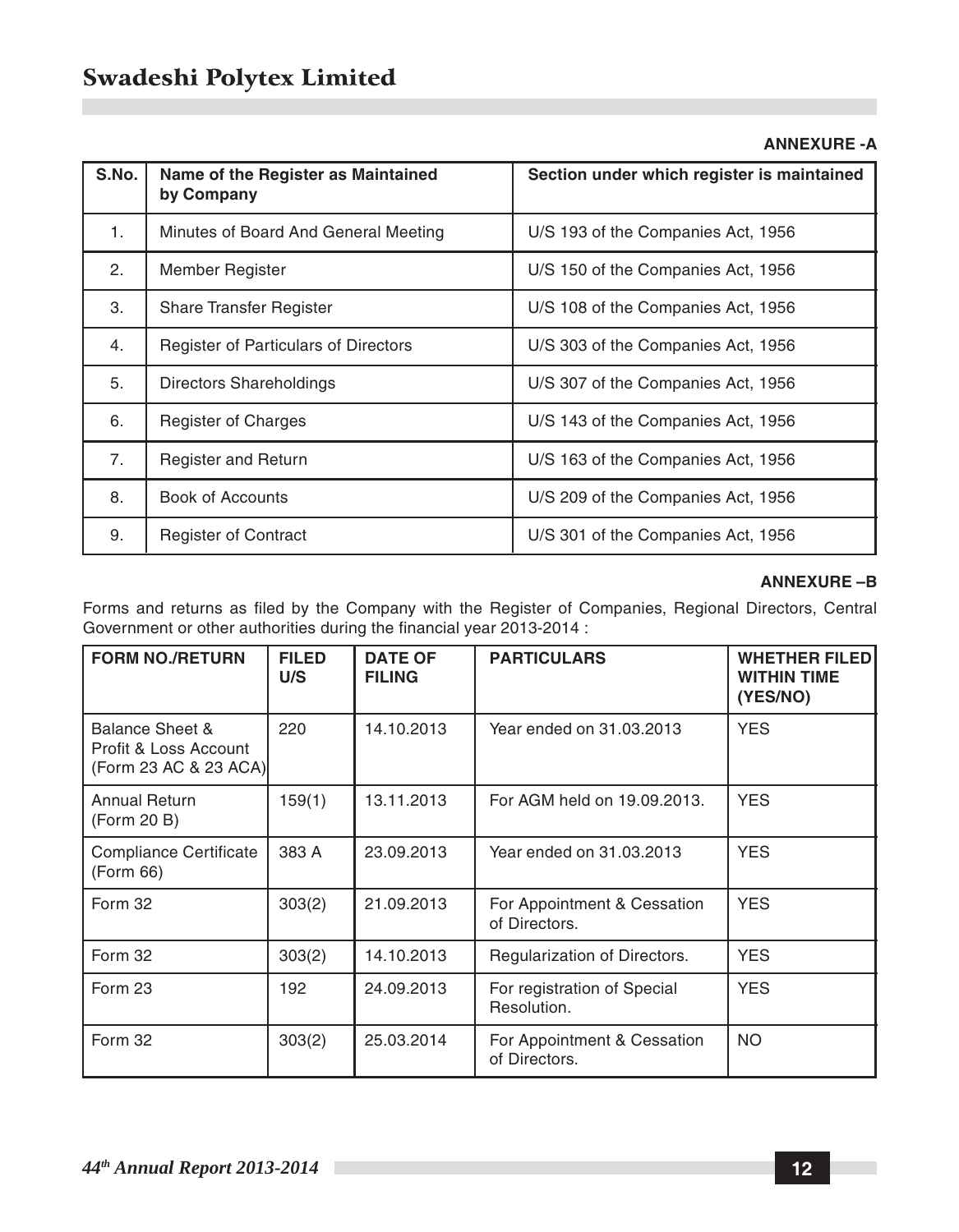**ANNEXURE -A**

| S.No. | Name of the Register as Maintained by Company | Section under which register is maintained |
|---|---|---|
| 1. | Minutes of Board And General Meeting | U/S 193 of the Companies Act, 1956 |
| 2. | Member Register | U/S 150 of the Companies Act, 1956 |
| 3. | Share Transfer Register | U/S 108 of the Companies Act, 1956 |
| 4. | Register of Particulars of Directors | U/S 303 of the Companies Act, 1956 |
| 5. | Directors Shareholdings | U/S 307 of the Companies Act, 1956 |
| 6. | Register of Charges | U/S 143 of the Companies Act, 1956 |
| 7. | Register and Return | U/S 163 of the Companies Act, 1956 |
| 8. | Book of Accounts | U/S 209 of the Companies Act, 1956 |
| 9. | Register of Contract | U/S 301 of the Companies Act, 1956 |

**ANNEXURE –B**

Forms and returns as filed by the Company with the Register of Companies, Regional Directors, Central Government or other authorities during the financial year 2013-2014 :

| FORM NO./RETURN | FILED U/S | DATE OF FILING | PARTICULARS | WHETHER FILED WITHIN TIME (YES/NO) |
|---|---|---|---|---|
| Balance Sheet & Profit & Loss Account (Form 23 AC & 23 ACA) | 220 | 14.10.2013 | Year ended on 31.03.2013 | YES |
| Annual Return (Form 20 B) | 159(1) | 13.11.2013 | For AGM held on 19.09.2013. | YES |
| Compliance Certificate (Form 66) | 383 A | 23.09.2013 | Year ended on 31.03.2013 | YES |
| Form 32 | 303(2) | 21.09.2013 | For Appointment & Cessation of Directors. | YES |
| Form 32 | 303(2) | 14.10.2013 | Regularization of Directors. | YES |
| Form 23 | 192 | 24.09.2013 | For registration of Special Resolution. | YES |
| Form 32 | 303(2) | 25.03.2014 | For Appointment & Cessation of Directors. | NO |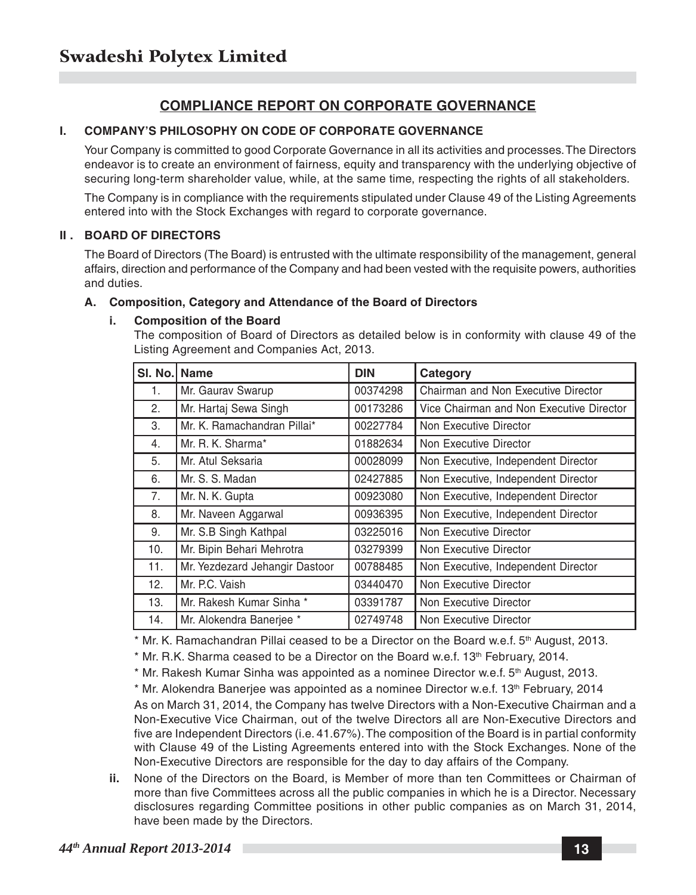## COMPLIANCE REPORT ON CORPORATE GOVERNANCE

### I. COMPANY'S PHILOSOPHY ON CODE OF CORPORATE GOVERNANCE

Your Company is committed to good Corporate Governance in all its activities and processes. The Directors endeavor is to create an environment of fairness, equity and transparency with the underlying objective of securing long-term shareholder value, while, at the same time, respecting the rights of all stakeholders.

The Company is in compliance with the requirements stipulated under Clause 49 of the Listing Agreements entered into with the Stock Exchanges with regard to corporate governance.

### II . BOARD OF DIRECTORS

The Board of Directors (The Board) is entrusted with the ultimate responsibility of the management, general affairs, direction and performance of the Company and had been vested with the requisite powers, authorities and duties.

#### A. Composition, Category and Attendance of the Board of Directors

**i. Composition of the Board**

The composition of Board of Directors as detailed below is in conformity with clause 49 of the Listing Agreement and Companies Act, 2013.

| Sl. No. | Name | DIN | Category |
|---|---|---|---|
| 1. | Mr. Gaurav Swarup | 00374298 | Chairman and Non Executive Director |
| 2. | Mr. Hartaj Sewa Singh | 00173286 | Vice Chairman and Non Executive Director |
| 3. | Mr. K. Ramachandran Pillai* | 00227784 | Non Executive Director |
| 4. | Mr. R. K. Sharma* | 01882634 | Non Executive Director |
| 5. | Mr. Atul Seksaria | 00028099 | Non Executive, Independent Director |
| 6. | Mr. S. S. Madan | 02427885 | Non Executive, Independent Director |
| 7. | Mr. N. K. Gupta | 00923080 | Non Executive, Independent Director |
| 8. | Mr. Naveen Aggarwal | 00936395 | Non Executive, Independent Director |
| 9. | Mr. S.B Singh Kathpal | 03225016 | Non Executive Director |
| 10. | Mr. Bipin Behari Mehrotra | 03279399 | Non Executive Director |
| 11. | Mr. Yezdezard Jehangir Dastoor | 00788485 | Non Executive, Independent Director |
| 12. | Mr. P.C. Vaish | 03440470 | Non Executive Director |
| 13. | Mr. Rakesh Kumar Sinha * | 03391787 | Non Executive Director |
| 14. | Mr. Alokendra Banerjee * | 02749748 | Non Executive Director |

\* Mr. K. Ramachandran Pillai ceased to be a Director on the Board w.e.f. 5th August, 2013.

\* Mr. R.K. Sharma ceased to be a Director on the Board w.e.f. 13th February, 2014.

\* Mr. Rakesh Kumar Sinha was appointed as a nominee Director w.e.f. 5th August, 2013.

\* Mr. Alokendra Banerjee was appointed as a nominee Director w.e.f. 13th February, 2014

As on March 31, 2014, the Company has twelve Directors with a Non-Executive Chairman and a Non-Executive Vice Chairman, out of the twelve Directors all are Non-Executive Directors and five are Independent Directors (i.e. 41.67%). The composition of the Board is in partial conformity with Clause 49 of the Listing Agreements entered into with the Stock Exchanges. None of the Non-Executive Directors are responsible for the day to day affairs of the Company.

**ii.** None of the Directors on the Board, is Member of more than ten Committees or Chairman of more than five Committees across all the public companies in which he is a Director. Necessary disclosures regarding Committee positions in other public companies as on March 31, 2014, have been made by the Directors.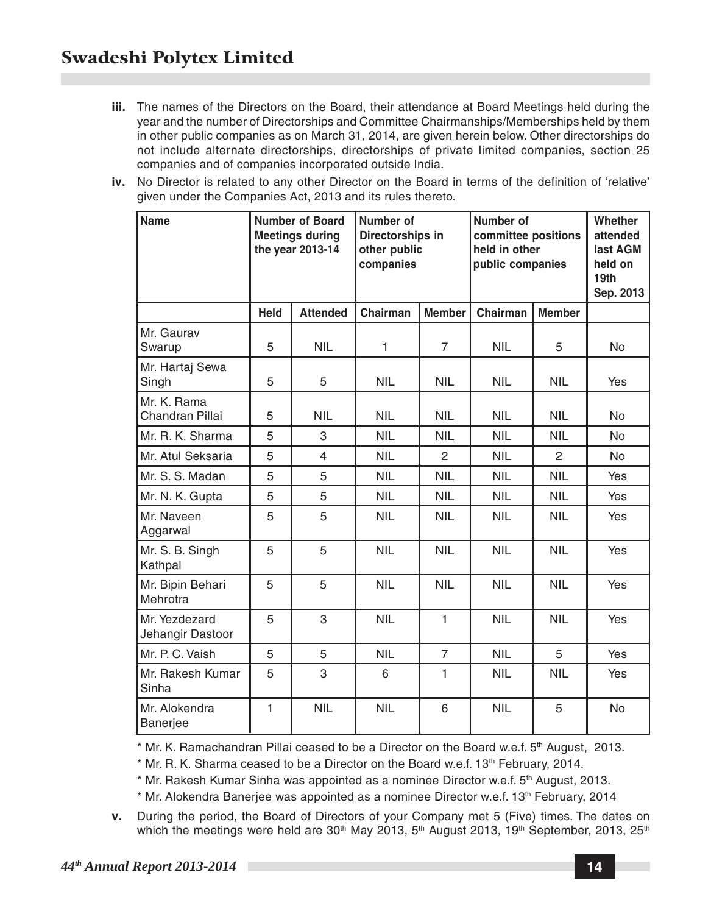**iii.** The names of the Directors on the Board, their attendance at Board Meetings held during the year and the number of Directorships and Committee Chairmanships/Memberships held by them in other public companies as on March 31, 2014, are given herein below. Other directorships do not include alternate directorships, directorships of private limited companies, section 25 companies and of companies incorporated outside India.

**iv.** No Director is related to any other Director on the Board in terms of the definition of 'relative' given under the Companies Act, 2013 and its rules thereto.

| Name | Number of Board Meetings during the year 2013-14 | | Number of Directorships in other public companies | | Number of committee positions held in other public companies | | Whether attended last AGM held on 19th Sep. 2013 |
|---|---|---|---|---|---|---|---|
| | Held | Attended | Chairman | Member | Chairman | Member | |
| Mr. Gaurav Swarup | 5 | NIL | 1 | 7 | NIL | 5 | No |
| Mr. Hartaj Sewa Singh | 5 | 5 | NIL | NIL | NIL | NIL | Yes |
| Mr. K. Rama Chandran Pillai | 5 | NIL | NIL | NIL | NIL | NIL | No |
| Mr. R. K. Sharma | 5 | 3 | NIL | NIL | NIL | NIL | No |
| Mr. Atul Seksaria | 5 | 4 | NIL | 2 | NIL | 2 | No |
| Mr. S. S. Madan | 5 | 5 | NIL | NIL | NIL | NIL | Yes |
| Mr. N. K. Gupta | 5 | 5 | NIL | NIL | NIL | NIL | Yes |
| Mr. Naveen Aggarwal | 5 | 5 | NIL | NIL | NIL | NIL | Yes |
| Mr. S. B. Singh Kathpal | 5 | 5 | NIL | NIL | NIL | NIL | Yes |
| Mr. Bipin Behari Mehrotra | 5 | 5 | NIL | NIL | NIL | NIL | Yes |
| Mr. Yezdezard Jehangir Dastoor | 5 | 3 | NIL | 1 | NIL | NIL | Yes |
| Mr. P. C. Vaish | 5 | 5 | NIL | 7 | NIL | 5 | Yes |
| Mr. Rakesh Kumar Sinha | 5 | 3 | 6 | 1 | NIL | NIL | Yes |
| Mr. Alokendra Banerjee | 1 | NIL | NIL | 6 | NIL | 5 | No |

* Mr. K. Ramachandran Pillai ceased to be a Director on the Board w.e.f. 5th August, 2013.

* Mr. R. K. Sharma ceased to be a Director on the Board w.e.f. 13th February, 2014.

* Mr. Rakesh Kumar Sinha was appointed as a nominee Director w.e.f. 5th August, 2013.

* Mr. Alokendra Banerjee was appointed as a nominee Director w.e.f. 13th February, 2014

**v.** During the period, the Board of Directors of your Company met 5 (Five) times. The dates on which the meetings were held are 30th May 2013, 5th August 2013, 19th September, 2013, 25th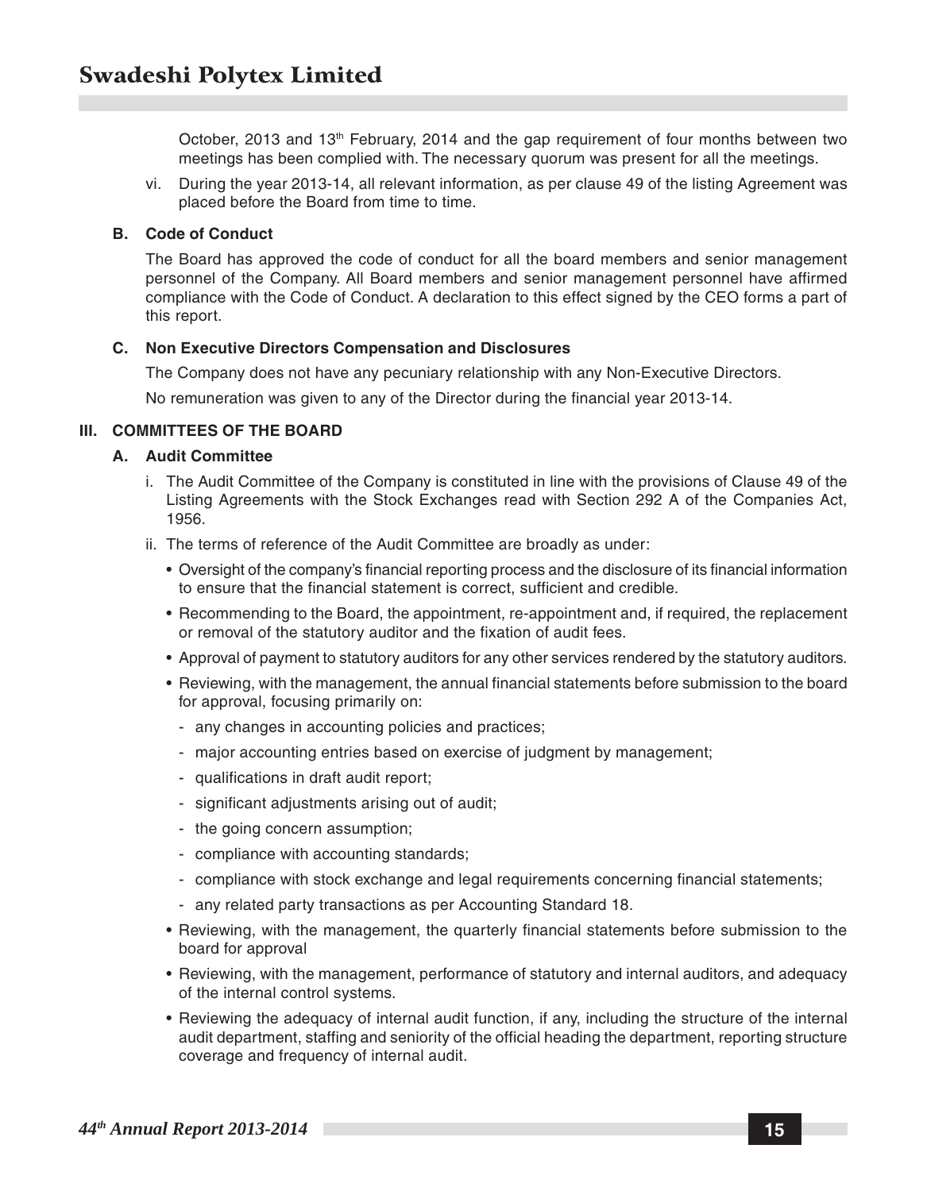October, 2013 and 13th February, 2014 and the gap requirement of four months between two meetings has been complied with. The necessary quorum was present for all the meetings.

vi. During the year 2013-14, all relevant information, as per clause 49 of the listing Agreement was placed before the Board from time to time.

**B. Code of Conduct**

The Board has approved the code of conduct for all the board members and senior management personnel of the Company. All Board members and senior management personnel have affirmed compliance with the Code of Conduct. A declaration to this effect signed by the CEO forms a part of this report.

**C. Non Executive Directors Compensation and Disclosures**

The Company does not have any pecuniary relationship with any Non-Executive Directors.

No remuneration was given to any of the Director during the financial year 2013-14.

## III. COMMITTEES OF THE BOARD

**A. Audit Committee**

i. The Audit Committee of the Company is constituted in line with the provisions of Clause 49 of the Listing Agreements with the Stock Exchanges read with Section 292 A of the Companies Act, 1956.

ii. The terms of reference of the Audit Committee are broadly as under:

- Oversight of the company's financial reporting process and the disclosure of its financial information to ensure that the financial statement is correct, sufficient and credible.
- Recommending to the Board, the appointment, re-appointment and, if required, the replacement or removal of the statutory auditor and the fixation of audit fees.
- Approval of payment to statutory auditors for any other services rendered by the statutory auditors.
- Reviewing, with the management, the annual financial statements before submission to the board for approval, focusing primarily on:
  - any changes in accounting policies and practices;
  - major accounting entries based on exercise of judgment by management;
  - qualifications in draft audit report;
  - significant adjustments arising out of audit;
  - the going concern assumption;
  - compliance with accounting standards;
  - compliance with stock exchange and legal requirements concerning financial statements;
  - any related party transactions as per Accounting Standard 18.
- Reviewing, with the management, the quarterly financial statements before submission to the board for approval
- Reviewing, with the management, performance of statutory and internal auditors, and adequacy of the internal control systems.
- Reviewing the adequacy of internal audit function, if any, including the structure of the internal audit department, staffing and seniority of the official heading the department, reporting structure coverage and frequency of internal audit.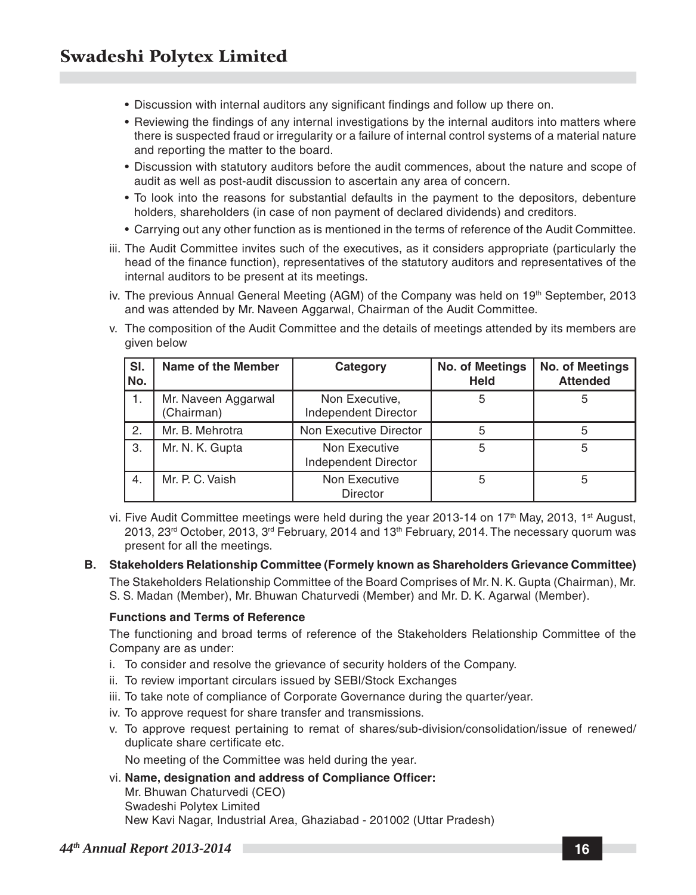- Discussion with internal auditors any significant findings and follow up there on.
- Reviewing the findings of any internal investigations by the internal auditors into matters where there is suspected fraud or irregularity or a failure of internal control systems of a material nature and reporting the matter to the board.
- Discussion with statutory auditors before the audit commences, about the nature and scope of audit as well as post-audit discussion to ascertain any area of concern.
- To look into the reasons for substantial defaults in the payment to the depositors, debenture holders, shareholders (in case of non payment of declared dividends) and creditors.
- Carrying out any other function as is mentioned in the terms of reference of the Audit Committee.

iii. The Audit Committee invites such of the executives, as it considers appropriate (particularly the head of the finance function), representatives of the statutory auditors and representatives of the internal auditors to be present at its meetings.

iv. The previous Annual General Meeting (AGM) of the Company was held on 19th September, 2013 and was attended by Mr. Naveen Aggarwal, Chairman of the Audit Committee.

v. The composition of the Audit Committee and the details of meetings attended by its members are given below

| Sl. No. | Name of the Member | Category | No. of Meetings Held | No. of Meetings Attended |
|---|---|---|---|---|
| 1. | Mr. Naveen Aggarwal (Chairman) | Non Executive, Independent Director | 5 | 5 |
| 2. | Mr. B. Mehrotra | Non Executive Director | 5 | 5 |
| 3. | Mr. N. K. Gupta | Non Executive Independent Director | 5 | 5 |
| 4. | Mr. P. C. Vaish | Non Executive Director | 5 | 5 |

vi. Five Audit Committee meetings were held during the year 2013-14 on 17th May, 2013, 1st August, 2013, 23rd October, 2013, 3rd February, 2014 and 13th February, 2014. The necessary quorum was present for all the meetings.

**B. Stakeholders Relationship Committee (Formely known as Shareholders Grievance Committee)**

The Stakeholders Relationship Committee of the Board Comprises of Mr. N. K. Gupta (Chairman), Mr. S. S. Madan (Member), Mr. Bhuwan Chaturvedi (Member) and Mr. D. K. Agarwal (Member).

**Functions and Terms of Reference**

The functioning and broad terms of reference of the Stakeholders Relationship Committee of the Company are as under:

i. To consider and resolve the grievance of security holders of the Company.

ii. To review important circulars issued by SEBI/Stock Exchanges

iii. To take note of compliance of Corporate Governance during the quarter/year.

iv. To approve request for share transfer and transmissions.

v. To approve request pertaining to remat of shares/sub-division/consolidation/issue of renewed/ duplicate share certificate etc.

No meeting of the Committee was held during the year.

vi. **Name, designation and address of Compliance Officer:**
Mr. Bhuwan Chaturvedi (CEO)
Swadeshi Polytex Limited
New Kavi Nagar, Industrial Area, Ghaziabad - 201002 (Uttar Pradesh)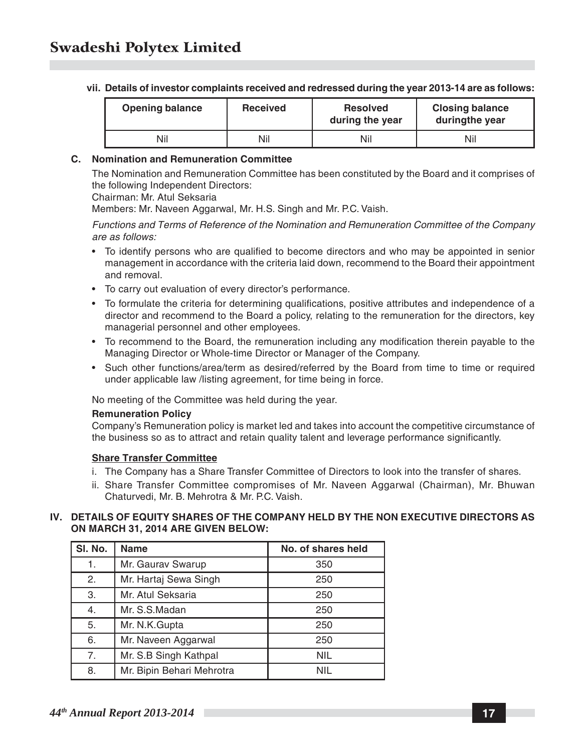**vii. Details of investor complaints received and redressed during the year 2013-14 are as follows:**

| Opening balance | Received | Resolved during the year | Closing balance duringthe year |
|---|---|---|---|
| Nil | Nil | Nil | Nil |

**C. Nomination and Remuneration Committee**

The Nomination and Remuneration Committee has been constituted by the Board and it comprises of the following Independent Directors:

Chairman: Mr. Atul Seksaria

Members: Mr. Naveen Aggarwal, Mr. H.S. Singh and Mr. P.C. Vaish.

*Functions and Terms of Reference of the Nomination and Remuneration Committee of the Company are as follows:*

- To identify persons who are qualified to become directors and who may be appointed in senior management in accordance with the criteria laid down, recommend to the Board their appointment and removal.
- To carry out evaluation of every director's performance.
- To formulate the criteria for determining qualifications, positive attributes and independence of a director and recommend to the Board a policy, relating to the remuneration for the directors, key managerial personnel and other employees.
- To recommend to the Board, the remuneration including any modification therein payable to the Managing Director or Whole-time Director or Manager of the Company.
- Such other functions/area/term as desired/referred by the Board from time to time or required under applicable law /listing agreement, for time being in force.

No meeting of the Committee was held during the year.

**Remuneration Policy**

Company's Remuneration policy is market led and takes into account the competitive circumstance of the business so as to attract and retain quality talent and leverage performance significantly.

**Share Transfer Committee**

i. The Company has a Share Transfer Committee of Directors to look into the transfer of shares.

ii. Share Transfer Committee compromises of Mr. Naveen Aggarwal (Chairman), Mr. Bhuwan Chaturvedi, Mr. B. Mehrotra & Mr. P.C. Vaish.

**IV. DETAILS OF EQUITY SHARES OF THE COMPANY HELD BY THE NON EXECUTIVE DIRECTORS AS ON MARCH 31, 2014 ARE GIVEN BELOW:**

| Sl. No. | Name | No. of shares held |
|---|---|---|
| 1. | Mr. Gaurav Swarup | 350 |
| 2. | Mr. Hartaj Sewa Singh | 250 |
| 3. | Mr. Atul Seksaria | 250 |
| 4. | Mr. S.S.Madan | 250 |
| 5. | Mr. N.K.Gupta | 250 |
| 6. | Mr. Naveen Aggarwal | 250 |
| 7. | Mr. S.B Singh Kathpal | NIL |
| 8. | Mr. Bipin Behari Mehrotra | NIL |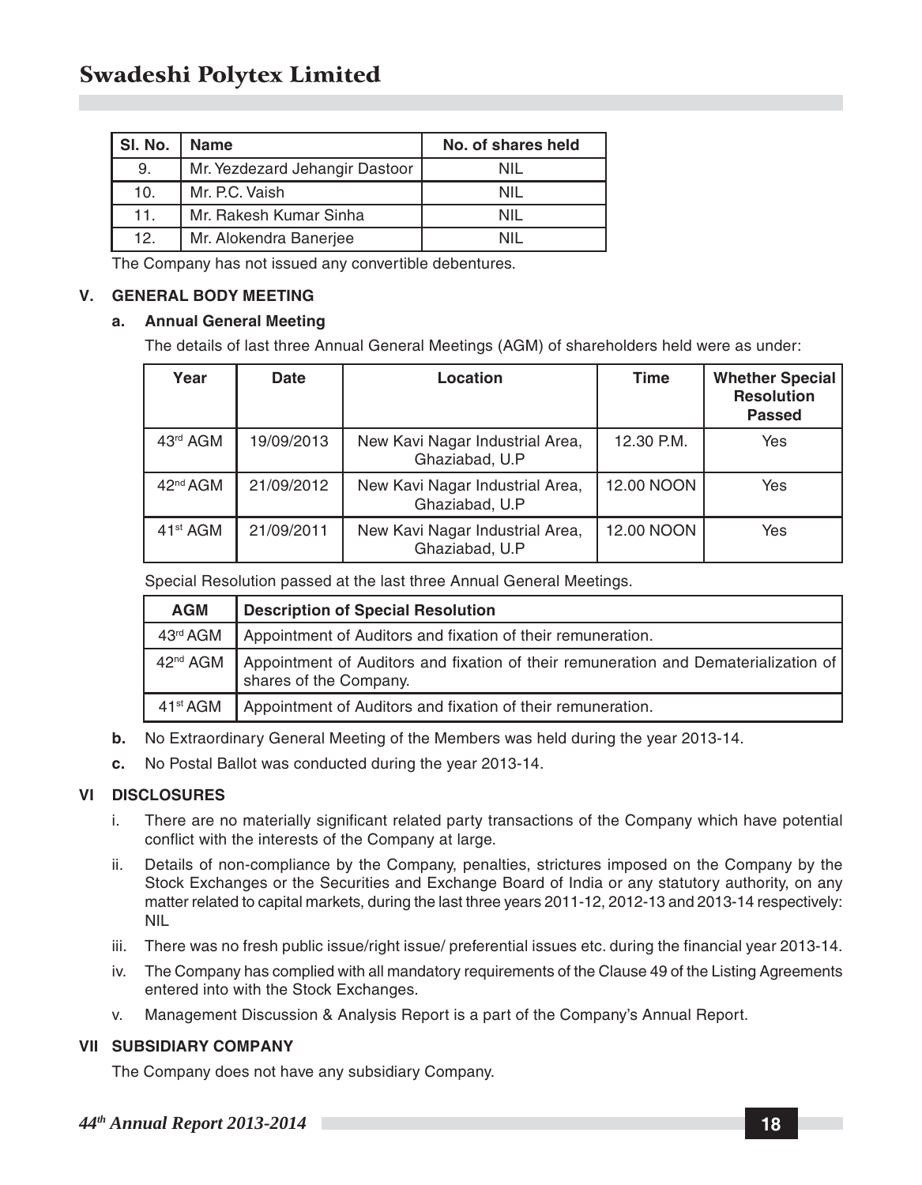| Sl. No. | Name | No. of shares held |
|---|---|---|
| 9. | Mr. Yezdezard Jehangir Dastoor | NIL |
| 10. | Mr. P.C. Vaish | NIL |
| 11. | Mr. Rakesh Kumar Sinha | NIL |
| 12. | Mr. Alokendra Banerjee | NIL |

The Company has not issued any convertible debentures.

## V. GENERAL BODY MEETING

### a. Annual General Meeting

The details of last three Annual General Meetings (AGM) of shareholders held were as under:

| Year | Date | Location | Time | Whether Special Resolution Passed |
|---|---|---|---|---|
| 43rd AGM | 19/09/2013 | New Kavi Nagar Industrial Area, Ghaziabad, U.P | 12.30 P.M. | Yes |
| 42nd AGM | 21/09/2012 | New Kavi Nagar Industrial Area, Ghaziabad, U.P | 12.00 NOON | Yes |
| 41st AGM | 21/09/2011 | New Kavi Nagar Industrial Area, Ghaziabad, U.P | 12.00 NOON | Yes |

Special Resolution passed at the last three Annual General Meetings.

| AGM | Description of Special Resolution |
|---|---|
| 43rd AGM | Appointment of Auditors and fixation of their remuneration. |
| 42nd AGM | Appointment of Auditors and fixation of their remuneration and Dematerialization of shares of the Company. |
| 41st AGM | Appointment of Auditors and fixation of their remuneration. |

**b.** No Extraordinary General Meeting of the Members was held during the year 2013-14.

**c.** No Postal Ballot was conducted during the year 2013-14.

## VI DISCLOSURES

i. There are no materially significant related party transactions of the Company which have potential conflict with the interests of the Company at large.

ii. Details of non-compliance by the Company, penalties, strictures imposed on the Company by the Stock Exchanges or the Securities and Exchange Board of India or any statutory authority, on any matter related to capital markets, during the last three years 2011-12, 2012-13 and 2013-14 respectively: NIL

iii. There was no fresh public issue/right issue/ preferential issues etc. during the financial year 2013-14.

iv. The Company has complied with all mandatory requirements of the Clause 49 of the Listing Agreements entered into with the Stock Exchanges.

v. Management Discussion & Analysis Report is a part of the Company's Annual Report.

## VII SUBSIDIARY COMPANY

The Company does not have any subsidiary Company.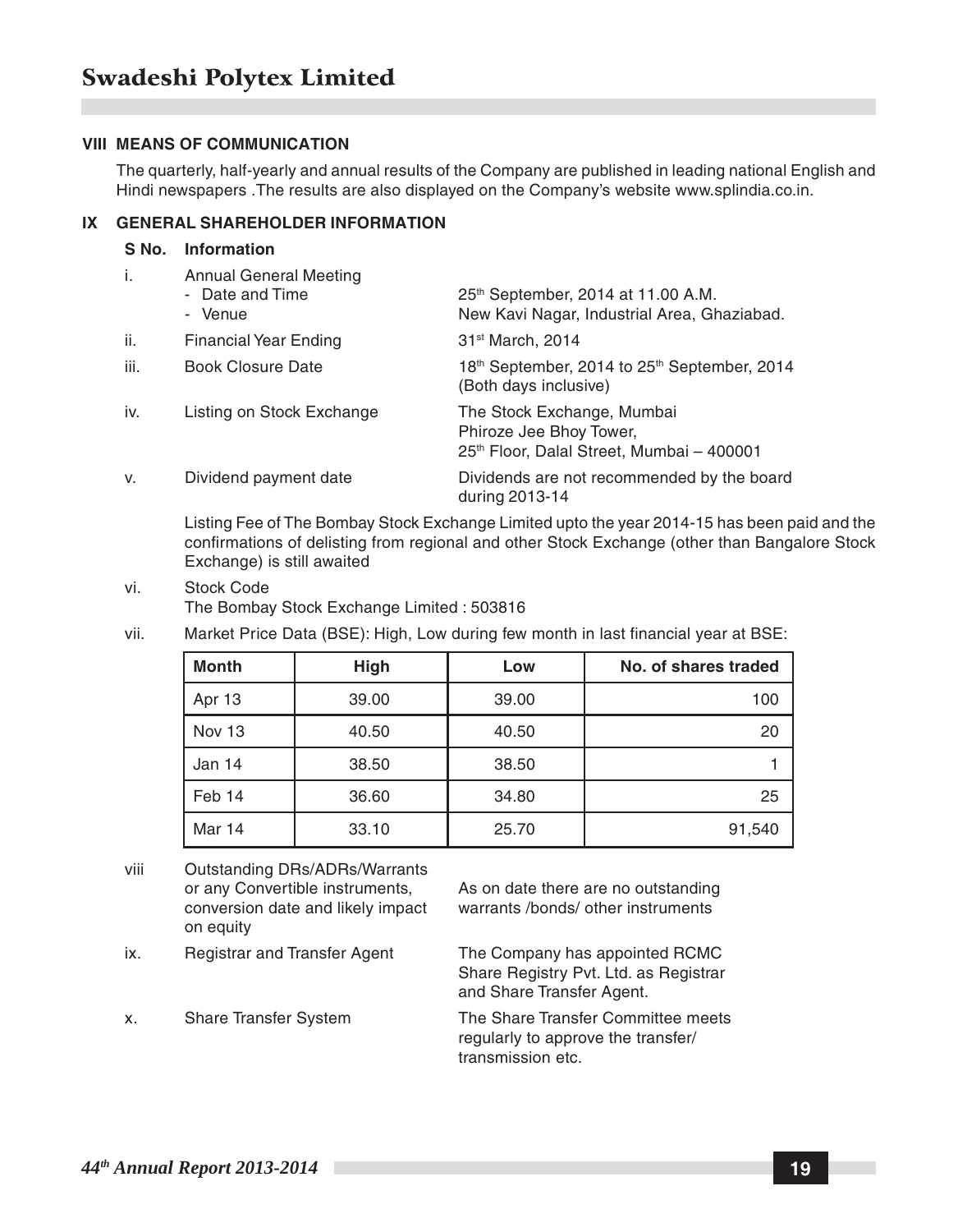## VIII MEANS OF COMMUNICATION

The quarterly, half-yearly and annual results of the Company are published in leading national English and Hindi newspapers .The results are also displayed on the Company's website www.splindia.co.in.

## IX GENERAL SHAREHOLDER INFORMATION

| S No. | Information | |
|---|---|---|
| i. | Annual General Meeting<br>- Date and Time<br>- Venue | <br>25th September, 2014 at 11.00 A.M.<br>New Kavi Nagar, Industrial Area, Ghaziabad. |
| ii. | Financial Year Ending | 31st March, 2014 |
| iii. | Book Closure Date | 18th September, 2014 to 25th September, 2014 (Both days inclusive) |
| iv. | Listing on Stock Exchange | The Stock Exchange, Mumbai<br>Phiroze Jee Bhoy Tower,<br>25th Floor, Dalal Street, Mumbai – 400001 |
| v. | Dividend payment date | Dividends are not recommended by the board during 2013-14 |

Listing Fee of The Bombay Stock Exchange Limited upto the year 2014-15 has been paid and the confirmations of delisting from regional and other Stock Exchange (other than Bangalore Stock Exchange) is still awaited

vi. Stock Code

The Bombay Stock Exchange Limited : 503816

vii. Market Price Data (BSE): High, Low during few month in last financial year at BSE:

| Month | High | Low | No. of shares traded |
|---|---|---|---|
| Apr 13 | 39.00 | 39.00 | 100 |
| Nov 13 | 40.50 | 40.50 | 20 |
| Jan 14 | 38.50 | 38.50 | 1 |
| Feb 14 | 36.60 | 34.80 | 25 |
| Mar 14 | 33.10 | 25.70 | 91,540 |

| | | |
|---|---|---|
| viii | Outstanding DRs/ADRs/Warrants or any Convertible instruments, conversion date and likely impact on equity | As on date there are no outstanding warrants /bonds/ other instruments |
| ix. | Registrar and Transfer Agent | The Company has appointed RCMC Share Registry Pvt. Ltd. as Registrar and Share Transfer Agent. |
| x. | Share Transfer System | The Share Transfer Committee meets regularly to approve the transfer/ transmission etc. |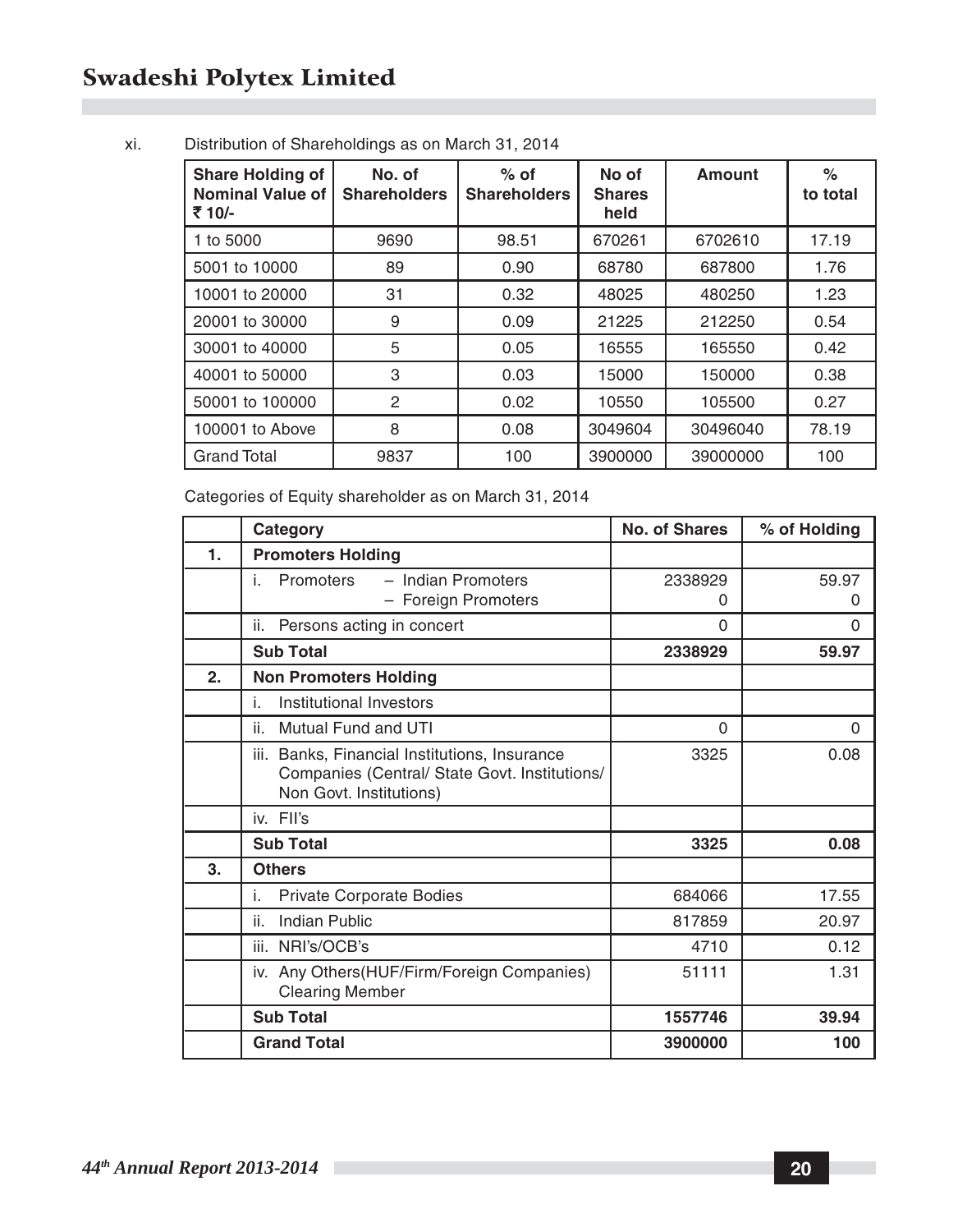xi. Distribution of Shareholdings as on March 31, 2014

| Share Holding of Nominal Value of ₹ 10/- | No. of Shareholders | % of Shareholders | No of Shares held | Amount | % to total |
|---|---|---|---|---|---|
| 1 to 5000 | 9690 | 98.51 | 670261 | 6702610 | 17.19 |
| 5001 to 10000 | 89 | 0.90 | 68780 | 687800 | 1.76 |
| 10001 to 20000 | 31 | 0.32 | 48025 | 480250 | 1.23 |
| 20001 to 30000 | 9 | 0.09 | 21225 | 212250 | 0.54 |
| 30001 to 40000 | 5 | 0.05 | 16555 | 165550 | 0.42 |
| 40001 to 50000 | 3 | 0.03 | 15000 | 150000 | 0.38 |
| 50001 to 100000 | 2 | 0.02 | 10550 | 105500 | 0.27 |
| 100001 to Above | 8 | 0.08 | 3049604 | 30496040 | 78.19 |
| Grand Total | 9837 | 100 | 3900000 | 39000000 | 100 |

Categories of Equity shareholder as on March 31, 2014

| | Category | No. of Shares | % of Holding |
|---|---|---|---|
| **1.** | **Promoters Holding** | | |
| | i. Promoters – Indian Promoters<br>– Foreign Promoters | 2338929<br>0 | 59.97<br>0 |
| | ii. Persons acting in concert | 0 | 0 |
| | **Sub Total** | **2338929** | **59.97** |
| **2.** | **Non Promoters Holding** | | |
| | i. Institutional Investors | | |
| | ii. Mutual Fund and UTI | 0 | 0 |
| | iii. Banks, Financial Institutions, Insurance Companies (Central/ State Govt. Institutions/ Non Govt. Institutions) | 3325 | 0.08 |
| | iv. FII's | | |
| | **Sub Total** | **3325** | **0.08** |
| **3.** | **Others** | | |
| | i. Private Corporate Bodies | 684066 | 17.55 |
| | ii. Indian Public | 817859 | 20.97 |
| | iii. NRI's/OCB's | 4710 | 0.12 |
| | iv. Any Others(HUF/Firm/Foreign Companies) Clearing Member | 51111 | 1.31 |
| | **Sub Total** | **1557746** | **39.94** |
| | **Grand Total** | **3900000** | **100** |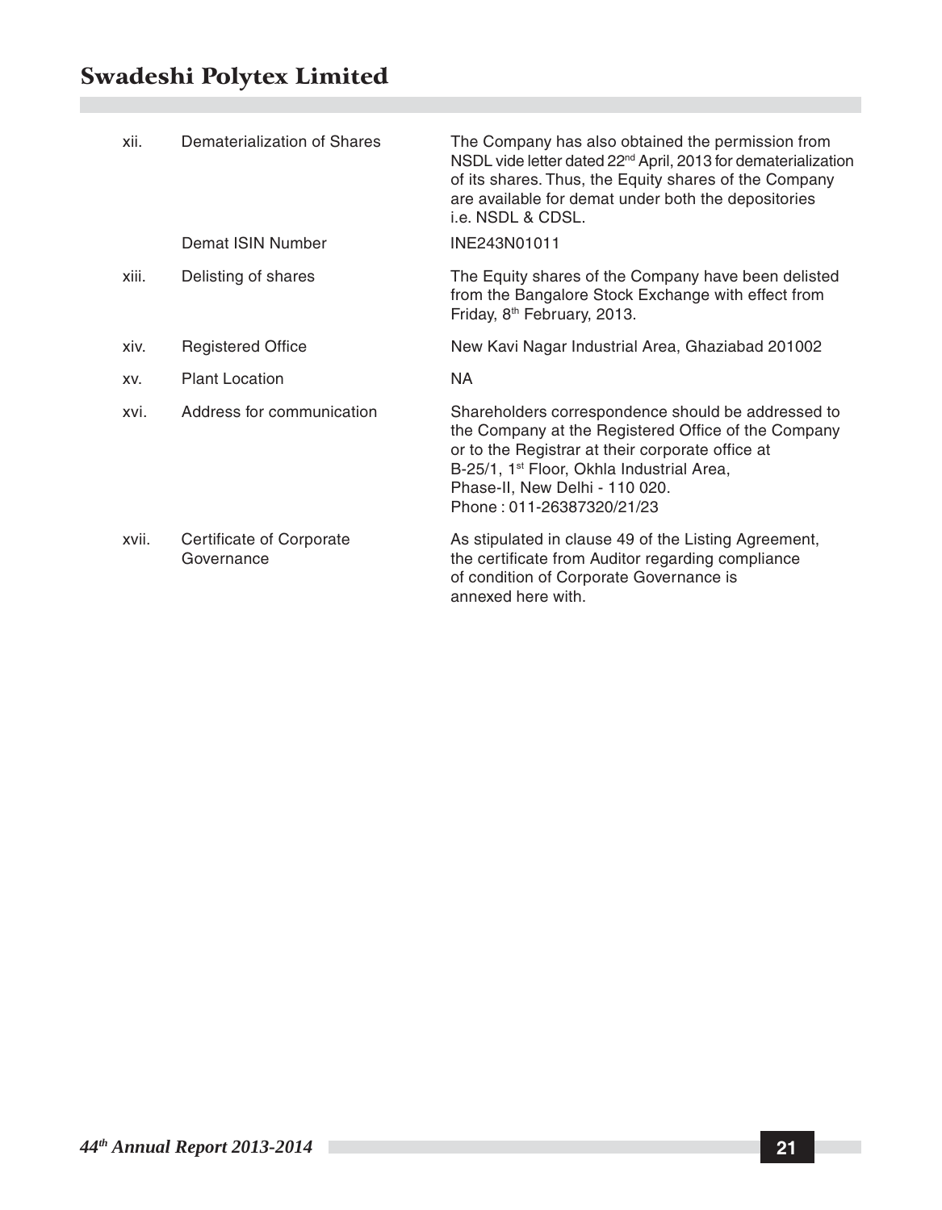| | | |
|---|---|---|
| xii. | Dematerialization of Shares | The Company has also obtained the permission from NSDL vide letter dated 22nd April, 2013 for dematerialization of its shares. Thus, the Equity shares of the Company are available for demat under both the depositories i.e. NSDL & CDSL. |
| | Demat ISIN Number | INE243N01011 |
| xiii. | Delisting of shares | The Equity shares of the Company have been delisted from the Bangalore Stock Exchange with effect from Friday, 8th February, 2013. |
| xiv. | Registered Office | New Kavi Nagar Industrial Area, Ghaziabad 201002 |
| xv. | Plant Location | NA |
| xvi. | Address for communication | Shareholders correspondence should be addressed to the Company at the Registered Office of the Company or to the Registrar at their corporate office at B-25/1, 1st Floor, Okhla Industrial Area, Phase-II, New Delhi - 110 020. Phone : 011-26387320/21/23 |
| xvii. | Certificate of Corporate Governance | As stipulated in clause 49 of the Listing Agreement, the certificate from Auditor regarding compliance of condition of Corporate Governance is annexed here with. |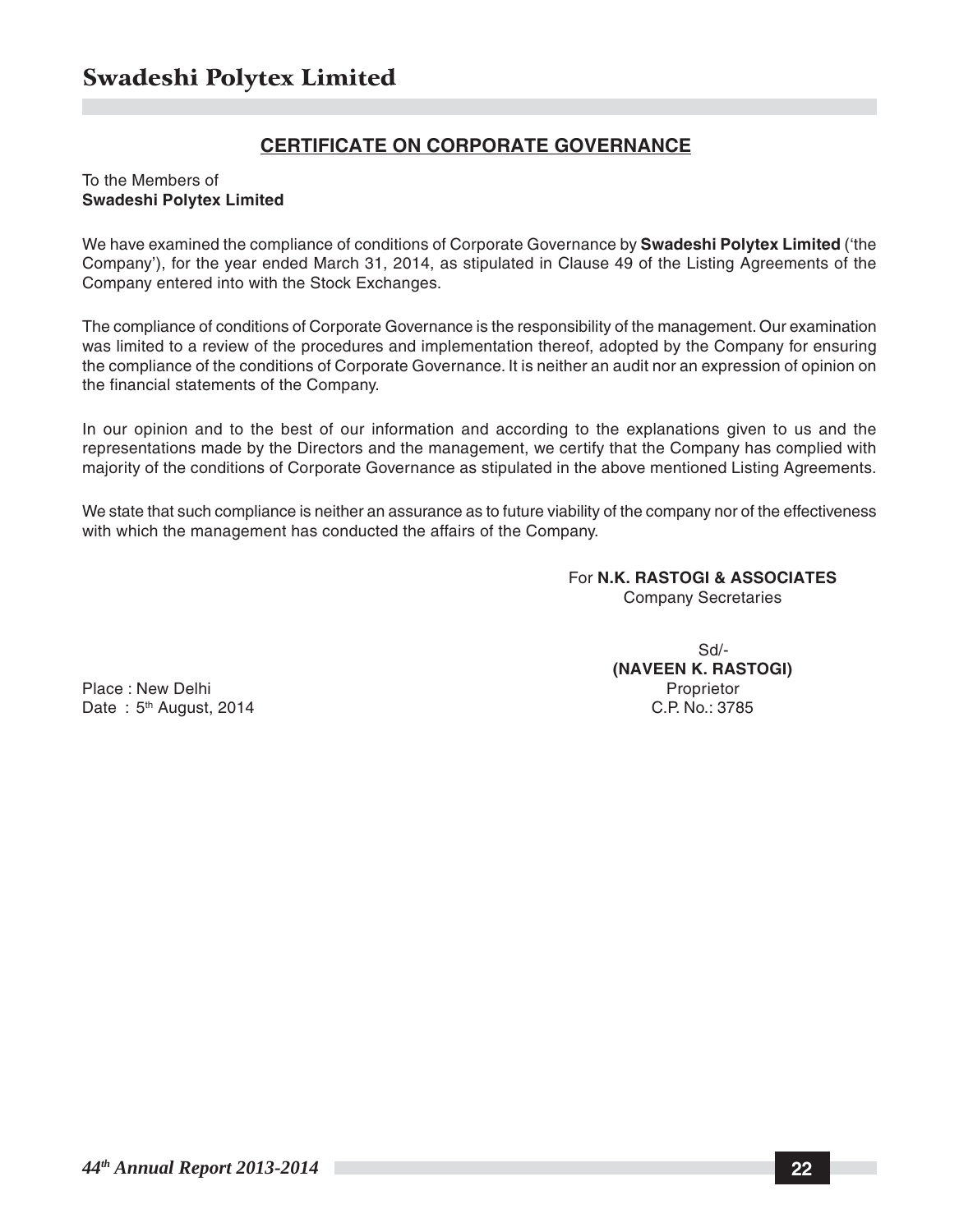## CERTIFICATE ON CORPORATE GOVERNANCE

To the Members of
**Swadeshi Polytex Limited**

We have examined the compliance of conditions of Corporate Governance by **Swadeshi Polytex Limited** ('the Company'), for the year ended March 31, 2014, as stipulated in Clause 49 of the Listing Agreements of the Company entered into with the Stock Exchanges.

The compliance of conditions of Corporate Governance is the responsibility of the management. Our examination was limited to a review of the procedures and implementation thereof, adopted by the Company for ensuring the compliance of the conditions of Corporate Governance. It is neither an audit nor an expression of opinion on the financial statements of the Company.

In our opinion and to the best of our information and according to the explanations given to us and the representations made by the Directors and the management, we certify that the Company has complied with majority of the conditions of Corporate Governance as stipulated in the above mentioned Listing Agreements.

We state that such compliance is neither an assurance as to future viability of the company nor of the effectiveness with which the management has conducted the affairs of the Company.

For **N.K. RASTOGI & ASSOCIATES**
Company Secretaries

Sd/-
**(NAVEEN K. RASTOGI)**
Proprietor
C.P. No.: 3785

Place : New Delhi
Date : 5th August, 2014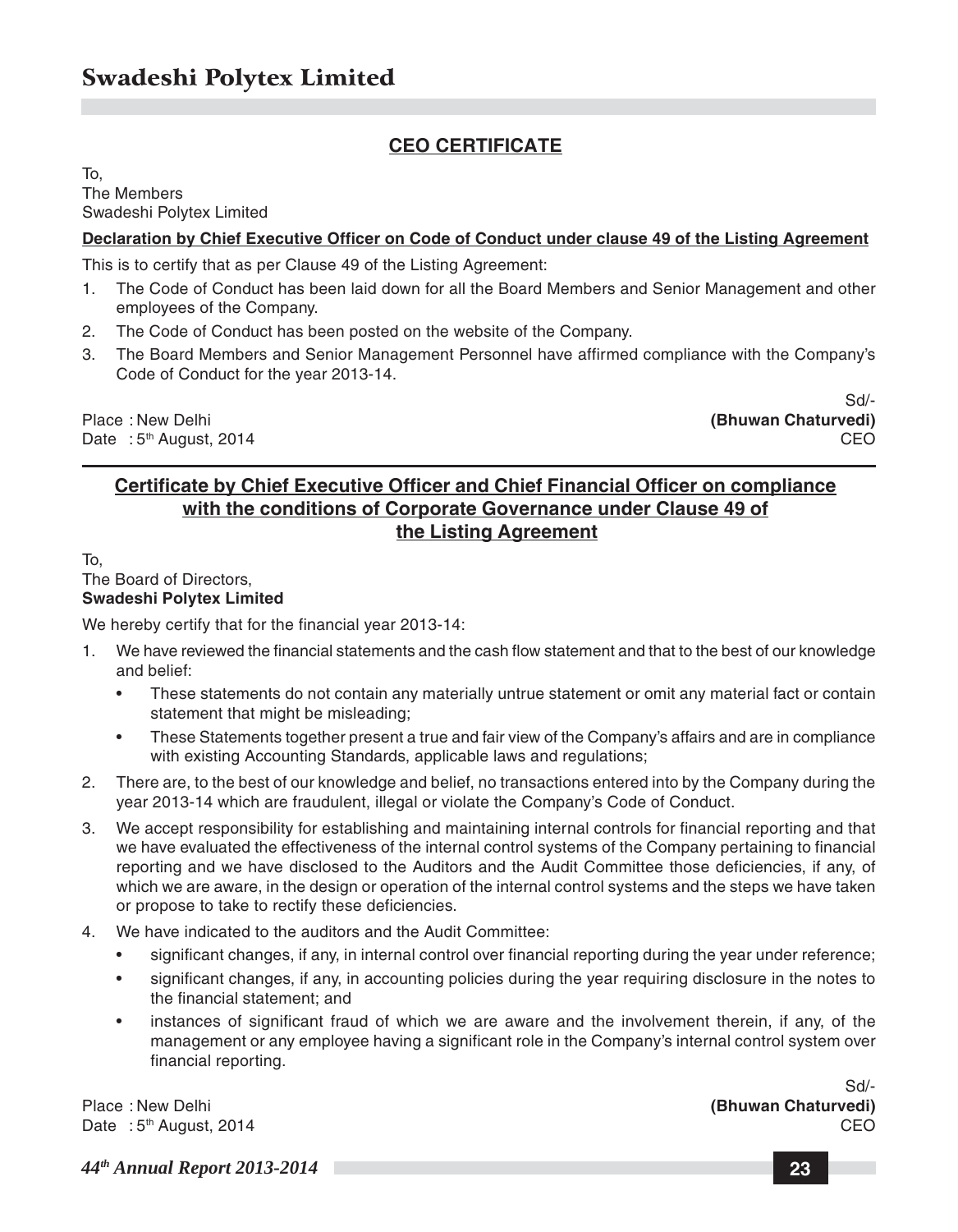## CEO CERTIFICATE

To,
The Members
Swadeshi Polytex Limited

**Declaration by Chief Executive Officer on Code of Conduct under clause 49 of the Listing Agreement**

This is to certify that as per Clause 49 of the Listing Agreement:

1. The Code of Conduct has been laid down for all the Board Members and Senior Management and other employees of the Company.
2. The Code of Conduct has been posted on the website of the Company.
3. The Board Members and Senior Management Personnel have affirmed compliance with the Company's Code of Conduct for the year 2013-14.

Sd/-
**(Bhuwan Chaturvedi)**
CEO

Place : New Delhi
Date : 5th August, 2014

---

## Certificate by Chief Executive Officer and Chief Financial Officer on compliance with the conditions of Corporate Governance under Clause 49 of the Listing Agreement

To,
The Board of Directors,
**Swadeshi Polytex Limited**

We hereby certify that for the financial year 2013-14:

1. We have reviewed the financial statements and the cash flow statement and that to the best of our knowledge and belief:
   - These statements do not contain any materially untrue statement or omit any material fact or contain statement that might be misleading;
   - These Statements together present a true and fair view of the Company's affairs and are in compliance with existing Accounting Standards, applicable laws and regulations;
2. There are, to the best of our knowledge and belief, no transactions entered into by the Company during the year 2013-14 which are fraudulent, illegal or violate the Company's Code of Conduct.
3. We accept responsibility for establishing and maintaining internal controls for financial reporting and that we have evaluated the effectiveness of the internal control systems of the Company pertaining to financial reporting and we have disclosed to the Auditors and the Audit Committee those deficiencies, if any, of which we are aware, in the design or operation of the internal control systems and the steps we have taken or propose to take to rectify these deficiencies.
4. We have indicated to the auditors and the Audit Committee:
   - significant changes, if any, in internal control over financial reporting during the year under reference;
   - significant changes, if any, in accounting policies during the year requiring disclosure in the notes to the financial statement; and
   - instances of significant fraud of which we are aware and the involvement therein, if any, of the management or any employee having a significant role in the Company's internal control system over financial reporting.

Sd/-
**(Bhuwan Chaturvedi)**
CEO

Place : New Delhi
Date : 5th August, 2014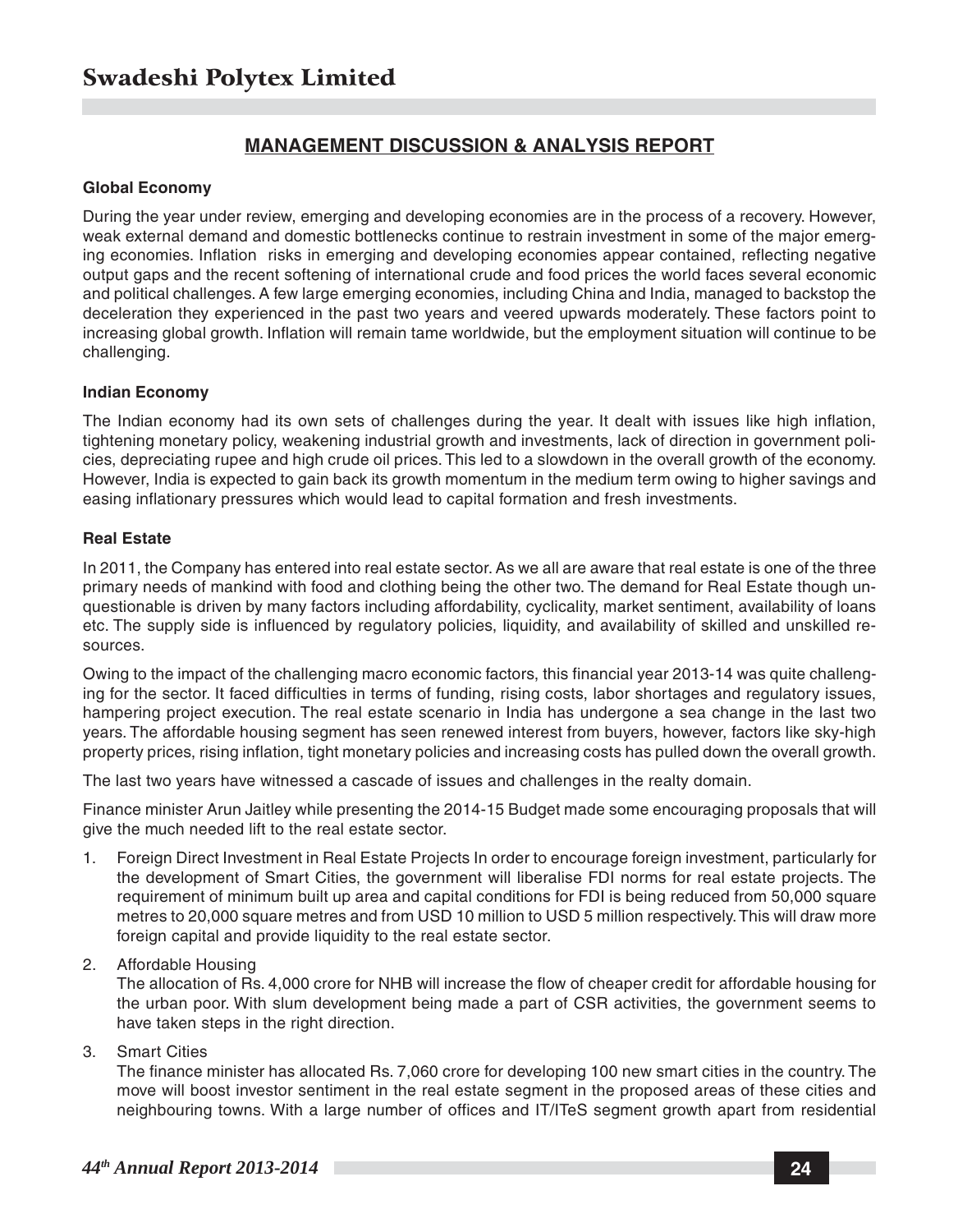## MANAGEMENT DISCUSSION & ANALYSIS REPORT

**Global Economy**

During the year under review, emerging and developing economies are in the process of a recovery. However, weak external demand and domestic bottlenecks continue to restrain investment in some of the major emerging economies. Inflation risks in emerging and developing economies appear contained, reflecting negative output gaps and the recent softening of international crude and food prices the world faces several economic and political challenges. A few large emerging economies, including China and India, managed to backstop the deceleration they experienced in the past two years and veered upwards moderately. These factors point to increasing global growth. Inflation will remain tame worldwide, but the employment situation will continue to be challenging.

**Indian Economy**

The Indian economy had its own sets of challenges during the year. It dealt with issues like high inflation, tightening monetary policy, weakening industrial growth and investments, lack of direction in government policies, depreciating rupee and high crude oil prices. This led to a slowdown in the overall growth of the economy. However, India is expected to gain back its growth momentum in the medium term owing to higher savings and easing inflationary pressures which would lead to capital formation and fresh investments.

**Real Estate**

In 2011, the Company has entered into real estate sector. As we all are aware that real estate is one of the three primary needs of mankind with food and clothing being the other two. The demand for Real Estate though unquestionable is driven by many factors including affordability, cyclicality, market sentiment, availability of loans etc. The supply side is influenced by regulatory policies, liquidity, and availability of skilled and unskilled resources.

Owing to the impact of the challenging macro economic factors, this financial year 2013-14 was quite challenging for the sector. It faced difficulties in terms of funding, rising costs, labor shortages and regulatory issues, hampering project execution. The real estate scenario in India has undergone a sea change in the last two years. The affordable housing segment has seen renewed interest from buyers, however, factors like sky-high property prices, rising inflation, tight monetary policies and increasing costs has pulled down the overall growth.

The last two years have witnessed a cascade of issues and challenges in the realty domain.

Finance minister Arun Jaitley while presenting the 2014-15 Budget made some encouraging proposals that will give the much needed lift to the real estate sector.

1. Foreign Direct Investment in Real Estate Projects In order to encourage foreign investment, particularly for the development of Smart Cities, the government will liberalise FDI norms for real estate projects. The requirement of minimum built up area and capital conditions for FDI is being reduced from 50,000 square metres to 20,000 square metres and from USD 10 million to USD 5 million respectively. This will draw more foreign capital and provide liquidity to the real estate sector.

2. Affordable Housing
   The allocation of Rs. 4,000 crore for NHB will increase the flow of cheaper credit for affordable housing for the urban poor. With slum development being made a part of CSR activities, the government seems to have taken steps in the right direction.

3. Smart Cities
   The finance minister has allocated Rs. 7,060 crore for developing 100 new smart cities in the country. The move will boost investor sentiment in the real estate segment in the proposed areas of these cities and neighbouring towns. With a large number of offices and IT/ITeS segment growth apart from residential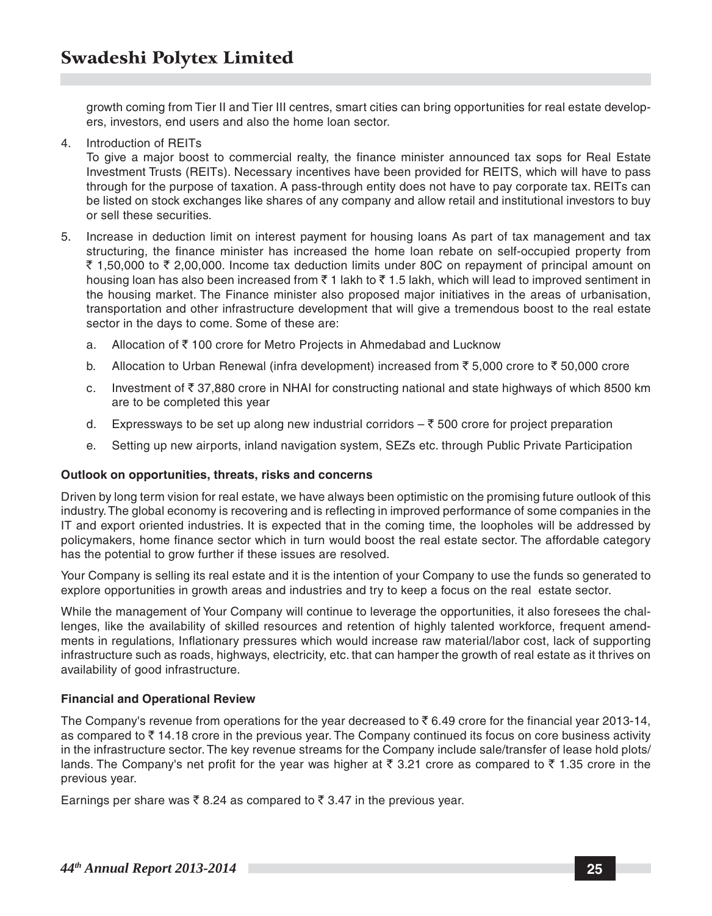growth coming from Tier II and Tier III centres, smart cities can bring opportunities for real estate developers, investors, end users and also the home loan sector.

4. Introduction of REITs

   To give a major boost to commercial realty, the finance minister announced tax sops for Real Estate Investment Trusts (REITs). Necessary incentives have been provided for REITS, which will have to pass through for the purpose of taxation. A pass-through entity does not have to pay corporate tax. REITs can be listed on stock exchanges like shares of any company and allow retail and institutional investors to buy or sell these securities.

5. Increase in deduction limit on interest payment for housing loans As part of tax management and tax structuring, the finance minister has increased the home loan rebate on self-occupied property from ₹ 1,50,000 to ₹ 2,00,000. Income tax deduction limits under 80C on repayment of principal amount on housing loan has also been increased from ₹ 1 lakh to ₹ 1.5 lakh, which will lead to improved sentiment in the housing market. The Finance minister also proposed major initiatives in the areas of urbanisation, transportation and other infrastructure development that will give a tremendous boost to the real estate sector in the days to come. Some of these are:

   a. Allocation of ₹ 100 crore for Metro Projects in Ahmedabad and Lucknow

   b. Allocation to Urban Renewal (infra development) increased from ₹ 5,000 crore to ₹ 50,000 crore

   c. Investment of ₹ 37,880 crore in NHAI for constructing national and state highways of which 8500 km are to be completed this year

   d. Expressways to be set up along new industrial corridors – ₹ 500 crore for project preparation

   e. Setting up new airports, inland navigation system, SEZs etc. through Public Private Participation

**Outlook on opportunities, threats, risks and concerns**

Driven by long term vision for real estate, we have always been optimistic on the promising future outlook of this industry. The global economy is recovering and is reflecting in improved performance of some companies in the IT and export oriented industries. It is expected that in the coming time, the loopholes will be addressed by policymakers, home finance sector which in turn would boost the real estate sector. The affordable category has the potential to grow further if these issues are resolved.

Your Company is selling its real estate and it is the intention of your Company to use the funds so generated to explore opportunities in growth areas and industries and try to keep a focus on the real estate sector.

While the management of Your Company will continue to leverage the opportunities, it also foresees the challenges, like the availability of skilled resources and retention of highly talented workforce, frequent amendments in regulations, Inflationary pressures which would increase raw material/labor cost, lack of supporting infrastructure such as roads, highways, electricity, etc. that can hamper the growth of real estate as it thrives on availability of good infrastructure.

**Financial and Operational Review**

The Company's revenue from operations for the year decreased to ₹ 6.49 crore for the financial year 2013-14, as compared to ₹ 14.18 crore in the previous year. The Company continued its focus on core business activity in the infrastructure sector. The key revenue streams for the Company include sale/transfer of lease hold plots/ lands. The Company's net profit for the year was higher at ₹ 3.21 crore as compared to ₹ 1.35 crore in the previous year.

Earnings per share was ₹ 8.24 as compared to ₹ 3.47 in the previous year.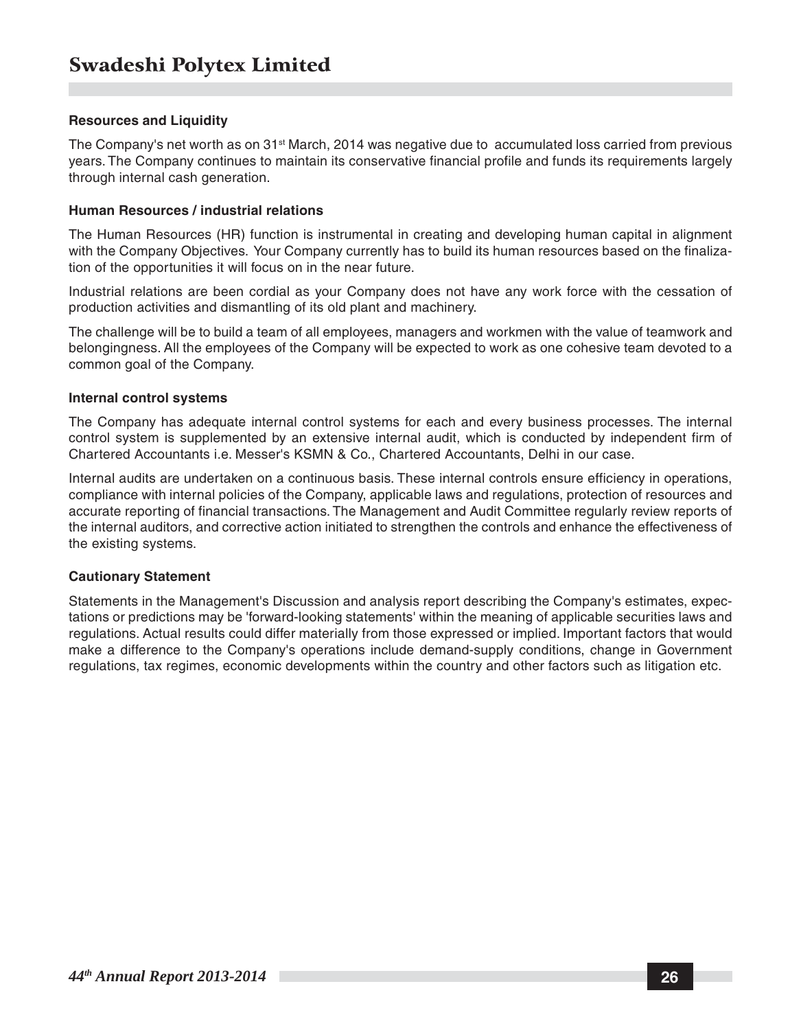### Resources and Liquidity

The Company's net worth as on 31st March, 2014 was negative due to accumulated loss carried from previous years. The Company continues to maintain its conservative financial profile and funds its requirements largely through internal cash generation.

### Human Resources / industrial relations

The Human Resources (HR) function is instrumental in creating and developing human capital in alignment with the Company Objectives. Your Company currently has to build its human resources based on the finalization of the opportunities it will focus on in the near future.

Industrial relations are been cordial as your Company does not have any work force with the cessation of production activities and dismantling of its old plant and machinery.

The challenge will be to build a team of all employees, managers and workmen with the value of teamwork and belongingness. All the employees of the Company will be expected to work as one cohesive team devoted to a common goal of the Company.

### Internal control systems

The Company has adequate internal control systems for each and every business processes. The internal control system is supplemented by an extensive internal audit, which is conducted by independent firm of Chartered Accountants i.e. Messer's KSMN & Co., Chartered Accountants, Delhi in our case.

Internal audits are undertaken on a continuous basis. These internal controls ensure efficiency in operations, compliance with internal policies of the Company, applicable laws and regulations, protection of resources and accurate reporting of financial transactions. The Management and Audit Committee regularly review reports of the internal auditors, and corrective action initiated to strengthen the controls and enhance the effectiveness of the existing systems.

### Cautionary Statement

Statements in the Management's Discussion and analysis report describing the Company's estimates, expectations or predictions may be 'forward-looking statements' within the meaning of applicable securities laws and regulations. Actual results could differ materially from those expressed or implied. Important factors that would make a difference to the Company's operations include demand-supply conditions, change in Government regulations, tax regimes, economic developments within the country and other factors such as litigation etc.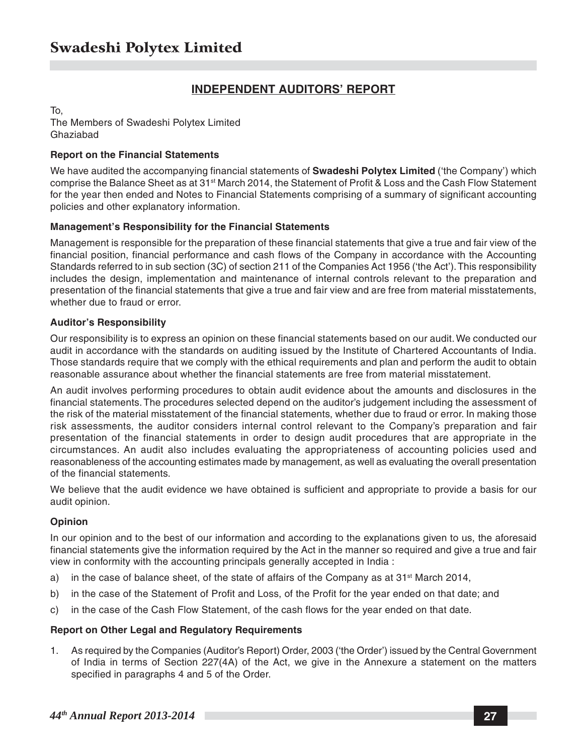## INDEPENDENT AUDITORS' REPORT

To,
The Members of Swadeshi Polytex Limited
Ghaziabad

**Report on the Financial Statements**

We have audited the accompanying financial statements of **Swadeshi Polytex Limited** ('the Company') which comprise the Balance Sheet as at 31st March 2014, the Statement of Profit & Loss and the Cash Flow Statement for the year then ended and Notes to Financial Statements comprising of a summary of significant accounting policies and other explanatory information.

**Management's Responsibility for the Financial Statements**

Management is responsible for the preparation of these financial statements that give a true and fair view of the financial position, financial performance and cash flows of the Company in accordance with the Accounting Standards referred to in sub section (3C) of section 211 of the Companies Act 1956 ('the Act'). This responsibility includes the design, implementation and maintenance of internal controls relevant to the preparation and presentation of the financial statements that give a true and fair view and are free from material misstatements, whether due to fraud or error.

**Auditor's Responsibility**

Our responsibility is to express an opinion on these financial statements based on our audit. We conducted our audit in accordance with the standards on auditing issued by the Institute of Chartered Accountants of India. Those standards require that we comply with the ethical requirements and plan and perform the audit to obtain reasonable assurance about whether the financial statements are free from material misstatement.

An audit involves performing procedures to obtain audit evidence about the amounts and disclosures in the financial statements. The procedures selected depend on the auditor's judgement including the assessment of the risk of the material misstatement of the financial statements, whether due to fraud or error. In making those risk assessments, the auditor considers internal control relevant to the Company's preparation and fair presentation of the financial statements in order to design audit procedures that are appropriate in the circumstances. An audit also includes evaluating the appropriateness of accounting policies used and reasonableness of the accounting estimates made by management, as well as evaluating the overall presentation of the financial statements.

We believe that the audit evidence we have obtained is sufficient and appropriate to provide a basis for our audit opinion.

**Opinion**

In our opinion and to the best of our information and according to the explanations given to us, the aforesaid financial statements give the information required by the Act in the manner so required and give a true and fair view in conformity with the accounting principals generally accepted in India :

a) in the case of balance sheet, of the state of affairs of the Company as at 31st March 2014,

b) in the case of the Statement of Profit and Loss, of the Profit for the year ended on that date; and

c) in the case of the Cash Flow Statement, of the cash flows for the year ended on that date.

**Report on Other Legal and Regulatory Requirements**

1. As required by the Companies (Auditor's Report) Order, 2003 ('the Order') issued by the Central Government of India in terms of Section 227(4A) of the Act, we give in the Annexure a statement on the matters specified in paragraphs 4 and 5 of the Order.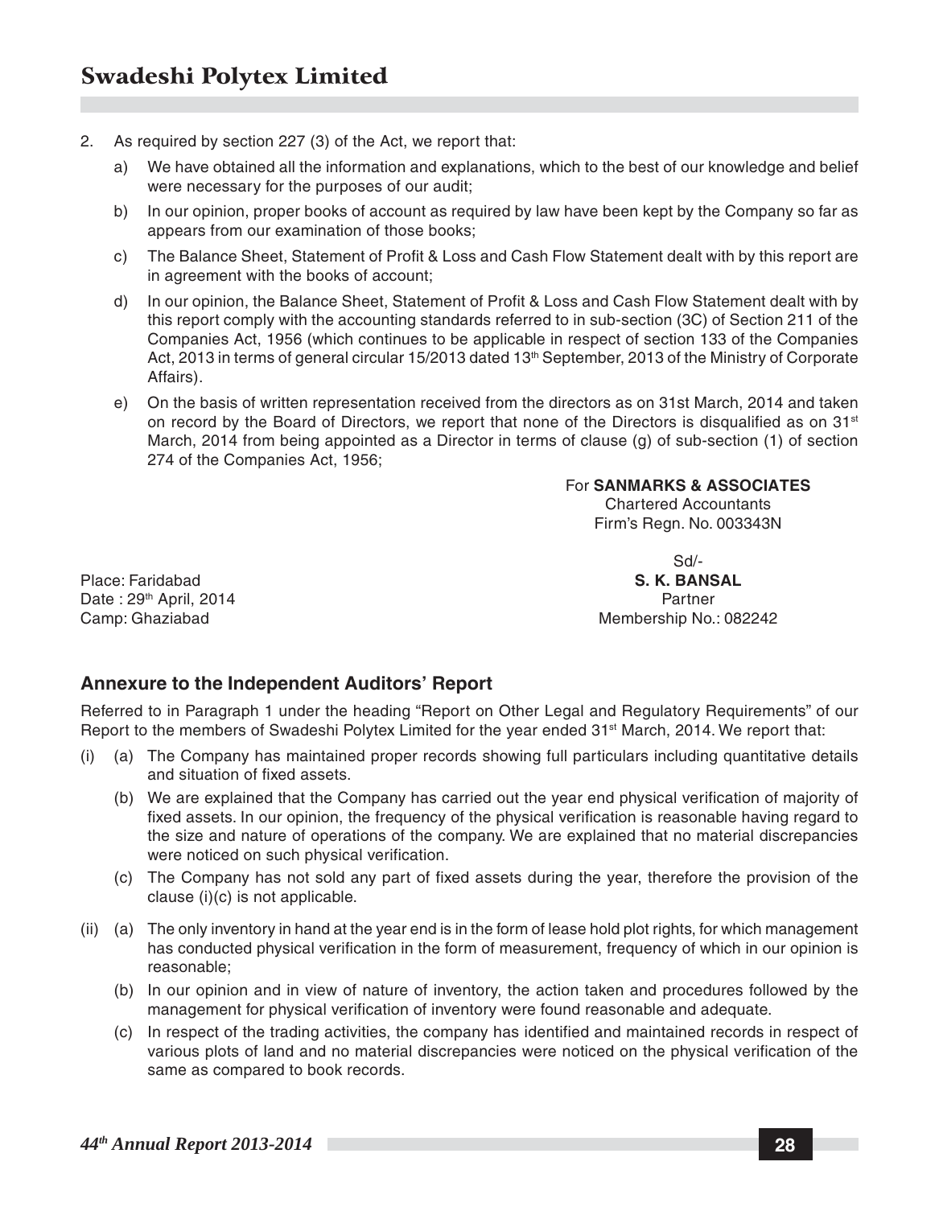2. As required by section 227 (3) of the Act, we report that:

   a) We have obtained all the information and explanations, which to the best of our knowledge and belief were necessary for the purposes of our audit;

   b) In our opinion, proper books of account as required by law have been kept by the Company so far as appears from our examination of those books;

   c) The Balance Sheet, Statement of Profit & Loss and Cash Flow Statement dealt with by this report are in agreement with the books of account;

   d) In our opinion, the Balance Sheet, Statement of Profit & Loss and Cash Flow Statement dealt with by this report comply with the accounting standards referred to in sub-section (3C) of Section 211 of the Companies Act, 1956 (which continues to be applicable in respect of section 133 of the Companies Act, 2013 in terms of general circular 15/2013 dated 13th September, 2013 of the Ministry of Corporate Affairs).

   e) On the basis of written representation received from the directors as on 31st March, 2014 and taken on record by the Board of Directors, we report that none of the Directors is disqualified as on 31st March, 2014 from being appointed as a Director in terms of clause (g) of sub-section (1) of section 274 of the Companies Act, 1956;

For **SANMARKS & ASSOCIATES**
Chartered Accountants
Firm's Regn. No. 003343N

Sd/-
**S. K. BANSAL**
Partner
Membership No.: 082242

Place: Faridabad
Date : 29th April, 2014
Camp: Ghaziabad

## Annexure to the Independent Auditors' Report

Referred to in Paragraph 1 under the heading "Report on Other Legal and Regulatory Requirements" of our Report to the members of Swadeshi Polytex Limited for the year ended 31st March, 2014. We report that:

(i) (a) The Company has maintained proper records showing full particulars including quantitative details and situation of fixed assets.

   (b) We are explained that the Company has carried out the year end physical verification of majority of fixed assets. In our opinion, the frequency of the physical verification is reasonable having regard to the size and nature of operations of the company. We are explained that no material discrepancies were noticed on such physical verification.

   (c) The Company has not sold any part of fixed assets during the year, therefore the provision of the clause (i)(c) is not applicable.

(ii) (a) The only inventory in hand at the year end is in the form of lease hold plot rights, for which management has conducted physical verification in the form of measurement, frequency of which in our opinion is reasonable;

   (b) In our opinion and in view of nature of inventory, the action taken and procedures followed by the management for physical verification of inventory were found reasonable and adequate.

   (c) In respect of the trading activities, the company has identified and maintained records in respect of various plots of land and no material discrepancies were noticed on the physical verification of the same as compared to book records.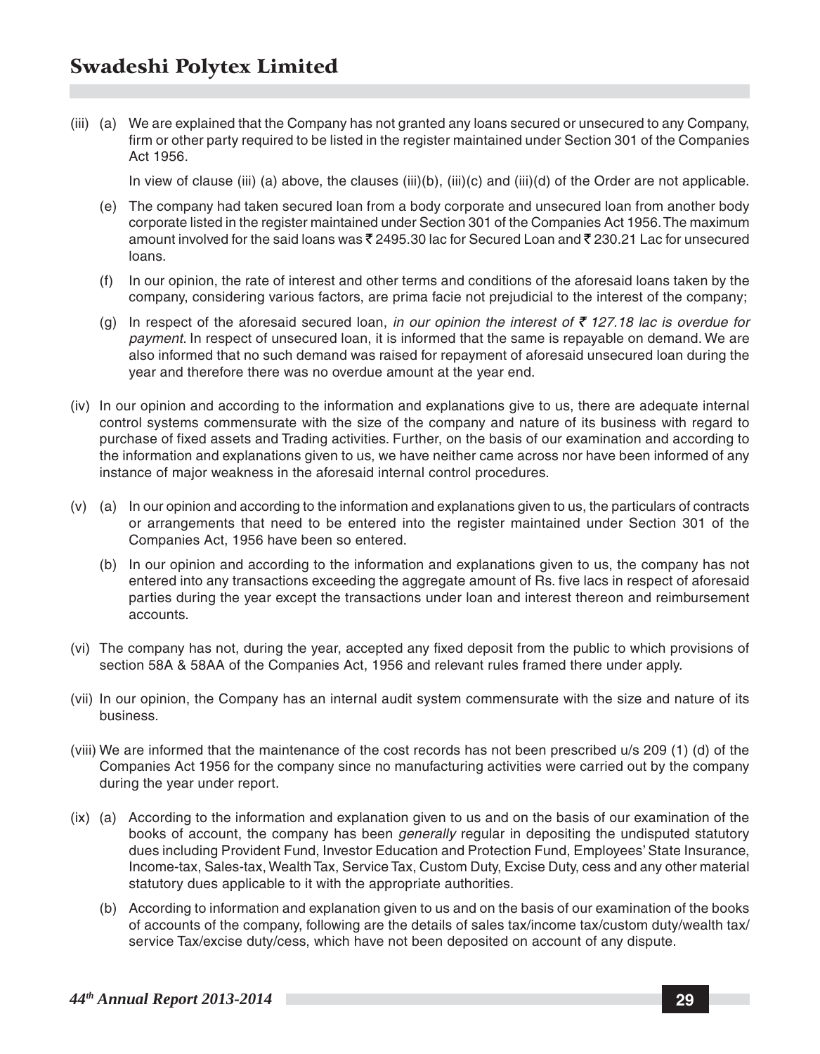(iii) (a) We are explained that the Company has not granted any loans secured or unsecured to any Company, firm or other party required to be listed in the register maintained under Section 301 of the Companies Act 1956.

In view of clause (iii) (a) above, the clauses (iii)(b), (iii)(c) and (iii)(d) of the Order are not applicable.

(e) The company had taken secured loan from a body corporate and unsecured loan from another body corporate listed in the register maintained under Section 301 of the Companies Act 1956. The maximum amount involved for the said loans was ₹ 2495.30 lac for Secured Loan and ₹ 230.21 Lac for unsecured loans.

(f) In our opinion, the rate of interest and other terms and conditions of the aforesaid loans taken by the company, considering various factors, are prima facie not prejudicial to the interest of the company;

(g) In respect of the aforesaid secured loan, *in our opinion the interest of ₹ 127.18 lac is overdue for payment*. In respect of unsecured loan, it is informed that the same is repayable on demand. We are also informed that no such demand was raised for repayment of aforesaid unsecured loan during the year and therefore there was no overdue amount at the year end.

(iv) In our opinion and according to the information and explanations give to us, there are adequate internal control systems commensurate with the size of the company and nature of its business with regard to purchase of fixed assets and Trading activities. Further, on the basis of our examination and according to the information and explanations given to us, we have neither came across nor have been informed of any instance of major weakness in the aforesaid internal control procedures.

(v) (a) In our opinion and according to the information and explanations given to us, the particulars of contracts or arrangements that need to be entered into the register maintained under Section 301 of the Companies Act, 1956 have been so entered.

(b) In our opinion and according to the information and explanations given to us, the company has not entered into any transactions exceeding the aggregate amount of Rs. five lacs in respect of aforesaid parties during the year except the transactions under loan and interest thereon and reimbursement accounts.

(vi) The company has not, during the year, accepted any fixed deposit from the public to which provisions of section 58A & 58AA of the Companies Act, 1956 and relevant rules framed there under apply.

(vii) In our opinion, the Company has an internal audit system commensurate with the size and nature of its business.

(viii) We are informed that the maintenance of the cost records has not been prescribed u/s 209 (1) (d) of the Companies Act 1956 for the company since no manufacturing activities were carried out by the company during the year under report.

(ix) (a) According to the information and explanation given to us and on the basis of our examination of the books of account, the company has been *generally* regular in depositing the undisputed statutory dues including Provident Fund, Investor Education and Protection Fund, Employees' State Insurance, Income-tax, Sales-tax, Wealth Tax, Service Tax, Custom Duty, Excise Duty, cess and any other material statutory dues applicable to it with the appropriate authorities.

(b) According to information and explanation given to us and on the basis of our examination of the books of accounts of the company, following are the details of sales tax/income tax/custom duty/wealth tax/ service Tax/excise duty/cess, which have not been deposited on account of any dispute.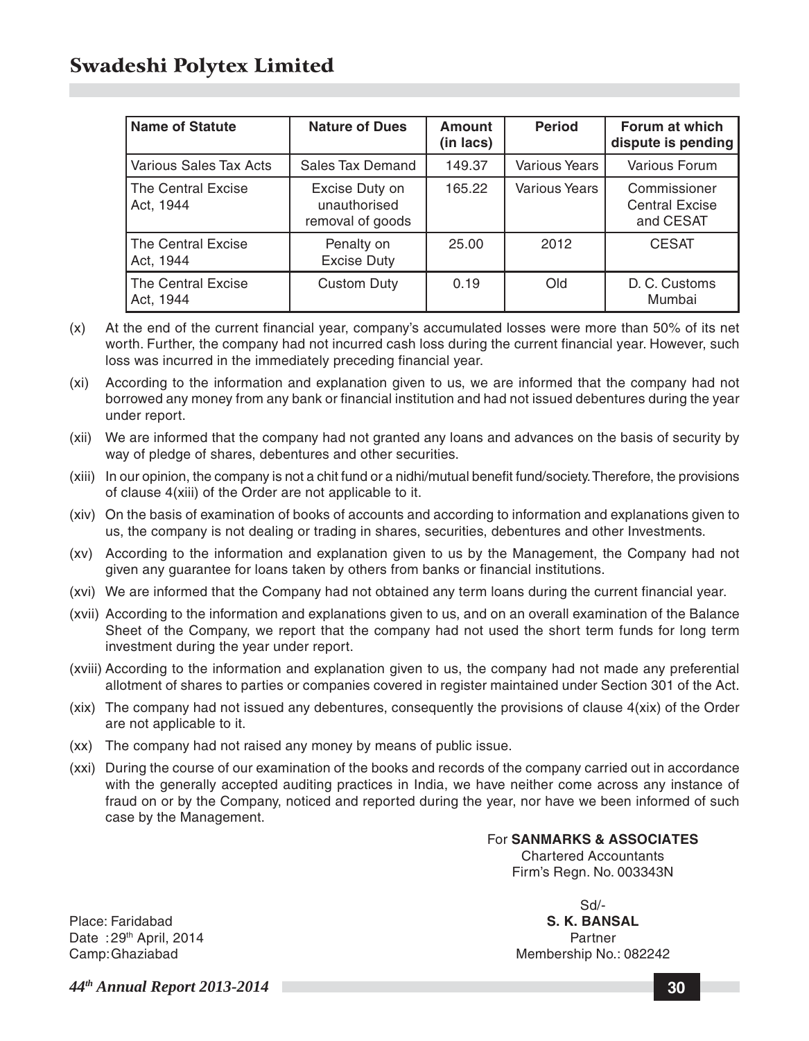| Name of Statute | Nature of Dues | Amount (in lacs) | Period | Forum at which dispute is pending |
|---|---|---|---|---|
| Various Sales Tax Acts | Sales Tax Demand | 149.37 | Various Years | Various Forum |
| The Central Excise Act, 1944 | Excise Duty on unauthorised removal of goods | 165.22 | Various Years | Commissioner Central Excise and CESAT |
| The Central Excise Act, 1944 | Penalty on Excise Duty | 25.00 | 2012 | CESAT |
| The Central Excise Act, 1944 | Custom Duty | 0.19 | Old | D. C. Customs Mumbai |

(x) At the end of the current financial year, company's accumulated losses were more than 50% of its net worth. Further, the company had not incurred cash loss during the current financial year. However, such loss was incurred in the immediately preceding financial year.

(xi) According to the information and explanation given to us, we are informed that the company had not borrowed any money from any bank or financial institution and had not issued debentures during the year under report.

(xii) We are informed that the company had not granted any loans and advances on the basis of security by way of pledge of shares, debentures and other securities.

(xiii) In our opinion, the company is not a chit fund or a nidhi/mutual benefit fund/society. Therefore, the provisions of clause 4(xiii) of the Order are not applicable to it.

(xiv) On the basis of examination of books of accounts and according to information and explanations given to us, the company is not dealing or trading in shares, securities, debentures and other Investments.

(xv) According to the information and explanation given to us by the Management, the Company had not given any guarantee for loans taken by others from banks or financial institutions.

(xvi) We are informed that the Company had not obtained any term loans during the current financial year.

(xvii) According to the information and explanations given to us, and on an overall examination of the Balance Sheet of the Company, we report that the company had not used the short term funds for long term investment during the year under report.

(xviii) According to the information and explanation given to us, the company had not made any preferential allotment of shares to parties or companies covered in register maintained under Section 301 of the Act.

(xix) The company had not issued any debentures, consequently the provisions of clause 4(xix) of the Order are not applicable to it.

(xx) The company had not raised any money by means of public issue.

(xxi) During the course of our examination of the books and records of the company carried out in accordance with the generally accepted auditing practices in India, we have neither come across any instance of fraud on or by the Company, noticed and reported during the year, nor have we been informed of such case by the Management.

For **SANMARKS & ASSOCIATES**
Chartered Accountants
Firm's Regn. No. 003343N

Sd/-
**S. K. BANSAL**
Partner
Membership No.: 082242

Place: Faridabad
Date : 29th April, 2014
Camp: Ghaziabad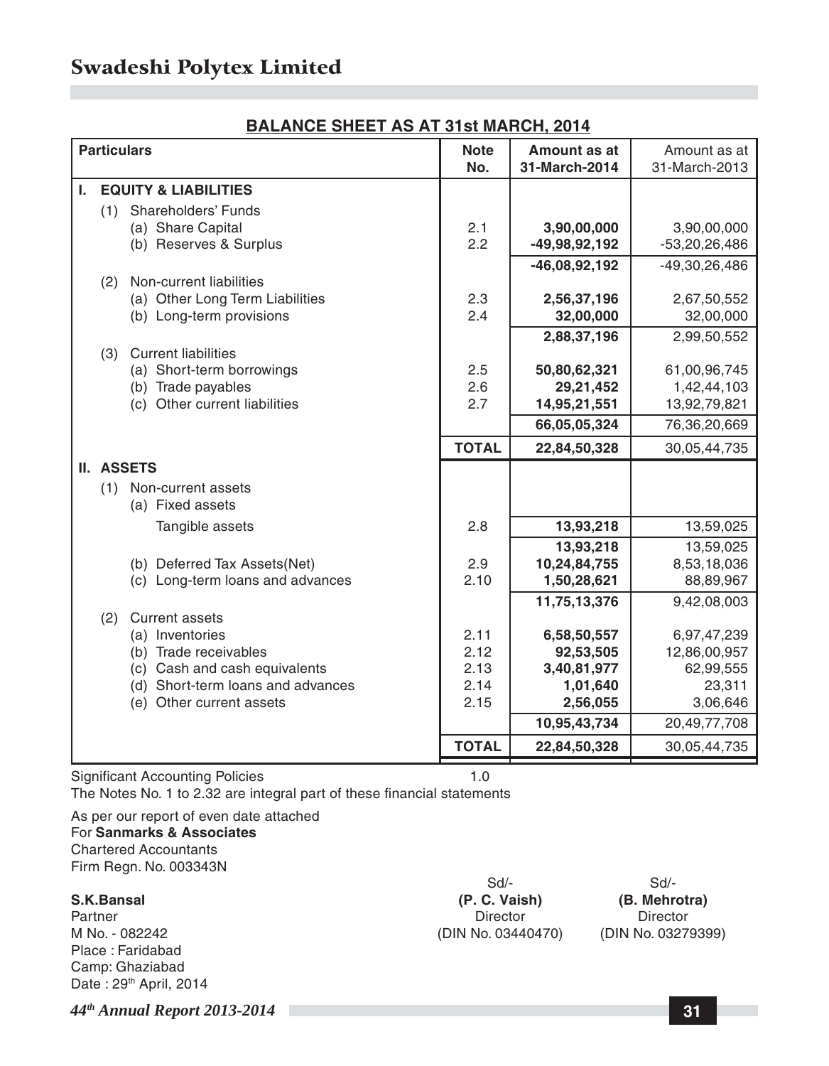# Swadeshi Polytex Limited

## BALANCE SHEET AS AT 31st MARCH, 2014

| Particulars | Note No. | Amount as at 31-March-2014 | Amount as at 31-March-2013 |
|---|---|---|---|
| **I. EQUITY & LIABILITIES** | | | |
| (1) Shareholders' Funds | | | |
| (a) Share Capital | 2.1 | **3,90,00,000** | 3,90,00,000 |
| (b) Reserves & Surplus | 2.2 | **-49,98,92,192** | -53,20,26,486 |
| | | **-46,08,92,192** | -49,30,26,486 |
| (2) Non-current liabilities | | | |
| (a) Other Long Term Liabilities | 2.3 | **2,56,37,196** | 2,67,50,552 |
| (b) Long-term provisions | 2.4 | **32,00,000** | 32,00,000 |
| | | **2,88,37,196** | 2,99,50,552 |
| (3) Current liabilities | | | |
| (a) Short-term borrowings | 2.5 | **50,80,62,321** | 61,00,96,745 |
| (b) Trade payables | 2.6 | **29,21,452** | 1,42,44,103 |
| (c) Other current liabilities | 2.7 | **14,95,21,551** | 13,92,79,821 |
| | | **66,05,05,324** | 76,36,20,669 |
| | **TOTAL** | **22,84,50,328** | 30,05,44,735 |
| **II. ASSETS** | | | |
| (1) Non-current assets | | | |
| (a) Fixed assets | | | |
| Tangible assets | 2.8 | **13,93,218** | 13,59,025 |
| | | **13,93,218** | 13,59,025 |
| (b) Deferred Tax Assets(Net) | 2.9 | **10,24,84,755** | 8,53,18,036 |
| (c) Long-term loans and advances | 2.10 | **1,50,28,621** | 88,89,967 |
| | | **11,75,13,376** | 9,42,08,003 |
| (2) Current assets | | | |
| (a) Inventories | 2.11 | **6,58,50,557** | 6,97,47,239 |
| (b) Trade receivables | 2.12 | **92,53,505** | 12,86,00,957 |
| (c) Cash and cash equivalents | 2.13 | **3,40,81,977** | 62,99,555 |
| (d) Short-term loans and advances | 2.14 | **1,01,640** | 23,311 |
| (e) Other current assets | 2.15 | **2,56,055** | 3,06,646 |
| | | **10,95,43,734** | 20,49,77,708 |
| | **TOTAL** | **22,84,50,328** | 30,05,44,735 |

Significant Accounting Policies 1.0

The Notes No. 1 to 2.32 are integral part of these financial statements

As per our report of even date attached
For **Sanmarks & Associates**
Chartered Accountants
Firm Regn. No. 003343N

**S.K.Bansal**
Partner
M No. - 082242
Place : Faridabad
Camp: Ghaziabad
Date : 29th April, 2014

Sd/-
**(P. C. Vaish)**
Director
(DIN No. 03440470)

Sd/-
**(B. Mehrotra)**
Director
(DIN No. 03279399)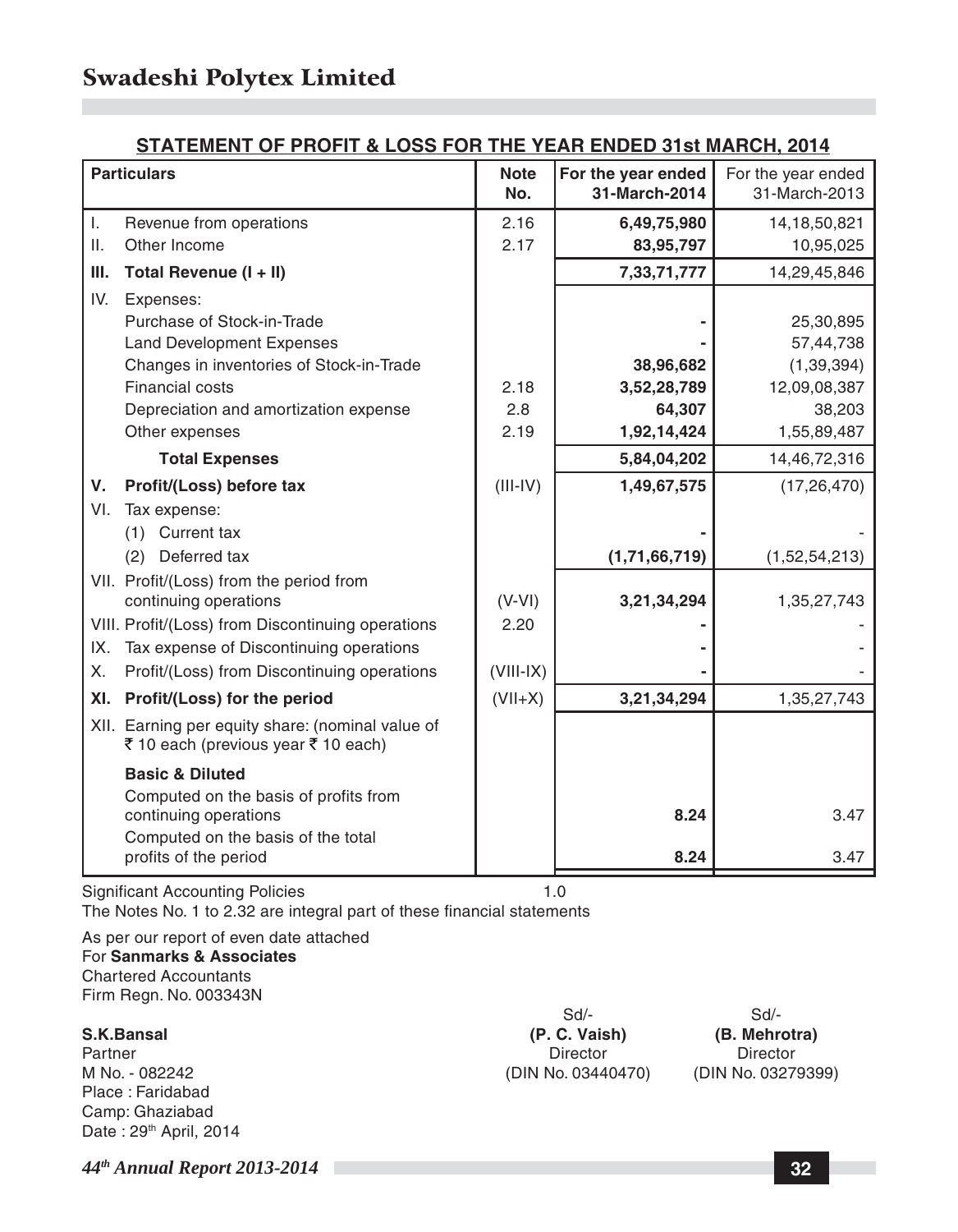# Swadeshi Polytex Limited

## STATEMENT OF PROFIT & LOSS FOR THE YEAR ENDED 31st MARCH, 2014

| | Particulars | Note No. | For the year ended 31-March-2014 | For the year ended 31-March-2013 |
|---|---|---|---|---|
| I. | Revenue from operations | 2.16 | **6,49,75,980** | 14,18,50,821 |
| II. | Other Income | 2.17 | **83,95,797** | 10,95,025 |
| **III.** | **Total Revenue (I + II)** | | **7,33,71,777** | 14,29,45,846 |
| IV. | Expenses: | | | |
| | Purchase of Stock-in-Trade | | **-** | 25,30,895 |
| | Land Development Expenses | | **-** | 57,44,738 |
| | Changes in inventories of Stock-in-Trade | | **38,96,682** | (1,39,394) |
| | Financial costs | 2.18 | **3,52,28,789** | 12,09,08,387 |
| | Depreciation and amortization expense | 2.8 | **64,307** | 38,203 |
| | Other expenses | 2.19 | **1,92,14,424** | 1,55,89,487 |
| | **Total Expenses** | | **5,84,04,202** | 14,46,72,316 |
| **V.** | **Profit/(Loss) before tax** | (III-IV) | **1,49,67,575** | (17,26,470) |
| VI. | Tax expense: | | | |
| | (1) Current tax | | **-** | - |
| | (2) Deferred tax | | **(1,71,66,719)** | (1,52,54,213) |
| VII. | Profit/(Loss) from the period from continuing operations | (V-VI) | **3,21,34,294** | 1,35,27,743 |
| VIII. | Profit/(Loss) from Discontinuing operations | 2.20 | **-** | - |
| IX. | Tax expense of Discontinuing operations | | **-** | - |
| X. | Profit/(Loss) from Discontinuing operations | (VIII-IX) | **-** | - |
| **XI.** | **Profit/(Loss) for the period** | (VII+X) | **3,21,34,294** | 1,35,27,743 |
| XII. | Earning per equity share: (nominal value of ₹ 10 each (previous year ₹ 10 each) | | | |
| | **Basic & Diluted** | | | |
| | Computed on the basis of profits from continuing operations | | **8.24** | 3.47 |
| | Computed on the basis of the total profits of the period | | **8.24** | 3.47 |

Significant Accounting Policies 1.0

The Notes No. 1 to 2.32 are integral part of these financial statements

As per our report of even date attached
For **Sanmarks & Associates**
Chartered Accountants
Firm Regn. No. 003343N

**S.K.Bansal**
Partner
M No. - 082242
Place : Faridabad
Camp: Ghaziabad
Date : 29th April, 2014

Sd/-
**(P. C. Vaish)**
Director
(DIN No. 03440470)

Sd/-
**(B. Mehrotra)**
Director
(DIN No. 03279399)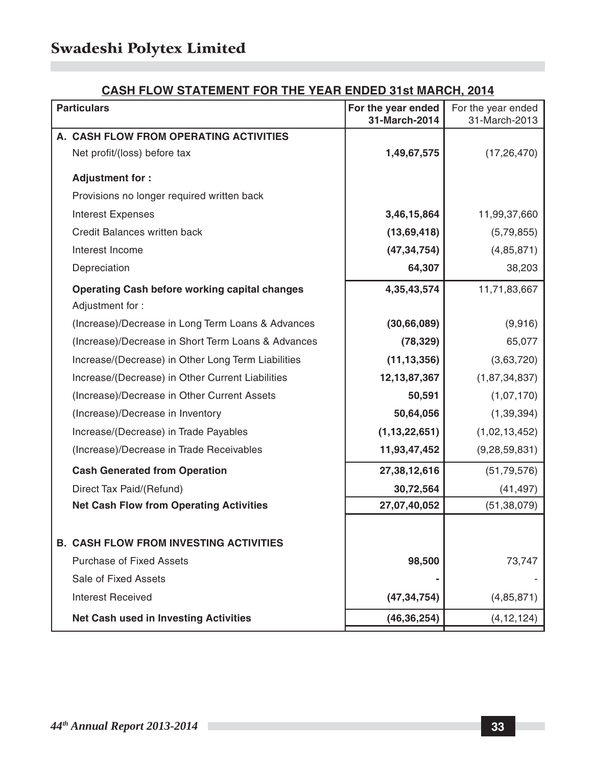## CASH FLOW STATEMENT FOR THE YEAR ENDED 31st MARCH, 2014

| Particulars | For the year ended 31-March-2014 | For the year ended 31-March-2013 |
|---|---|---|
| **A. CASH FLOW FROM OPERATING ACTIVITIES** | | |
| Net profit/(loss) before tax | **1,49,67,575** | (17,26,470) |
| **Adjustment for :** | | |
| Provisions no longer required written back | | |
| Interest Expenses | **3,46,15,864** | 11,99,37,660 |
| Credit Balances written back | **(13,69,418)** | (5,79,855) |
| Interest Income | **(47,34,754)** | (4,85,871) |
| Depreciation | **64,307** | 38,203 |
| **Operating Cash before working capital changes** | **4,35,43,574** | 11,71,83,667 |
| Adjustment for : | | |
| (Increase)/Decrease in Long Term Loans & Advances | **(30,66,089)** | (9,916) |
| (Increase)/Decrease in Short Term Loans & Advances | **(78,329)** | 65,077 |
| Increase/(Decrease) in Other Long Term Liabilities | **(11,13,356)** | (3,63,720) |
| Increase/(Decrease) in Other Current Liabilities | **12,13,87,367** | (1,87,34,837) |
| (Increase)/Decrease in Other Current Assets | **50,591** | (1,07,170) |
| (Increase)/Decrease in Inventory | **50,64,056** | (1,39,394) |
| Increase/(Decrease) in Trade Payables | **(1,13,22,651)** | (1,02,13,452) |
| (Increase)/Decrease in Trade Receivables | **11,93,47,452** | (9,28,59,831) |
| **Cash Generated from Operation** | **27,38,12,616** | (51,79,576) |
| Direct Tax Paid/(Refund) | **30,72,564** | (41,497) |
| **Net Cash Flow from Operating Activities** | **27,07,40,052** | (51,38,079) |
| **B. CASH FLOW FROM INVESTING ACTIVITIES** | | |
| Purchase of Fixed Assets | **98,500** | 73,747 |
| Sale of Fixed Assets | **-** | - |
| Interest Received | **(47,34,754)** | (4,85,871) |
| **Net Cash used in Investing Activities** | **(46,36,254)** | (4,12,124) |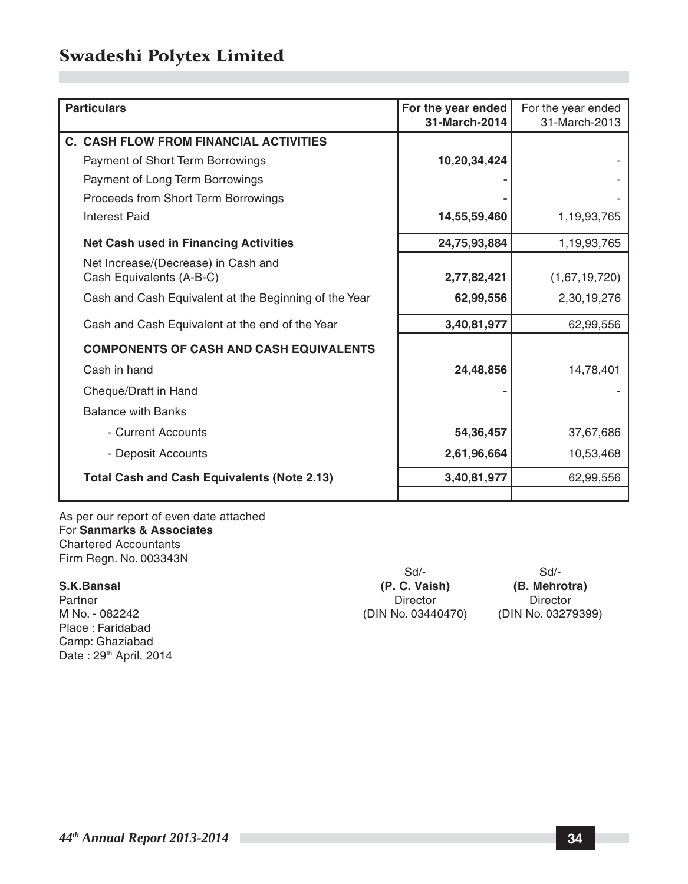| Particulars | For the year ended 31-March-2014 | For the year ended 31-March-2013 |
|---|---|---|
| **C. CASH FLOW FROM FINANCIAL ACTIVITIES** | | |
| Payment of Short Term Borrowings | **10,20,34,424** | - |
| Payment of Long Term Borrowings | **-** | - |
| Proceeds from Short Term Borrowings | **-** | - |
| Interest Paid | **14,55,59,460** | 1,19,93,765 |
| **Net Cash used in Financing Activities** | **24,75,93,884** | 1,19,93,765 |
| Net Increase/(Decrease) in Cash and Cash Equivalents (A-B-C) | **2,77,82,421** | (1,67,19,720) |
| Cash and Cash Equivalent at the Beginning of the Year | **62,99,556** | 2,30,19,276 |
| Cash and Cash Equivalent at the end of the Year | **3,40,81,977** | 62,99,556 |
| **COMPONENTS OF CASH AND CASH EQUIVALENTS** | | |
| Cash in hand | **24,48,856** | 14,78,401 |
| Cheque/Draft in Hand | **-** | - |
| Balance with Banks | | |
| - Current Accounts | **54,36,457** | 37,67,686 |
| - Deposit Accounts | **2,61,96,664** | 10,53,468 |
| **Total Cash and Cash Equivalents (Note 2.13)** | **3,40,81,977** | 62,99,556 |

As per our report of even date attached
For **Sanmarks & Associates**
Chartered Accountants
Firm Regn. No. 003343N

**S.K.Bansal**
Partner
M No. - 082242
Place : Faridabad
Camp: Ghaziabad
Date : 29th April, 2014

Sd/-
**(P. C. Vaish)**
Director
(DIN No. 03440470)

Sd/-
**(B. Mehrotra)**
Director
(DIN No. 03279399)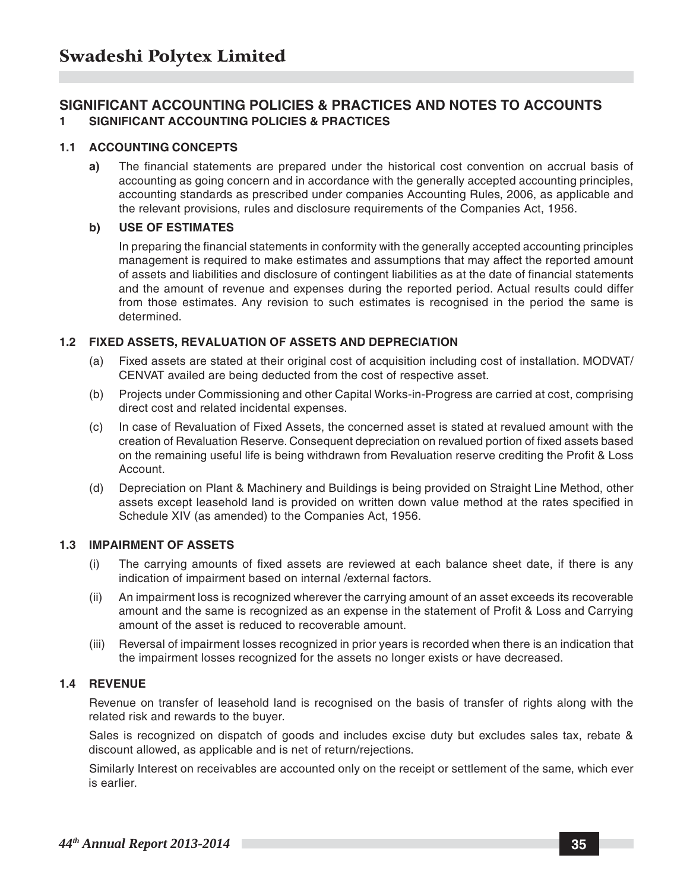## SIGNIFICANT ACCOUNTING POLICIES & PRACTICES AND NOTES TO ACCOUNTS

### 1 SIGNIFICANT ACCOUNTING POLICIES & PRACTICES

#### 1.1 ACCOUNTING CONCEPTS

**a)** The financial statements are prepared under the historical cost convention on accrual basis of accounting as going concern and in accordance with the generally accepted accounting principles, accounting standards as prescribed under companies Accounting Rules, 2006, as applicable and the relevant provisions, rules and disclosure requirements of the Companies Act, 1956.

**b) USE OF ESTIMATES**

In preparing the financial statements in conformity with the generally accepted accounting principles management is required to make estimates and assumptions that may affect the reported amount of assets and liabilities and disclosure of contingent liabilities as at the date of financial statements and the amount of revenue and expenses during the reported period. Actual results could differ from those estimates. Any revision to such estimates is recognised in the period the same is determined.

#### 1.2 FIXED ASSETS, REVALUATION OF ASSETS AND DEPRECIATION

(a) Fixed assets are stated at their original cost of acquisition including cost of installation. MODVAT/ CENVAT availed are being deducted from the cost of respective asset.

(b) Projects under Commissioning and other Capital Works-in-Progress are carried at cost, comprising direct cost and related incidental expenses.

(c) In case of Revaluation of Fixed Assets, the concerned asset is stated at revalued amount with the creation of Revaluation Reserve. Consequent depreciation on revalued portion of fixed assets based on the remaining useful life is being withdrawn from Revaluation reserve crediting the Profit & Loss Account.

(d) Depreciation on Plant & Machinery and Buildings is being provided on Straight Line Method, other assets except leasehold land is provided on written down value method at the rates specified in Schedule XIV (as amended) to the Companies Act, 1956.

#### 1.3 IMPAIRMENT OF ASSETS

(i) The carrying amounts of fixed assets are reviewed at each balance sheet date, if there is any indication of impairment based on internal /external factors.

(ii) An impairment loss is recognized wherever the carrying amount of an asset exceeds its recoverable amount and the same is recognized as an expense in the statement of Profit & Loss and Carrying amount of the asset is reduced to recoverable amount.

(iii) Reversal of impairment losses recognized in prior years is recorded when there is an indication that the impairment losses recognized for the assets no longer exists or have decreased.

#### 1.4 REVENUE

Revenue on transfer of leasehold land is recognised on the basis of transfer of rights along with the related risk and rewards to the buyer.

Sales is recognized on dispatch of goods and includes excise duty but excludes sales tax, rebate & discount allowed, as applicable and is net of return/rejections.

Similarly Interest on receivables are accounted only on the receipt or settlement of the same, which ever is earlier.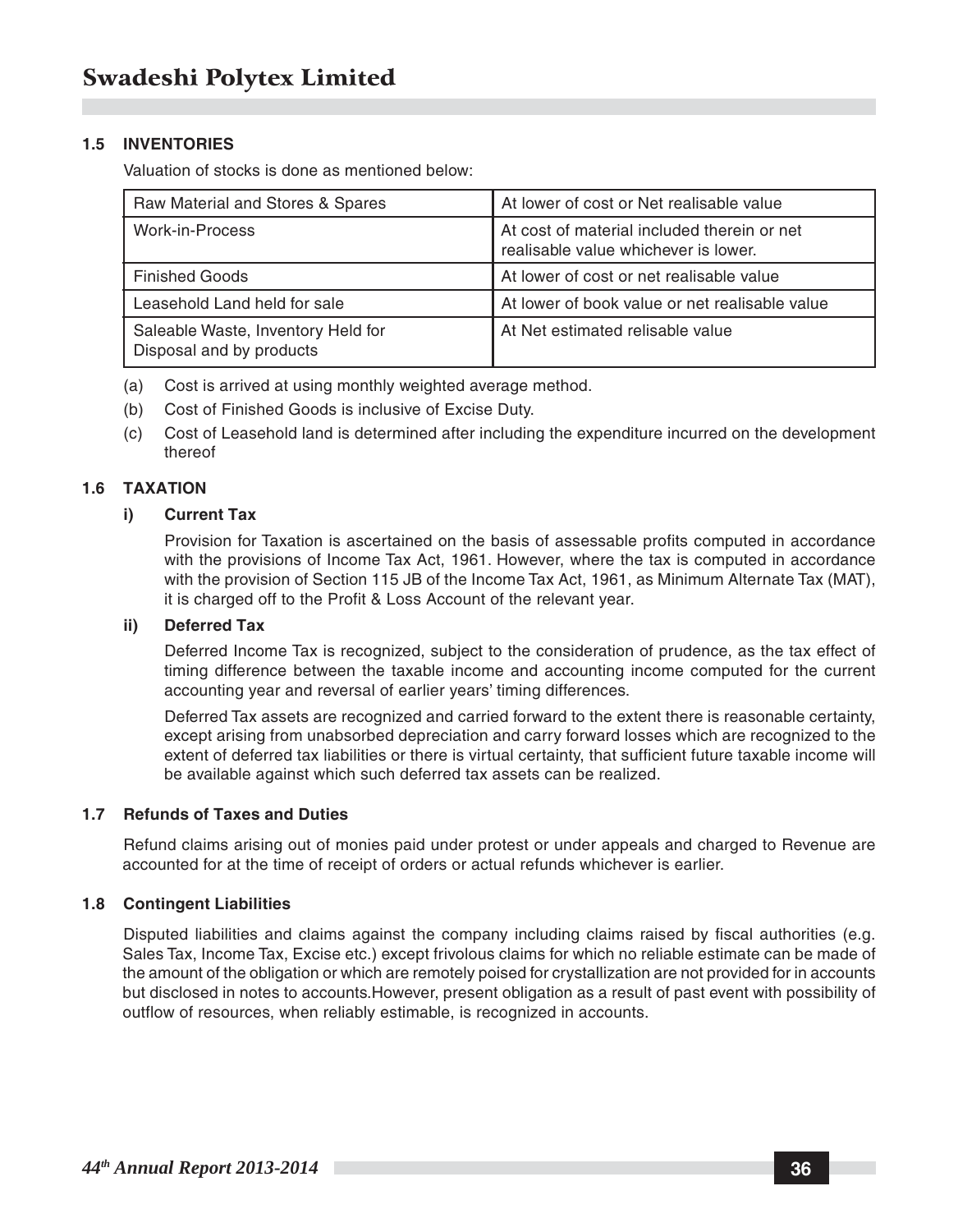### 1.5 INVENTORIES

Valuation of stocks is done as mentioned below:

| Raw Material and Stores & Spares | At lower of cost or Net realisable value |
|---|---|
| Work-in-Process | At cost of material included therein or net realisable value whichever is lower. |
| Finished Goods | At lower of cost or net realisable value |
| Leasehold Land held for sale | At lower of book value or net realisable value |
| Saleable Waste, Inventory Held for Disposal and by products | At Net estimated relisable value |

(a) Cost is arrived at using monthly weighted average method.

(b) Cost of Finished Goods is inclusive of Excise Duty.

(c) Cost of Leasehold land is determined after including the expenditure incurred on the development thereof

### 1.6 TAXATION

**i) Current Tax**

Provision for Taxation is ascertained on the basis of assessable profits computed in accordance with the provisions of Income Tax Act, 1961. However, where the tax is computed in accordance with the provision of Section 115 JB of the Income Tax Act, 1961, as Minimum Alternate Tax (MAT), it is charged off to the Profit & Loss Account of the relevant year.

**ii) Deferred Tax**

Deferred Income Tax is recognized, subject to the consideration of prudence, as the tax effect of timing difference between the taxable income and accounting income computed for the current accounting year and reversal of earlier years' timing differences.

Deferred Tax assets are recognized and carried forward to the extent there is reasonable certainty, except arising from unabsorbed depreciation and carry forward losses which are recognized to the extent of deferred tax liabilities or there is virtual certainty, that sufficient future taxable income will be available against which such deferred tax assets can be realized.

### 1.7 Refunds of Taxes and Duties

Refund claims arising out of monies paid under protest or under appeals and charged to Revenue are accounted for at the time of receipt of orders or actual refunds whichever is earlier.

### 1.8 Contingent Liabilities

Disputed liabilities and claims against the company including claims raised by fiscal authorities (e.g. Sales Tax, Income Tax, Excise etc.) except frivolous claims for which no reliable estimate can be made of the amount of the obligation or which are remotely poised for crystallization are not provided for in accounts but disclosed in notes to accounts.However, present obligation as a result of past event with possibility of outflow of resources, when reliably estimable, is recognized in accounts.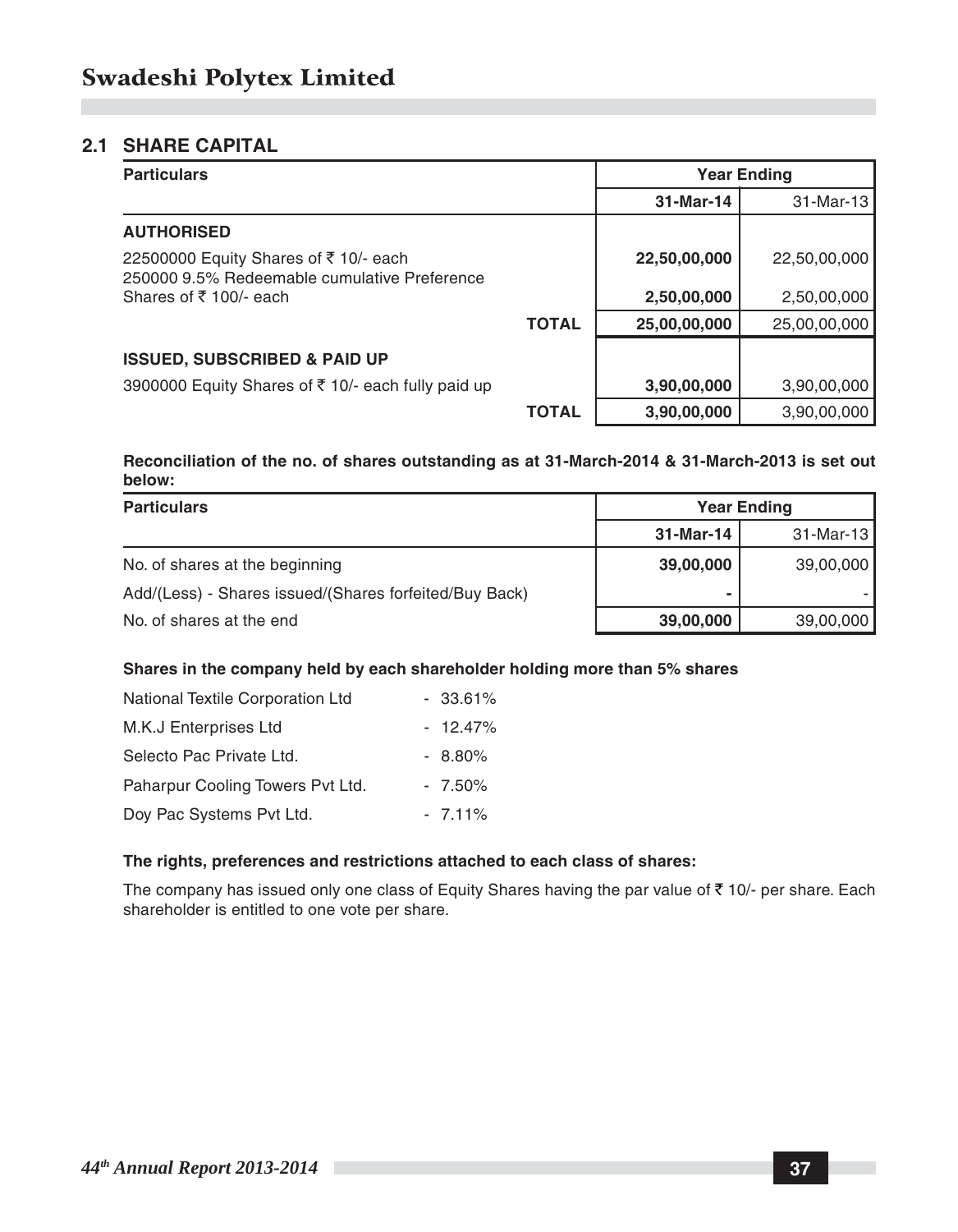## 2.1 SHARE CAPITAL

| Particulars | | Year Ending | |
|---|---|---|---|
| | | **31-Mar-14** | 31-Mar-13 |
| **AUTHORISED** | | | |
| 22500000 Equity Shares of ₹ 10/- each | | **22,50,00,000** | 22,50,00,000 |
| 250000 9.5% Redeemable cumulative Preference Shares of ₹ 100/- each | | **2,50,00,000** | 2,50,00,000 |
| | **TOTAL** | **25,00,00,000** | 25,00,00,000 |
| **ISSUED, SUBSCRIBED & PAID UP** | | | |
| 3900000 Equity Shares of ₹ 10/- each fully paid up | | **3,90,00,000** | 3,90,00,000 |
| | **TOTAL** | **3,90,00,000** | 3,90,00,000 |

**Reconciliation of the no. of shares outstanding as at 31-March-2014 & 31-March-2013 is set out below:**

| Particulars | Year Ending | |
|---|---|---|
| | **31-Mar-14** | 31-Mar-13 |
| No. of shares at the beginning | **39,00,000** | 39,00,000 |
| Add/(Less) - Shares issued/(Shares forfeited/Buy Back) | **-** | - |
| No. of shares at the end | **39,00,000** | 39,00,000 |

**Shares in the company held by each shareholder holding more than 5% shares**

| | |
|---|---|
| National Textile Corporation Ltd | - 33.61% |
| M.K.J Enterprises Ltd | - 12.47% |
| Selecto Pac Private Ltd. | - 8.80% |
| Paharpur Cooling Towers Pvt Ltd. | - 7.50% |
| Doy Pac Systems Pvt Ltd. | - 7.11% |

**The rights, preferences and restrictions attached to each class of shares:**

The company has issued only one class of Equity Shares having the par value of ₹ 10/- per share. Each shareholder is entitled to one vote per share.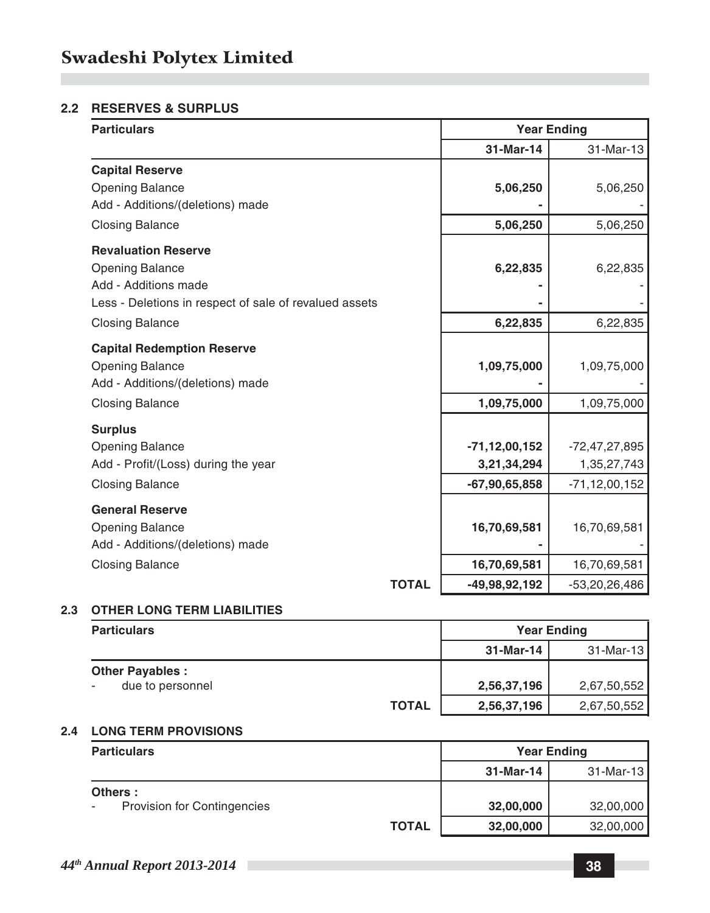## 2.2 RESERVES & SURPLUS

| Particulars | Year Ending | |
|---|---|---|
| | **31-Mar-14** | 31-Mar-13 |
| **Capital Reserve** | | |
| Opening Balance | **5,06,250** | 5,06,250 |
| Add - Additions/(deletions) made | **-** | - |
| Closing Balance | **5,06,250** | 5,06,250 |
| **Revaluation Reserve** | | |
| Opening Balance | **6,22,835** | 6,22,835 |
| Add - Additions made | **-** | - |
| Less - Deletions in respect of sale of revalued assets | **-** | - |
| Closing Balance | **6,22,835** | 6,22,835 |
| **Capital Redemption Reserve** | | |
| Opening Balance | **1,09,75,000** | 1,09,75,000 |
| Add - Additions/(deletions) made | **-** | - |
| Closing Balance | **1,09,75,000** | 1,09,75,000 |
| **Surplus** | | |
| Opening Balance | **-71,12,00,152** | -72,47,27,895 |
| Add - Profit/(Loss) during the year | **3,21,34,294** | 1,35,27,743 |
| Closing Balance | **-67,90,65,858** | -71,12,00,152 |
| **General Reserve** | | |
| Opening Balance | **16,70,69,581** | 16,70,69,581 |
| Add - Additions/(deletions) made | **-** | - |
| Closing Balance | **16,70,69,581** | 16,70,69,581 |
| **TOTAL** | **-49,98,92,192** | -53,20,26,486 |

## 2.3 OTHER LONG TERM LIABILITIES

| Particulars | Year Ending | |
|---|---|---|
| | **31-Mar-14** | 31-Mar-13 |
| **Other Payables :** | | |
| - due to personnel | **2,56,37,196** | 2,67,50,552 |
| **TOTAL** | **2,56,37,196** | 2,67,50,552 |

## 2.4 LONG TERM PROVISIONS

| Particulars | Year Ending | |
|---|---|---|
| | **31-Mar-14** | 31-Mar-13 |
| **Others :** | | |
| - Provision for Contingencies | **32,00,000** | 32,00,000 |
| **TOTAL** | **32,00,000** | 32,00,000 |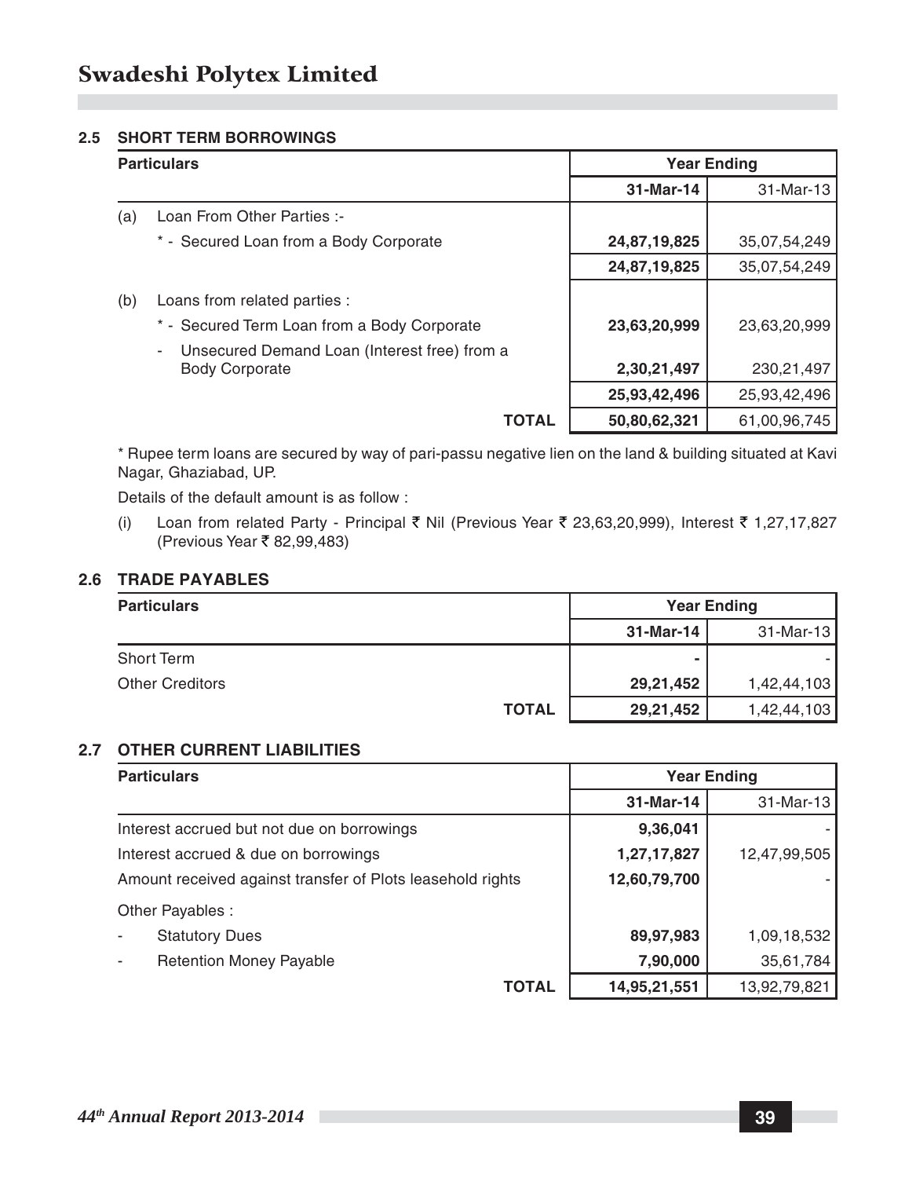## 2.5 SHORT TERM BORROWINGS

| Particulars | Year Ending | |
|---|---|---|
| | **31-Mar-14** | 31-Mar-13 |
| (a) Loan From Other Parties :- | | |
| * - Secured Loan from a Body Corporate | **24,87,19,825** | 35,07,54,249 |
| | **24,87,19,825** | 35,07,54,249 |
| (b) Loans from related parties : | | |
| * - Secured Term Loan from a Body Corporate | **23,63,20,999** | 23,63,20,999 |
| - Unsecured Demand Loan (Interest free) from a Body Corporate | **2,30,21,497** | 230,21,497 |
| | **25,93,42,496** | 25,93,42,496 |
| **TOTAL** | **50,80,62,321** | 61,00,96,745 |

* Rupee term loans are secured by way of pari-passu negative lien on the land & building situated at Kavi Nagar, Ghaziabad, UP.

Details of the default amount is as follow :

(i) Loan from related Party - Principal ₹ Nil (Previous Year ₹ 23,63,20,999), Interest ₹ 1,27,17,827 (Previous Year ₹ 82,99,483)

## 2.6 TRADE PAYABLES

| Particulars | Year Ending | |
|---|---|---|
| | **31-Mar-14** | 31-Mar-13 |
| Short Term | **-** | - |
| Other Creditors | **29,21,452** | 1,42,44,103 |
| **TOTAL** | **29,21,452** | 1,42,44,103 |

## 2.7 OTHER CURRENT LIABILITIES

| Particulars | Year Ending | |
|---|---|---|
| | **31-Mar-14** | 31-Mar-13 |
| Interest accrued but not due on borrowings | **9,36,041** | - |
| Interest accrued & due on borrowings | **1,27,17,827** | 12,47,99,505 |
| Amount received against transfer of Plots leasehold rights | **12,60,79,700** | - |
| Other Payables : | | |
| - Statutory Dues | **89,97,983** | 1,09,18,532 |
| - Retention Money Payable | **7,90,000** | 35,61,784 |
| **TOTAL** | **14,95,21,551** | 13,92,79,821 |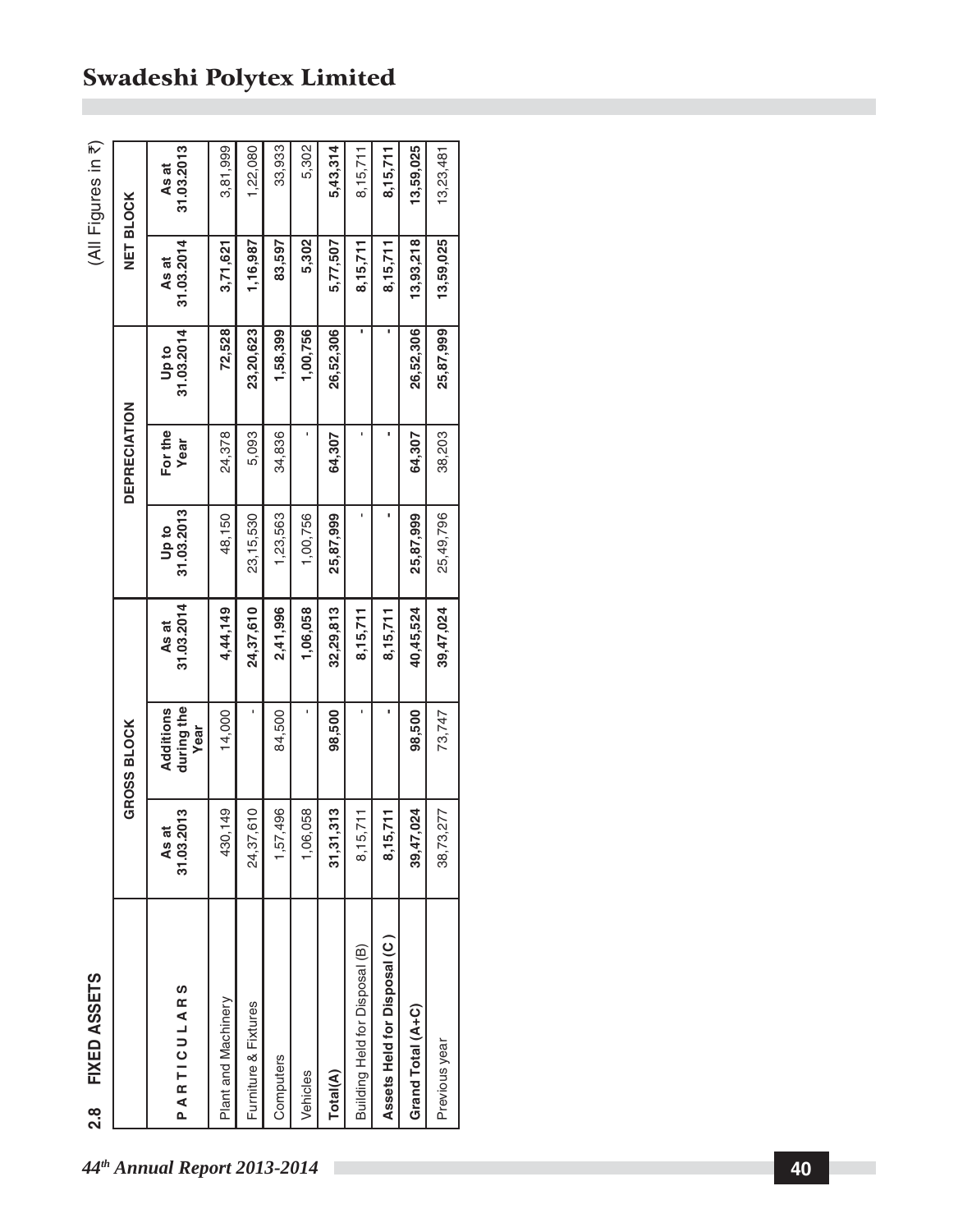## 2.8 FIXED ASSETS

(All Figures in ₹)

| PARTICULARS | GROSS BLOCK | | | DEPRECIATION | | | NET BLOCK | |
|---|---|---|---|---|---|---|---|---|
| | As at 31.03.2013 | Additions during the Year | As at 31.03.2014 | Up to 31.03.2013 | For the Year | Up to 31.03.2014 | As at 31.03.2014 | As at 31.03.2013 |
| Plant and Machinery | 430,149 | 14,000 | **4,44,149** | 48,150 | 24,378 | **72,528** | **3,71,621** | 3,81,999 |
| Furniture & Fixtures | 24,37,610 | - | **24,37,610** | 23,15,530 | 5,093 | **23,20,623** | **1,16,987** | 1,22,080 |
| Computers | 1,57,496 | 84,500 | **2,41,996** | 1,23,563 | 34,836 | **1,58,399** | **83,597** | 33,933 |
| Vehicles | 1,06,058 | - | **1,06,058** | 1,00,756 | - | **1,00,756** | **5,302** | 5,302 |
| **Total(A)** | **31,31,313** | **98,500** | **32,29,813** | **25,87,999** | **64,307** | **26,52,306** | **5,77,507** | **5,43,314** |
| Building Held for Disposal (B) | 8,15,711 | - | **8,15,711** | - | - | - | **8,15,711** | 8,15,711 |
| **Assets Held for Disposal (C)** | **8,15,711** | - | **8,15,711** | - | - | - | **8,15,711** | **8,15,711** |
| **Grand Total (A+C)** | **39,47,024** | **98,500** | **40,45,524** | **25,87,999** | **64,307** | **26,52,306** | **13,93,218** | **13,59,025** |
| Previous year | 38,73,277 | 73,747 | **39,47,024** | 25,49,796 | 38,203 | **25,87,999** | **13,59,025** | 13,23,481 |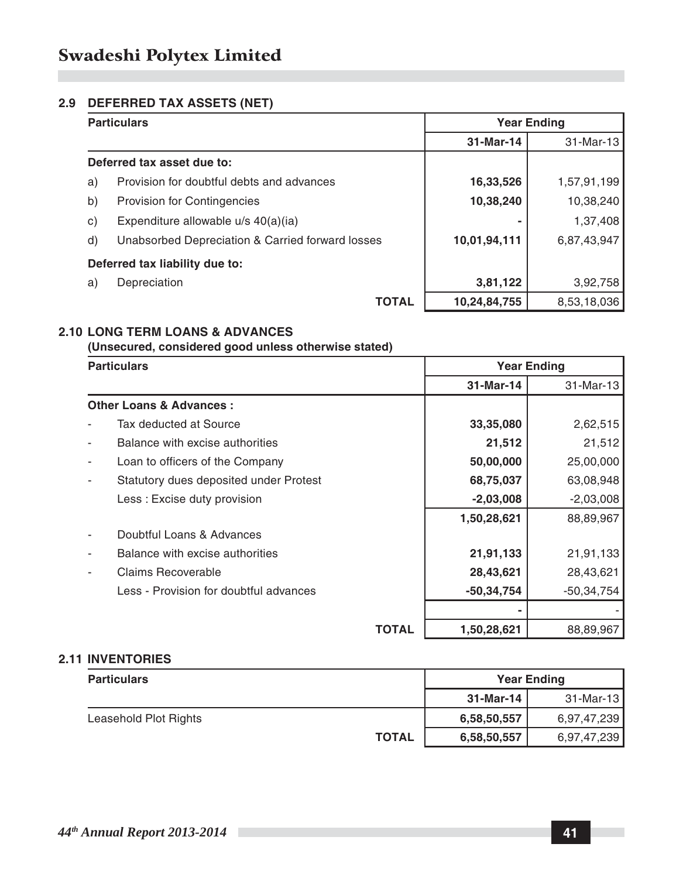## 2.9 DEFERRED TAX ASSETS (NET)

| | Particulars | Year Ending | |
|---|---|---|---|
| | | **31-Mar-14** | 31-Mar-13 |
| | **Deferred tax asset due to:** | | |
| a) | Provision for doubtful debts and advances | **16,33,526** | 1,57,91,199 |
| b) | Provision for Contingencies | **10,38,240** | 10,38,240 |
| c) | Expenditure allowable u/s 40(a)(ia) | **-** | 1,37,408 |
| d) | Unabsorbed Depreciation & Carried forward losses | **10,01,94,111** | 6,87,43,947 |
| | **Deferred tax liability due to:** | | |
| a) | Depreciation | **3,81,122** | 3,92,758 |
| | **TOTAL** | **10,24,84,755** | 8,53,18,036 |

## 2.10 LONG TERM LOANS & ADVANCES

**(Unsecured, considered good unless otherwise stated)**

| | Particulars | Year Ending | |
|---|---|---|---|
| | | **31-Mar-14** | 31-Mar-13 |
| | **Other Loans & Advances :** | | |
| - | Tax deducted at Source | **33,35,080** | 2,62,515 |
| - | Balance with excise authorities | **21,512** | 21,512 |
| - | Loan to officers of the Company | **50,00,000** | 25,00,000 |
| - | Statutory dues deposited under Protest | **68,75,037** | 63,08,948 |
| | Less : Excise duty provision | **-2,03,008** | -2,03,008 |
| | | **1,50,28,621** | 88,89,967 |
| - | Doubtful Loans & Advances | | |
| - | Balance with excise authorities | **21,91,133** | 21,91,133 |
| - | Claims Recoverable | **28,43,621** | 28,43,621 |
| | Less - Provision for doubtful advances | **-50,34,754** | -50,34,754 |
| | | **-** | - |
| | **TOTAL** | **1,50,28,621** | 88,89,967 |

## 2.11 INVENTORIES

| Particulars | Year Ending | |
|---|---|---|
| | **31-Mar-14** | 31-Mar-13 |
| Leasehold Plot Rights | **6,58,50,557** | 6,97,47,239 |
| **TOTAL** | **6,58,50,557** | 6,97,47,239 |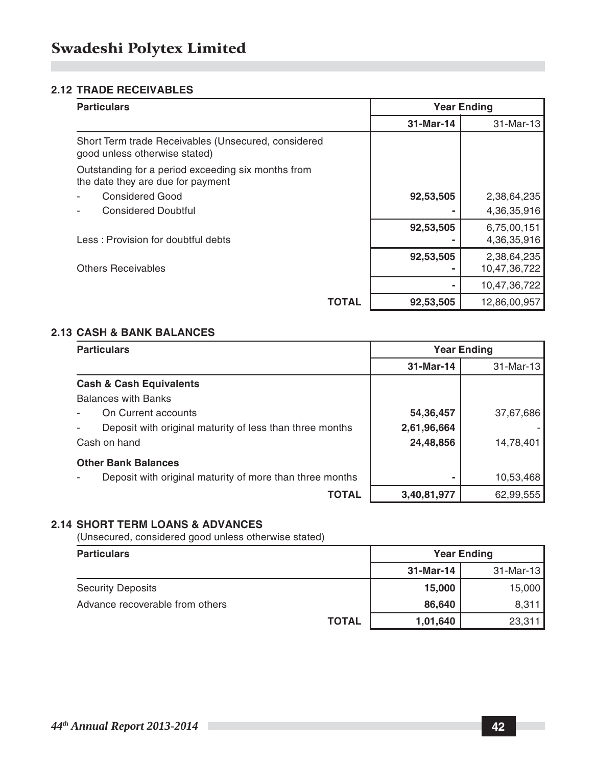### 2.12 TRADE RECEIVABLES

| Particulars | Year Ending | |
|---|---|---|
| | 31-Mar-14 | 31-Mar-13 |
| Short Term trade Receivables (Unsecured, considered good unless otherwise stated) | | |
| Outstanding for a period exceeding six months from the date they are due for payment | | |
| - Considered Good | **92,53,505** | 2,38,64,235 |
| - Considered Doubtful | **-** | 4,36,35,916 |
| | **92,53,505** | 6,75,00,151 |
| Less : Provision for doubtful debts | **-** | 4,36,35,916 |
| | **92,53,505** | 2,38,64,235 |
| Others Receivables | **-** | 10,47,36,722 |
| | **-** | 10,47,36,722 |
| **TOTAL** | **92,53,505** | 12,86,00,957 |

### 2.13 CASH & BANK BALANCES

| Particulars | Year Ending | |
|---|---|---|
| | 31-Mar-14 | 31-Mar-13 |
| **Cash & Cash Equivalents** | | |
| Balances with Banks | | |
| - On Current accounts | **54,36,457** | 37,67,686 |
| - Deposit with original maturity of less than three months | **2,61,96,664** | - |
| Cash on hand | **24,48,856** | 14,78,401 |
| **Other Bank Balances** | | |
| - Deposit with original maturity of more than three months | **-** | 10,53,468 |
| **TOTAL** | **3,40,81,977** | 62,99,555 |

### 2.14 SHORT TERM LOANS & ADVANCES

(Unsecured, considered good unless otherwise stated)

| Particulars | Year Ending | |
|---|---|---|
| | 31-Mar-14 | 31-Mar-13 |
| Security Deposits | **15,000** | 15,000 |
| Advance recoverable from others | **86,640** | 8,311 |
| **TOTAL** | **1,01,640** | 23,311 |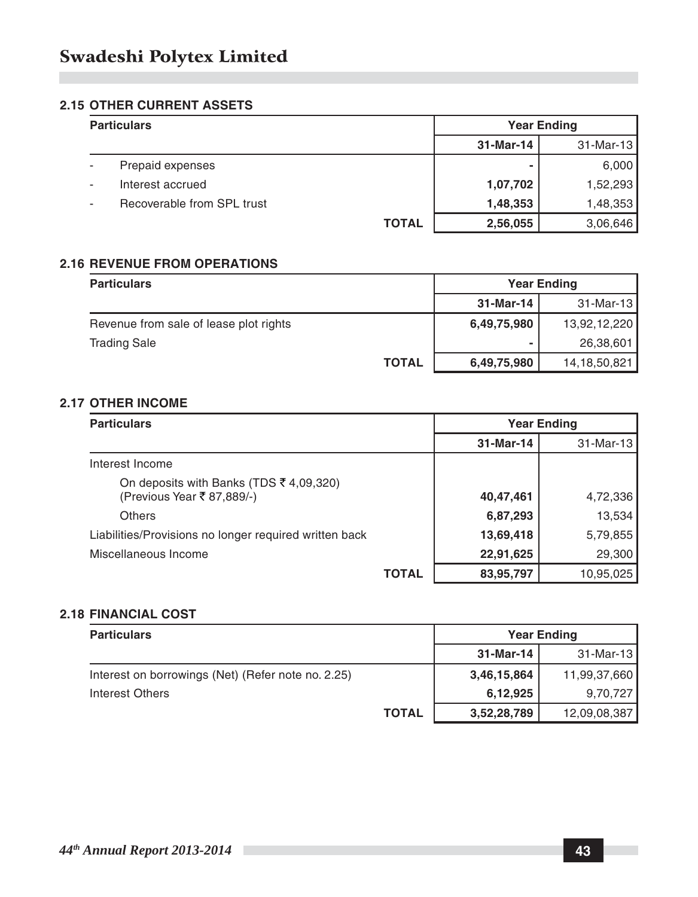### 2.15 OTHER CURRENT ASSETS

| Particulars | Year Ending | |
|---|---|---|
| | 31-Mar-14 | 31-Mar-13 |
| - Prepaid expenses | - | 6,000 |
| - Interest accrued | 1,07,702 | 1,52,293 |
| - Recoverable from SPL trust | 1,48,353 | 1,48,353 |
| **TOTAL** | 2,56,055 | 3,06,646 |

### 2.16 REVENUE FROM OPERATIONS

| Particulars | Year Ending | |
|---|---|---|
| | 31-Mar-14 | 31-Mar-13 |
| Revenue from sale of lease plot rights | 6,49,75,980 | 13,92,12,220 |
| Trading Sale | - | 26,38,601 |
| **TOTAL** | 6,49,75,980 | 14,18,50,821 |

### 2.17 OTHER INCOME

| Particulars | Year Ending | |
|---|---|---|
| | 31-Mar-14 | 31-Mar-13 |
| Interest Income | | |
| On deposits with Banks (TDS ₹ 4,09,320) (Previous Year ₹ 87,889/-) | 40,47,461 | 4,72,336 |
| Others | 6,87,293 | 13,534 |
| Liabilities/Provisions no longer required written back | 13,69,418 | 5,79,855 |
| Miscellaneous Income | 22,91,625 | 29,300 |
| **TOTAL** | 83,95,797 | 10,95,025 |

### 2.18 FINANCIAL COST

| Particulars | Year Ending | |
|---|---|---|
| | 31-Mar-14 | 31-Mar-13 |
| Interest on borrowings (Net) (Refer note no. 2.25) | 3,46,15,864 | 11,99,37,660 |
| Interest Others | 6,12,925 | 9,70,727 |
| **TOTAL** | 3,52,28,789 | 12,09,08,387 |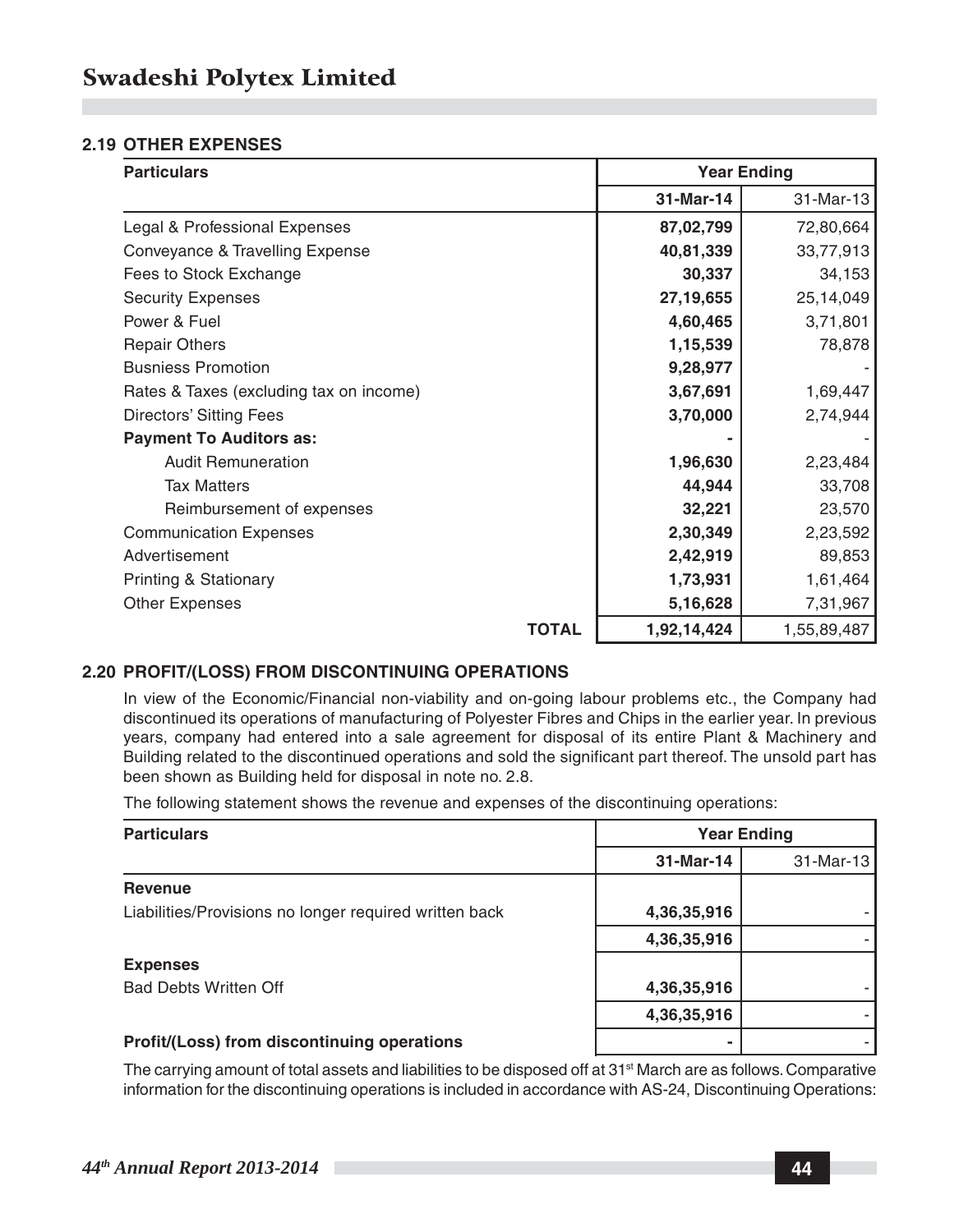### 2.19 OTHER EXPENSES

| Particulars | Year Ending | |
|---|---|---|
| | **31-Mar-14** | 31-Mar-13 |
| Legal & Professional Expenses | **87,02,799** | 72,80,664 |
| Conveyance & Travelling Expense | **40,81,339** | 33,77,913 |
| Fees to Stock Exchange | **30,337** | 34,153 |
| Security Expenses | **27,19,655** | 25,14,049 |
| Power & Fuel | **4,60,465** | 3,71,801 |
| Repair Others | **1,15,539** | 78,878 |
| Busniess Promotion | **9,28,977** | - |
| Rates & Taxes (excluding tax on income) | **3,67,691** | 1,69,447 |
| Directors' Sitting Fees | **3,70,000** | 2,74,944 |
| **Payment To Auditors as:** | **-** | - |
| Audit Remuneration | **1,96,630** | 2,23,484 |
| Tax Matters | **44,944** | 33,708 |
| Reimbursement of expenses | **32,221** | 23,570 |
| Communication Expenses | **2,30,349** | 2,23,592 |
| Advertisement | **2,42,919** | 89,853 |
| Printing & Stationary | **1,73,931** | 1,61,464 |
| Other Expenses | **5,16,628** | 7,31,967 |
| **TOTAL** | **1,92,14,424** | 1,55,89,487 |

### 2.20 PROFIT/(LOSS) FROM DISCONTINUING OPERATIONS

In view of the Economic/Financial non-viability and on-going labour problems etc., the Company had discontinued its operations of manufacturing of Polyester Fibres and Chips in the earlier year. In previous years, company had entered into a sale agreement for disposal of its entire Plant & Machinery and Building related to the discontinued operations and sold the significant part thereof. The unsold part has been shown as Building held for disposal in note no. 2.8.

The following statement shows the revenue and expenses of the discontinuing operations:

| Particulars | Year Ending | |
|---|---|---|
| | **31-Mar-14** | 31-Mar-13 |
| **Revenue** | | |
| Liabilities/Provisions no longer required written back | **4,36,35,916** | - |
| | **4,36,35,916** | - |
| **Expenses** | | |
| Bad Debts Written Off | **4,36,35,916** | - |
| | **4,36,35,916** | - |
| **Profit/(Loss) from discontinuing operations** | **-** | - |

The carrying amount of total assets and liabilities to be disposed off at 31st March are as follows. Comparative information for the discontinuing operations is included in accordance with AS-24, Discontinuing Operations: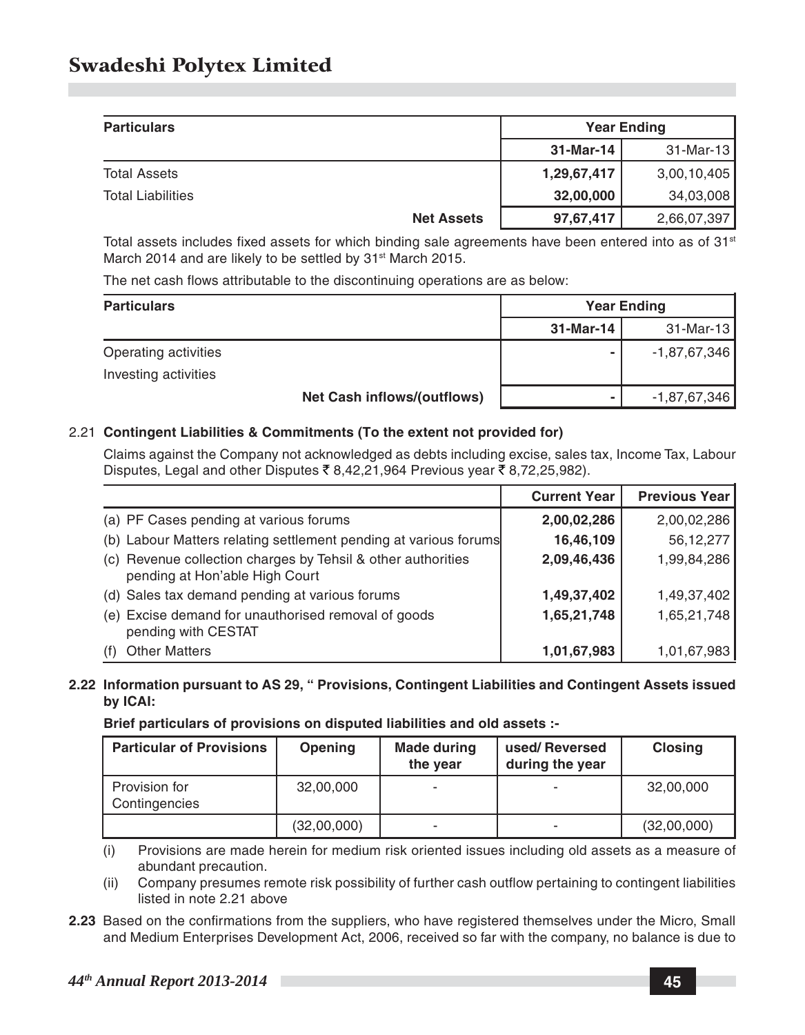| Particulars | Year Ending | |
|---|---|---|
| | **31-Mar-14** | 31-Mar-13 |
| Total Assets | **1,29,67,417** | 3,00,10,405 |
| Total Liabilities | **32,00,000** | 34,03,008 |
| **Net Assets** | **97,67,417** | 2,66,07,397 |

Total assets includes fixed assets for which binding sale agreements have been entered into as of 31st March 2014 and are likely to be settled by 31st March 2015.

The net cash flows attributable to the discontinuing operations are as below:

| Particulars | Year Ending | |
|---|---|---|
| | **31-Mar-14** | 31-Mar-13 |
| Operating activities | **-** | -1,87,67,346 |
| Investing activities | | |
| **Net Cash inflows/(outflows)** | **-** | -1,87,67,346 |

2.21 **Contingent Liabilities & Commitments (To the extent not provided for)**

Claims against the Company not acknowledged as debts including excise, sales tax, Income Tax, Labour Disputes, Legal and other Disputes ₹ 8,42,21,964 Previous year ₹ 8,72,25,982).

| | **Current Year** | **Previous Year** |
|---|---|---|
| (a) PF Cases pending at various forums | **2,00,02,286** | 2,00,02,286 |
| (b) Labour Matters relating settlement pending at various forums | **16,46,109** | 56,12,277 |
| (c) Revenue collection charges by Tehsil & other authorities pending at Hon'able High Court | **2,09,46,436** | 1,99,84,286 |
| (d) Sales tax demand pending at various forums | **1,49,37,402** | 1,49,37,402 |
| (e) Excise demand for unauthorised removal of goods pending with CESTAT | **1,65,21,748** | 1,65,21,748 |
| (f) Other Matters | **1,01,67,983** | 1,01,67,983 |

**2.22 Information pursuant to AS 29, " Provisions, Contingent Liabilities and Contingent Assets issued by ICAI:**

**Brief particulars of provisions on disputed liabilities and old assets :-**

| Particular of Provisions | Opening | Made during the year | used/ Reversed during the year | Closing |
|---|---|---|---|---|
| Provision for Contingencies | 32,00,000 | - | - | 32,00,000 |
| | (32,00,000) | - | - | (32,00,000) |

(i) Provisions are made herein for medium risk oriented issues including old assets as a measure of abundant precaution.

(ii) Company presumes remote risk possibility of further cash outflow pertaining to contingent liabilities listed in note 2.21 above

**2.23** Based on the confirmations from the suppliers, who have registered themselves under the Micro, Small and Medium Enterprises Development Act, 2006, received so far with the company, no balance is due to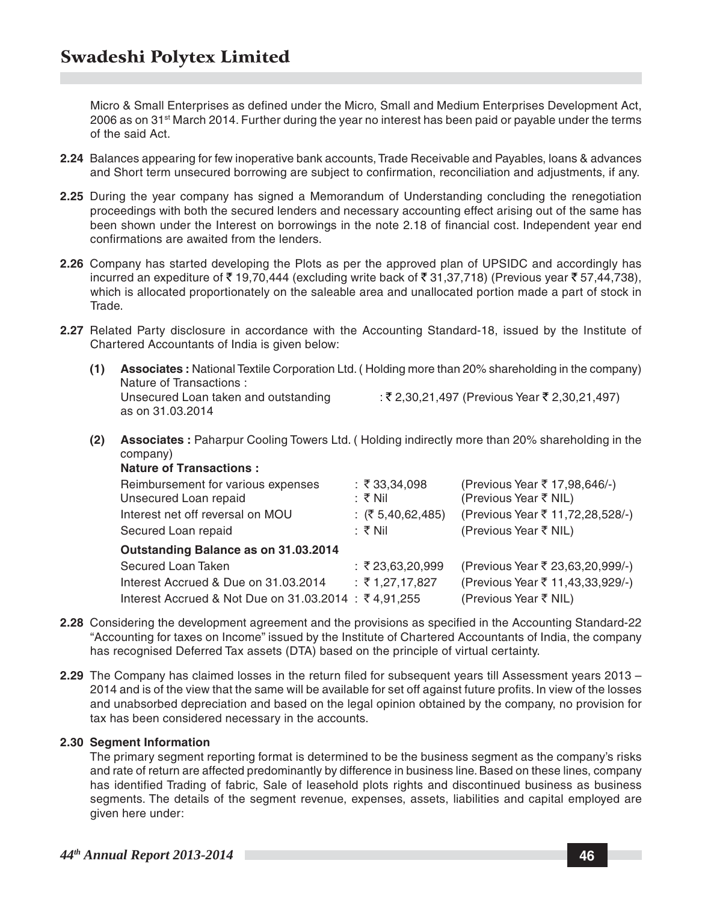Micro & Small Enterprises as defined under the Micro, Small and Medium Enterprises Development Act, 2006 as on 31st March 2014. Further during the year no interest has been paid or payable under the terms of the said Act.

**2.24** Balances appearing for few inoperative bank accounts, Trade Receivable and Payables, loans & advances and Short term unsecured borrowing are subject to confirmation, reconciliation and adjustments, if any.

**2.25** During the year company has signed a Memorandum of Understanding concluding the renegotiation proceedings with both the secured lenders and necessary accounting effect arising out of the same has been shown under the Interest on borrowings in the note 2.18 of financial cost. Independent year end confirmations are awaited from the lenders.

**2.26** Company has started developing the Plots as per the approved plan of UPSIDC and accordingly has incurred an expediture of ₹ 19,70,444 (excluding write back of ₹ 31,37,718) (Previous year ₹ 57,44,738), which is allocated proportionately on the saleable area and unallocated portion made a part of stock in Trade.

**2.27** Related Party disclosure in accordance with the Accounting Standard-18, issued by the Institute of Chartered Accountants of India is given below:

**(1)** **Associates :** National Textile Corporation Ltd. ( Holding more than 20% shareholding in the company)
Nature of Transactions :

| | | |
|---|---|---|
| Unsecured Loan taken and outstanding as on 31.03.2014 | : ₹ 2,30,21,497 | (Previous Year ₹ 2,30,21,497) |

**(2)** **Associates :** Paharpur Cooling Towers Ltd. ( Holding indirectly more than 20% shareholding in the company)

**Nature of Transactions :**

| | | |
|---|---|---|
| Reimbursement for various expenses | : ₹ 33,34,098 | (Previous Year ₹ 17,98,646/-) |
| Unsecured Loan repaid | : ₹ Nil | (Previous Year ₹ NIL) |
| Interest net off reversal on MOU | : (₹ 5,40,62,485) | (Previous Year ₹ 11,72,28,528/-) |
| Secured Loan repaid | : ₹ Nil | (Previous Year ₹ NIL) |
| **Outstanding Balance as on 31.03.2014** | | |
| Secured Loan Taken | : ₹ 23,63,20,999 | (Previous Year ₹ 23,63,20,999/-) |
| Interest Accrued & Due on 31.03.2014 | : ₹ 1,27,17,827 | (Previous Year ₹ 11,43,33,929/-) |
| Interest Accrued & Not Due on 31.03.2014 | : ₹ 4,91,255 | (Previous Year ₹ NIL) |

**2.28** Considering the development agreement and the provisions as specified in the Accounting Standard-22 "Accounting for taxes on Income" issued by the Institute of Chartered Accountants of India, the company has recognised Deferred Tax assets (DTA) based on the principle of virtual certainty.

**2.29** The Company has claimed losses in the return filed for subsequent years till Assessment years 2013 – 2014 and is of the view that the same will be available for set off against future profits. In view of the losses and unabsorbed depreciation and based on the legal opinion obtained by the company, no provision for tax has been considered necessary in the accounts.

**2.30 Segment Information**

The primary segment reporting format is determined to be the business segment as the company's risks and rate of return are affected predominantly by difference in business line. Based on these lines, company has identified Trading of fabric, Sale of leasehold plots rights and discontinued business as business segments. The details of the segment revenue, expenses, assets, liabilities and capital employed are given here under: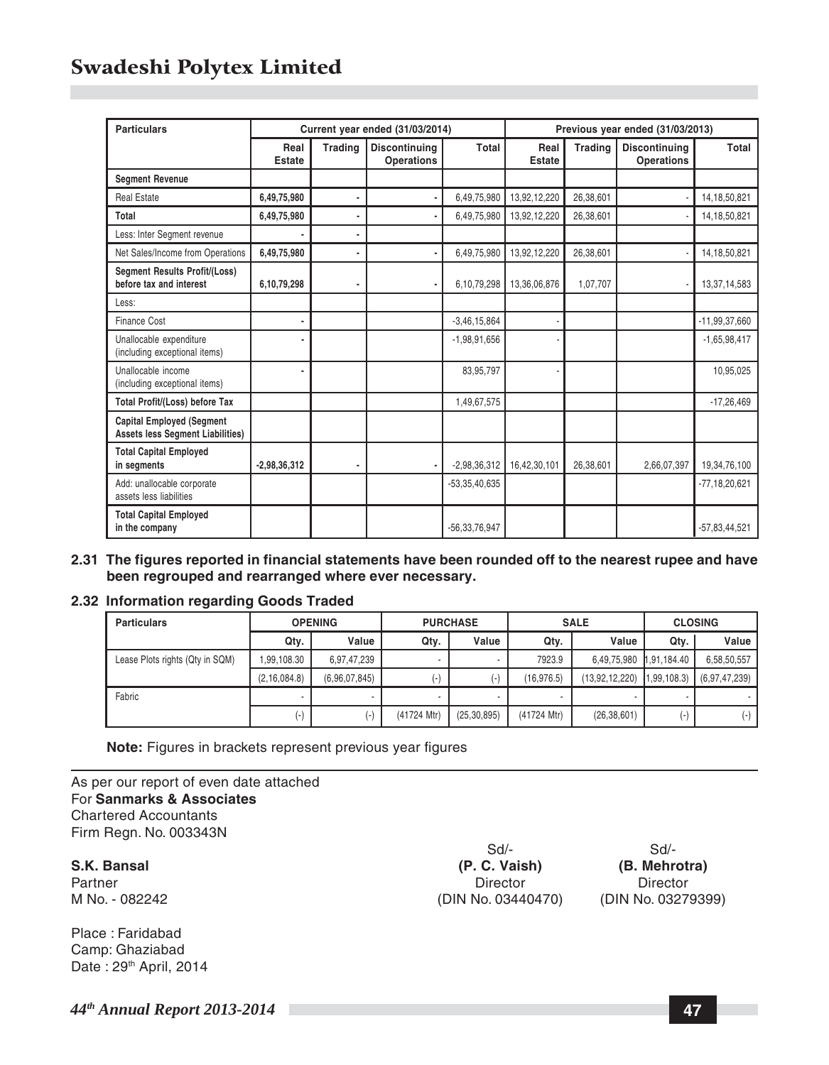| Particulars | Current year ended (31/03/2014) | | | | Previous year ended (31/03/2013) | | | |
|---|---|---|---|---|---|---|---|---|
| | Real Estate | Trading | Discontinuing Operations | Total | Real Estate | Trading | Discontinuing Operations | Total |
| **Segment Revenue** | | | | | | | | |
| Real Estate | 6,49,75,980 | - | - | 6,49,75,980 | 13,92,12,220 | 26,38,601 | - | 14,18,50,821 |
| **Total** | 6,49,75,980 | - | - | 6,49,75,980 | 13,92,12,220 | 26,38,601 | - | 14,18,50,821 |
| Less: Inter Segment revenue | - | - | | | | | | |
| Net Sales/Income from Operations | 6,49,75,980 | - | - | 6,49,75,980 | 13,92,12,220 | 26,38,601 | - | 14,18,50,821 |
| **Segment Results Profit/(Loss) before tax and interest** | 6,10,79,298 | - | - | 6,10,79,298 | 13,36,06,876 | 1,07,707 | - | 13,37,14,583 |
| Less: | | | | | | | | |
| Finance Cost | - | | | -3,46,15,864 | - | | | -11,99,37,660 |
| Unallocable expenditure (including exceptional items) | - | | | -1,98,91,656 | - | | | -1,65,98,417 |
| Unallocable income (including exceptional items) | - | | | 83,95,797 | - | | | 10,95,025 |
| **Total Profit/(Loss) before Tax** | | | | 1,49,67,575 | | | | -17,26,469 |
| **Capital Employed (Segment Assets less Segment Liabilities)** | | | | | | | | |
| **Total Capital Employed in segments** | -2,98,36,312 | - | - | -2,98,36,312 | 16,42,30,101 | 26,38,601 | 2,66,07,397 | 19,34,76,100 |
| Add: unallocable corporate assets less liabilities | | | | -53,35,40,635 | | | | -77,18,20,621 |
| **Total Capital Employed in the company** | | | | -56,33,76,947 | | | | -57,83,44,521 |

**2.31 The figures reported in financial statements have been rounded off to the nearest rupee and have been regrouped and rearranged where ever necessary.**

**2.32 Information regarding Goods Traded**

| Particulars | OPENING | | PURCHASE | | SALE | | CLOSING | |
|---|---|---|---|---|---|---|---|---|
| | Qty. | Value | Qty. | Value | Qty. | Value | Qty. | Value |
| Lease Plots rights (Qty in SQM) | 1,99,108.30 | 6,97,47,239 | - | - | 7923.9 | 6,49,75,980 | 1,91,184.40 | 6,58,50,557 |
| | (2,16,084.8) | (6,96,07,845) | (-) | (-) | (16,976.5) | (13,92,12,220) | (1,99,108.3) | (6,97,47,239) |
| Fabric | - | - | - | - | - | - | - | - |
| | (-) | (-) | (41724 Mtr) | (25,30,895) | (41724 Mtr) | (26,38,601) | (-) | (-) |

**Note:** Figures in brackets represent previous year figures

As per our report of even date attached
For **Sanmarks & Associates**
Chartered Accountants
Firm Regn. No. 003343N

**S.K. Bansal**
Partner
M No. - 082242

Sd/-
**(P. C. Vaish)**
Director
(DIN No. 03440470)

Sd/-
**(B. Mehrotra)**
Director
(DIN No. 03279399)

Place : Faridabad
Camp: Ghaziabad
Date : 29th April, 2014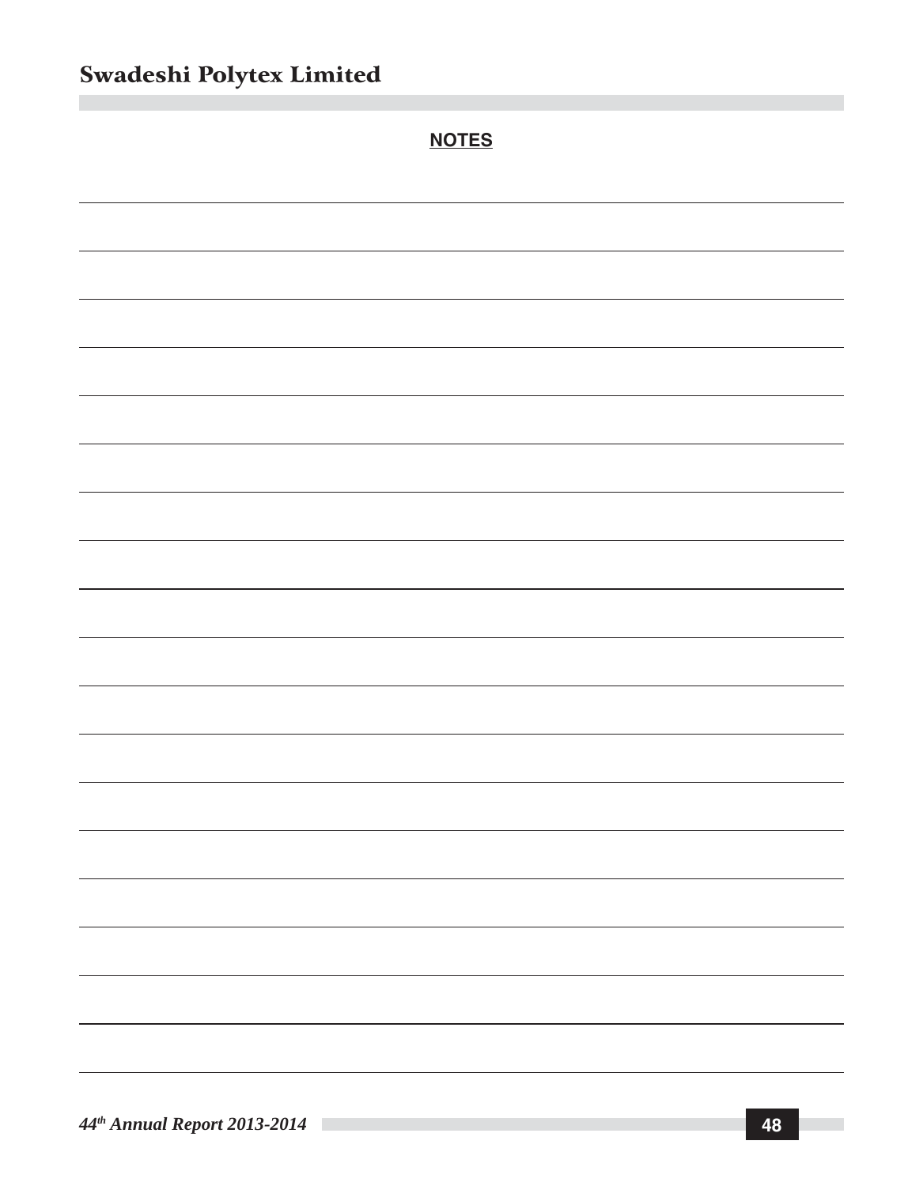## NOTES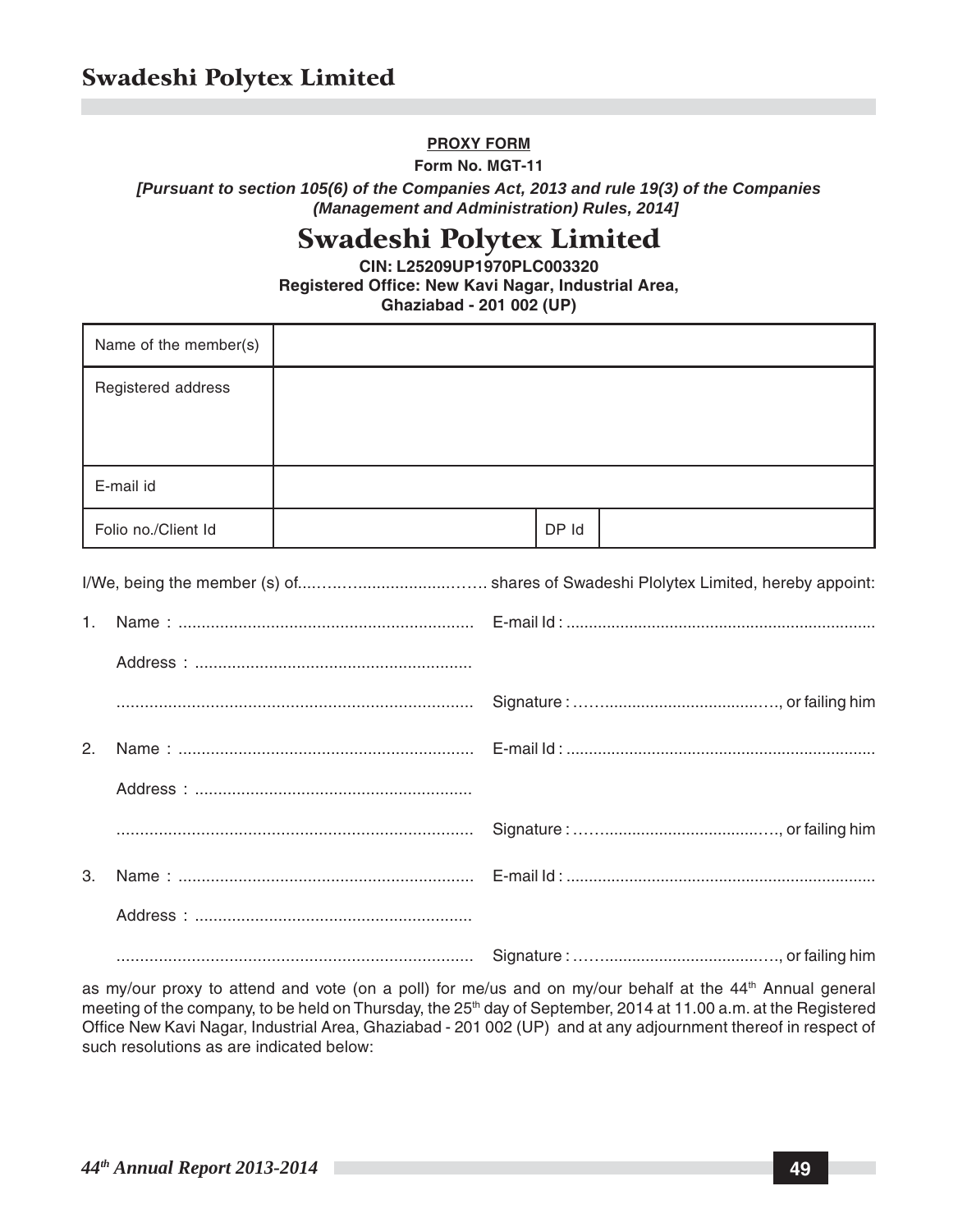**PROXY FORM**

**Form No. MGT-11**

***[Pursuant to section 105(6) of the Companies Act, 2013 and rule 19(3) of the Companies (Management and Administration) Rules, 2014]***

# Swadeshi Polytex Limited

**CIN: L25209UP1970PLC003320**
**Registered Office: New Kavi Nagar, Industrial Area,**
**Ghaziabad - 201 002 (UP)**

| Name of the member(s) | | | |
|---|---|---|---|
| Registered address | | | |
| E-mail id | | | |
| Folio no./Client Id | | DP Id | |

I/We, being the member (s) of....……..........................……. shares of Swadeshi Plolytex Limited, hereby appoint:

1. Name : ............................................................... E-mail Id : ...................................................................

   Address : ...........................................................

   ........................................................................... Signature : ……....................................…., or failing him

2. Name : ............................................................... E-mail Id : ...................................................................

   Address : ...........................................................

   ........................................................................... Signature : ……....................................…., or failing him

3. Name : ............................................................... E-mail Id : ...................................................................

   Address : ...........................................................

   ........................................................................... Signature : ……....................................…., or failing him

as my/our proxy to attend and vote (on a poll) for me/us and on my/our behalf at the 44th Annual general meeting of the company, to be held on Thursday, the 25th day of September, 2014 at 11.00 a.m. at the Registered Office New Kavi Nagar, Industrial Area, Ghaziabad - 201 002 (UP) and at any adjournment thereof in respect of such resolutions as are indicated below: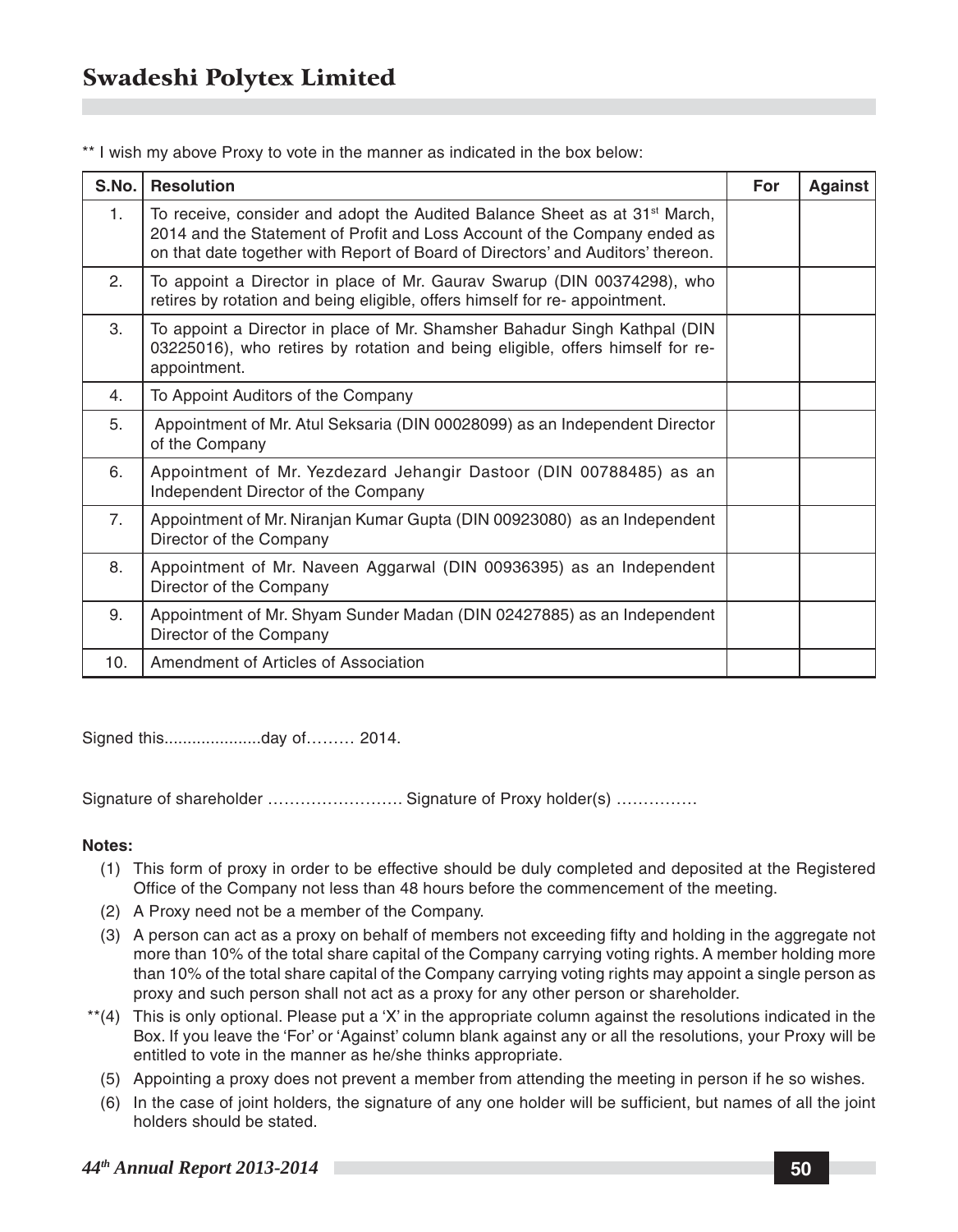** I wish my above Proxy to vote in the manner as indicated in the box below:

| S.No. | Resolution | For | Against |
|---|---|---|---|
| 1. | To receive, consider and adopt the Audited Balance Sheet as at 31st March, 2014 and the Statement of Profit and Loss Account of the Company ended as on that date together with Report of Board of Directors' and Auditors' thereon. | | |
| 2. | To appoint a Director in place of Mr. Gaurav Swarup (DIN 00374298), who retires by rotation and being eligible, offers himself for re- appointment. | | |
| 3. | To appoint a Director in place of Mr. Shamsher Bahadur Singh Kathpal (DIN 03225016), who retires by rotation and being eligible, offers himself for re-appointment. | | |
| 4. | To Appoint Auditors of the Company | | |
| 5. | Appointment of Mr. Atul Seksaria (DIN 00028099) as an Independent Director of the Company | | |
| 6. | Appointment of Mr. Yezdezard Jehangir Dastoor (DIN 00788485) as an Independent Director of the Company | | |
| 7. | Appointment of Mr. Niranjan Kumar Gupta (DIN 00923080) as an Independent Director of the Company | | |
| 8. | Appointment of Mr. Naveen Aggarwal (DIN 00936395) as an Independent Director of the Company | | |
| 9. | Appointment of Mr. Shyam Sunder Madan (DIN 02427885) as an Independent Director of the Company | | |
| 10. | Amendment of Articles of Association | | |

Signed this.....................day of……… 2014.

Signature of shareholder ……………………. Signature of Proxy holder(s) ……………

**Notes:**

(1) This form of proxy in order to be effective should be duly completed and deposited at the Registered Office of the Company not less than 48 hours before the commencement of the meeting.

(2) A Proxy need not be a member of the Company.

(3) A person can act as a proxy on behalf of members not exceeding fifty and holding in the aggregate not more than 10% of the total share capital of the Company carrying voting rights. A member holding more than 10% of the total share capital of the Company carrying voting rights may appoint a single person as proxy and such person shall not act as a proxy for any other person or shareholder.

**(4) This is only optional. Please put a 'X' in the appropriate column against the resolutions indicated in the Box. If you leave the 'For' or 'Against' column blank against any or all the resolutions, your Proxy will be entitled to vote in the manner as he/she thinks appropriate.

(5) Appointing a proxy does not prevent a member from attending the meeting in person if he so wishes.

(6) In the case of joint holders, the signature of any one holder will be sufficient, but names of all the joint holders should be stated.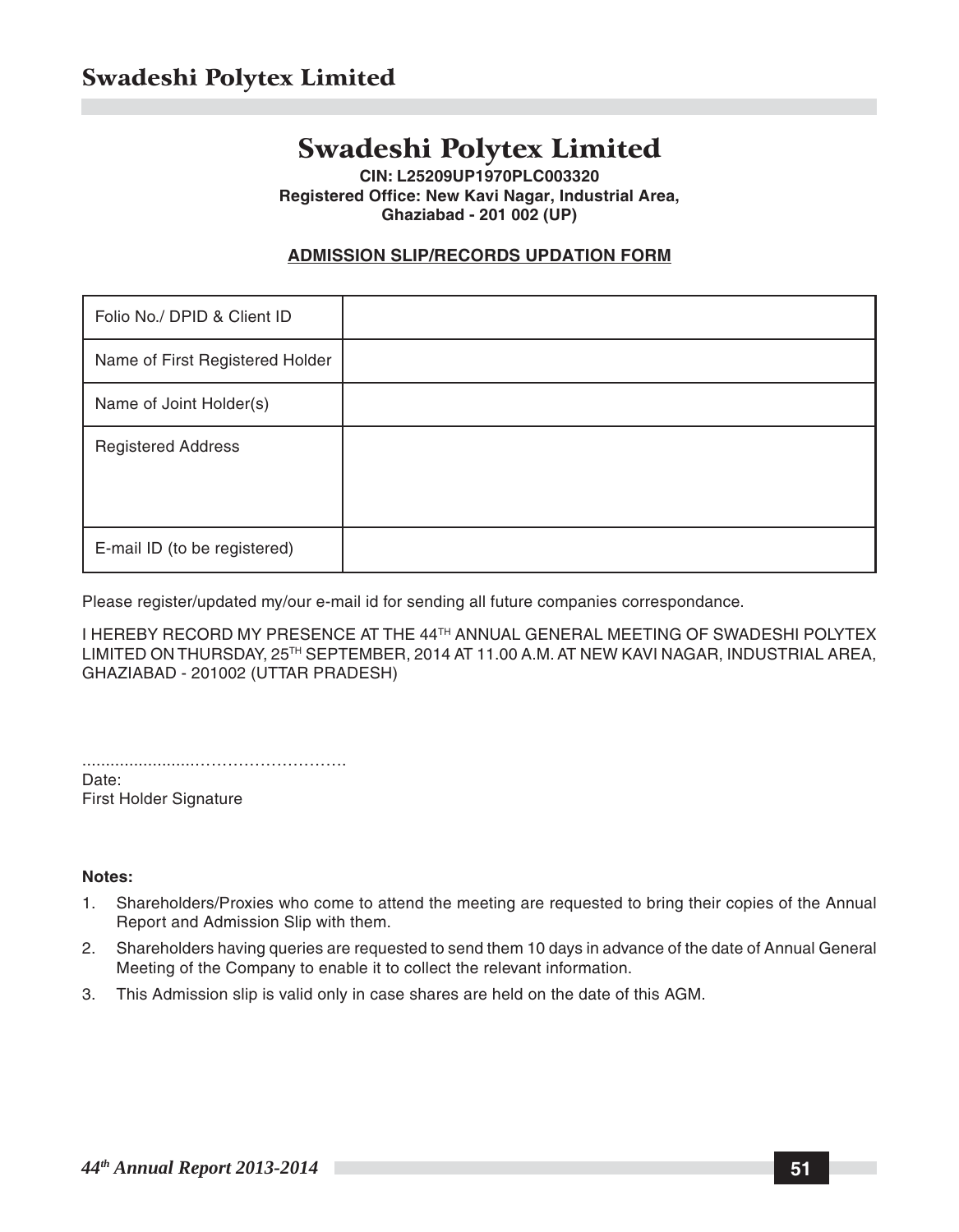# Swadeshi Polytex Limited

**CIN: L25209UP1970PLC003320**
**Registered Office: New Kavi Nagar, Industrial Area,**
**Ghaziabad - 201 002 (UP)**

**ADMISSION SLIP/RECORDS UPDATION FORM**

| | |
|---|---|
| Folio No./ DPID & Client ID | |
| Name of First Registered Holder | |
| Name of Joint Holder(s) | |
| Registered Address | |
| E-mail ID (to be registered) | |

Please register/updated my/our e-mail id for sending all future companies correspondance.

I HEREBY RECORD MY PRESENCE AT THE 44TH ANNUAL GENERAL MEETING OF SWADESHI POLYTEX LIMITED ON THURSDAY, 25TH SEPTEMBER, 2014 AT 11.00 A.M. AT NEW KAVI NAGAR, INDUSTRIAL AREA, GHAZIABAD - 201002 (UTTAR PRADESH)

.......................................................

Date:

First Holder Signature

**Notes:**

1. Shareholders/Proxies who come to attend the meeting are requested to bring their copies of the Annual Report and Admission Slip with them.
2. Shareholders having queries are requested to send them 10 days in advance of the date of Annual General Meeting of the Company to enable it to collect the relevant information.
3. This Admission slip is valid only in case shares are held on the date of this AGM.